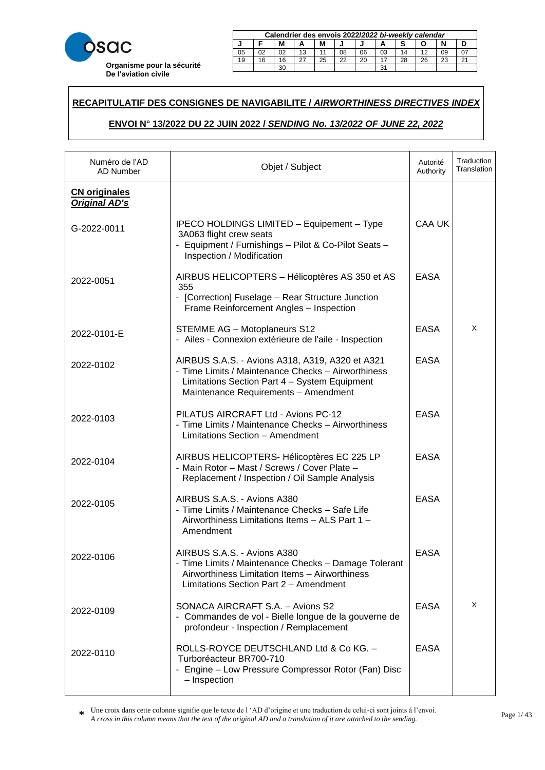osac

**Organisme pour la sécurité De l'aviation civile**

| Calendrier des envois 2022/*2022 bi-weekly calendar* | | | | | | | | | | | |
|---|---|---|---|---|---|---|---|---|---|---|---|
| J | F | M | A | M | J | J | A | S | O | N | D |
| 05 | 02 | 02 | 13 | 11 | 08 | 06 | 03 | 14 | 12 | 09 | 07 |
| 19 | 16 | 16 | 27 | 25 | 22 | 20 | 17 | 28 | 26 | 23 | 21 |
| | | 30 | | | | | 31 | | | | |

# RECAPITULATIF DES CONSIGNES DE NAVIGABILITE / *AIRWORTHINESS DIRECTIVES INDEX*

## ENVOI N° 13/2022 DU 22 JUIN 2022 / *SENDING No. 13/2022 OF JUNE 22, 2022*

| Numéro de l'AD<br>AD Number | Objet / Subject | Autorité<br>Authority | Traduction<br>Translation |
|---|---|---|---|
| **CN originales**<br>***Original AD's*** | | | |
| G-2022-0011 | IPECO HOLDINGS LIMITED – Equipement – Type 3A063 flight crew seats<br>- Equipment / Furnishings – Pilot & Co-Pilot Seats – Inspection / Modification | CAA UK | |
| 2022-0051 | AIRBUS HELICOPTERS – Hélicoptères AS 350 et AS 355<br>- [Correction] Fuselage – Rear Structure Junction Frame Reinforcement Angles – Inspection | EASA | |
| 2022-0101-E | STEMME AG – Motoplaneurs S12<br>- Ailes - Connexion extérieure de l'aile - Inspection | EASA | X |
| 2022-0102 | AIRBUS S.A.S. - Avions A318, A319, A320 et A321<br>- Time Limits / Maintenance Checks – Airworthiness Limitations Section Part 4 – System Equipment Maintenance Requirements – Amendment | EASA | |
| 2022-0103 | PILATUS AIRCRAFT Ltd - Avions PC-12<br>- Time Limits / Maintenance Checks – Airworthiness Limitations Section – Amendment | EASA | |
| 2022-0104 | AIRBUS HELICOPTERS- Hélicoptères EC 225 LP<br>- Main Rotor – Mast / Screws / Cover Plate – Replacement / Inspection / Oil Sample Analysis | EASA | |
| 2022-0105 | AIRBUS S.A.S. - Avions A380<br>- Time Limits / Maintenance Checks – Safe Life Airworthiness Limitations Items – ALS Part 1 – Amendment | EASA | |
| 2022-0106 | AIRBUS S.A.S. - Avions A380<br>- Time Limits / Maintenance Checks – Damage Tolerant Airworthiness Limitation Items – Airworthiness Limitations Section Part 2 – Amendment | EASA | |
| 2022-0109 | SONACA AIRCRAFT S.A. – Avions S2<br>- Commandes de vol - Bielle longue de la gouverne de profondeur - Inspection / Remplacement | EASA | X |
| 2022-0110 | ROLLS-ROYCE DEUTSCHLAND Ltd & Co KG. – Turboréacteur BR700-710<br>- Engine – Low Pressure Compressor Rotor (Fan) Disc – Inspection | EASA | |

\* Une croix dans cette colonne signifie que le texte de l 'AD d'origine et une traduction de celui-ci sont joints à l'envoi.
*A cross in this column means that the text of the original AD and a translation of it are attached to the sending.*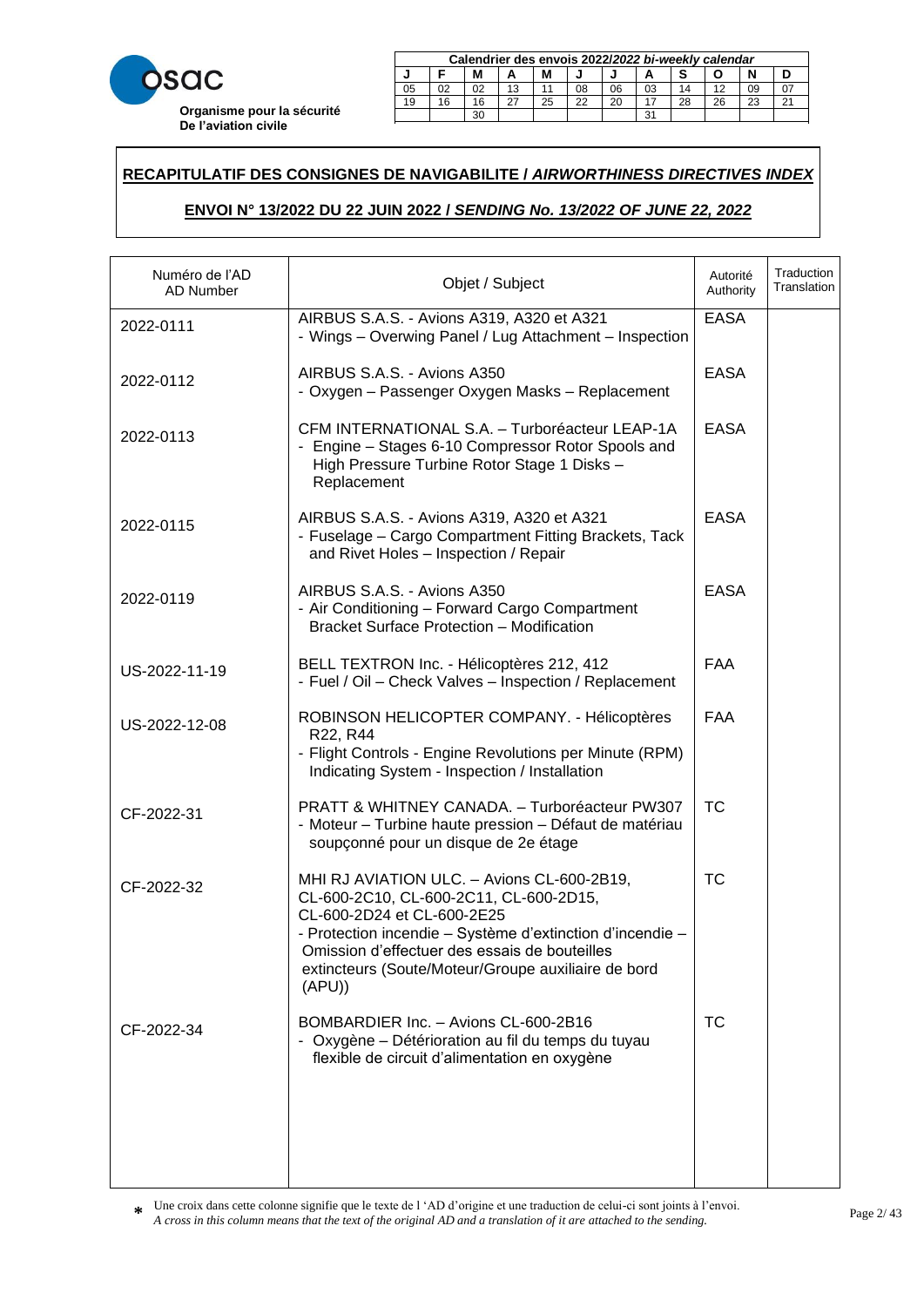**Organisme pour la sécurité De l'aviation civile**

| Calendrier des envois 2022/*2022 bi-weekly calendar* | | | | | | | | | | | |
|---|---|---|---|---|---|---|---|---|---|---|---|
| J | F | M | A | M | J | J | A | S | O | N | D |
| 05 | 02 | 02 | 13 | 11 | 08 | 06 | 03 | 14 | 12 | 09 | 07 |
| 19 | 16 | 16 | 27 | 25 | 22 | 20 | 17 | 28 | 26 | 23 | 21 |
| | | 30 | | | | | 31 | | | | |

## RECAPITULATIF DES CONSIGNES DE NAVIGABILITE / *AIRWORTHINESS DIRECTIVES INDEX*

### ENVOI N° 13/2022 DU 22 JUIN 2022 / *SENDING No. 13/2022 OF JUNE 22, 2022*

| Numéro de l'AD AD Number | Objet / Subject | Autorité Authority | Traduction Translation |
|---|---|---|---|
| 2022-0111 | AIRBUS S.A.S. - Avions A319, A320 et A321 - Wings – Overwing Panel / Lug Attachment – Inspection | EASA | |
| 2022-0112 | AIRBUS S.A.S. - Avions A350 - Oxygen – Passenger Oxygen Masks – Replacement | EASA | |
| 2022-0113 | CFM INTERNATIONAL S.A. – Turboréacteur LEAP-1A - Engine – Stages 6-10 Compressor Rotor Spools and High Pressure Turbine Rotor Stage 1 Disks – Replacement | EASA | |
| 2022-0115 | AIRBUS S.A.S. - Avions A319, A320 et A321 - Fuselage – Cargo Compartment Fitting Brackets, Tack and Rivet Holes – Inspection / Repair | EASA | |
| 2022-0119 | AIRBUS S.A.S. - Avions A350 - Air Conditioning – Forward Cargo Compartment Bracket Surface Protection – Modification | EASA | |
| US-2022-11-19 | BELL TEXTRON Inc. - Hélicoptères 212, 412 - Fuel / Oil – Check Valves – Inspection / Replacement | FAA | |
| US-2022-12-08 | ROBINSON HELICOPTER COMPANY. - Hélicoptères R22, R44 - Flight Controls - Engine Revolutions per Minute (RPM) Indicating System - Inspection / Installation | FAA | |
| CF-2022-31 | PRATT & WHITNEY CANADA. – Turboréacteur PW307 - Moteur – Turbine haute pression – Défaut de matériau soupçonné pour un disque de 2e étage | TC | |
| CF-2022-32 | MHI RJ AVIATION ULC. – Avions CL-600-2B19, CL-600-2C10, CL-600-2C11, CL-600-2D15, CL-600-2D24 et CL-600-2E25 - Protection incendie – Système d'extinction d'incendie – Omission d'effectuer des essais de bouteilles extincteurs (Soute/Moteur/Groupe auxiliaire de bord (APU)) | TC | |
| CF-2022-34 | BOMBARDIER Inc. – Avions CL-600-2B16 - Oxygène – Détérioration au fil du temps du tuyau flexible de circuit d'alimentation en oxygène | TC | |

* Une croix dans cette colonne signifie que le texte de l 'AD d'origine et une traduction de celui-ci sont joints à l'envoi.
*A cross in this column means that the text of the original AD and a translation of it are attached to the sending.*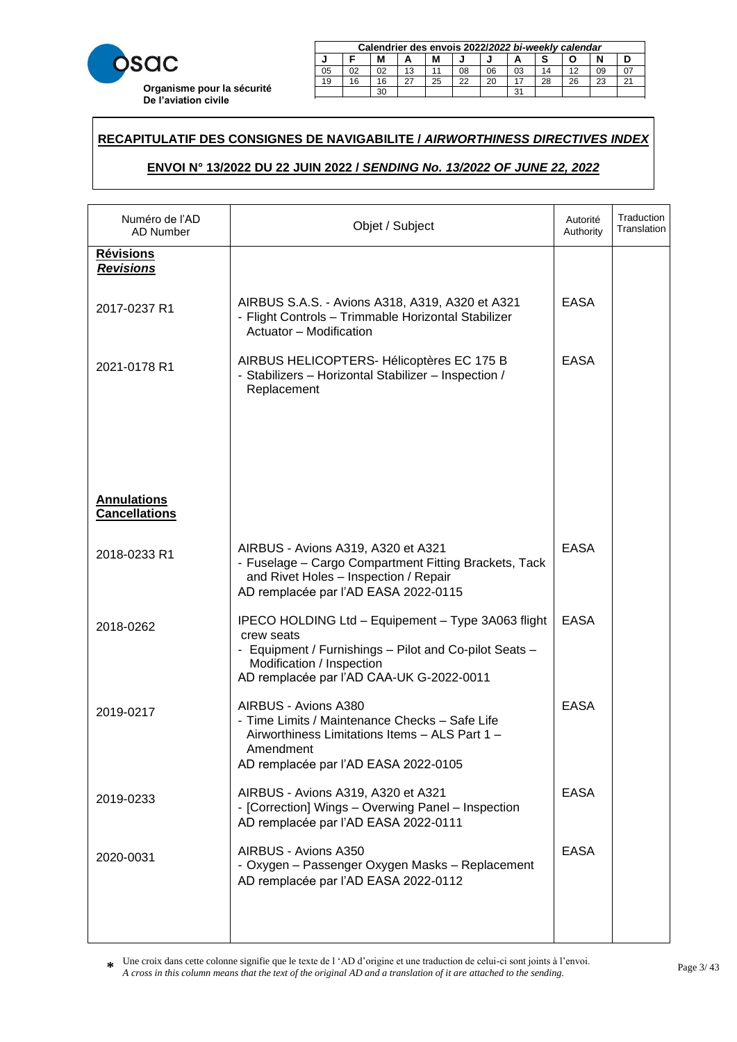**osac**
**Organisme pour la sécurité De l'aviation civile**

| Calendrier des envois 2022/*2022 bi-weekly calendar* | | | | | | | | | | | |
|---|---|---|---|---|---|---|---|---|---|---|---|
| J | F | M | A | M | J | J | A | S | O | N | D |
| 05 | 02 | 02 | 13 | 11 | 08 | 06 | 03 | 14 | 12 | 09 | 07 |
| 19 | 16 | 16 | 27 | 25 | 22 | 20 | 17 | 28 | 26 | 23 | 21 |
| | | 30 | | | | | 31 | | | | |

## RECAPITULATIF DES CONSIGNES DE NAVIGABILITE / *AIRWORTHINESS DIRECTIVES INDEX*

### ENVOI N° 13/2022 DU 22 JUIN 2022 / *SENDING No. 13/2022 OF JUNE 22, 2022*

| Numéro de l'AD AD Number | Objet / Subject | Autorité Authority | Traduction Translation |
|---|---|---|---|
| **Révisions** ***Revisions*** | | | |
| 2017-0237 R1 | AIRBUS S.A.S. - Avions A318, A319, A320 et A321 - Flight Controls – Trimmable Horizontal Stabilizer Actuator – Modification | EASA | |
| 2021-0178 R1 | AIRBUS HELICOPTERS- Hélicoptères EC 175 B - Stabilizers – Horizontal Stabilizer – Inspection / Replacement | EASA | |
| **Annulations** **Cancellations** | | | |
| 2018-0233 R1 | AIRBUS - Avions A319, A320 et A321 - Fuselage – Cargo Compartment Fitting Brackets, Tack and Rivet Holes – Inspection / Repair AD remplacée par l'AD EASA 2022-0115 | EASA | |
| 2018-0262 | IPECO HOLDING Ltd – Equipement – Type 3A063 flight crew seats - Equipment / Furnishings – Pilot and Co-pilot Seats – Modification / Inspection AD remplacée par l'AD CAA-UK G-2022-0011 | EASA | |
| 2019-0217 | AIRBUS - Avions A380 - Time Limits / Maintenance Checks – Safe Life Airworthiness Limitations Items – ALS Part 1 – Amendment AD remplacée par l'AD EASA 2022-0105 | EASA | |
| 2019-0233 | AIRBUS - Avions A319, A320 et A321 - [Correction] Wings – Overwing Panel – Inspection AD remplacée par l'AD EASA 2022-0111 | EASA | |
| 2020-0031 | AIRBUS - Avions A350 - Oxygen – Passenger Oxygen Masks – Replacement AD remplacée par l'AD EASA 2022-0112 | EASA | |

\* Une croix dans cette colonne signifie que le texte de l 'AD d'origine et une traduction de celui-ci sont joints à l'envoi.
*A cross in this column means that the text of the original AD and a translation of it are attached to the sending.*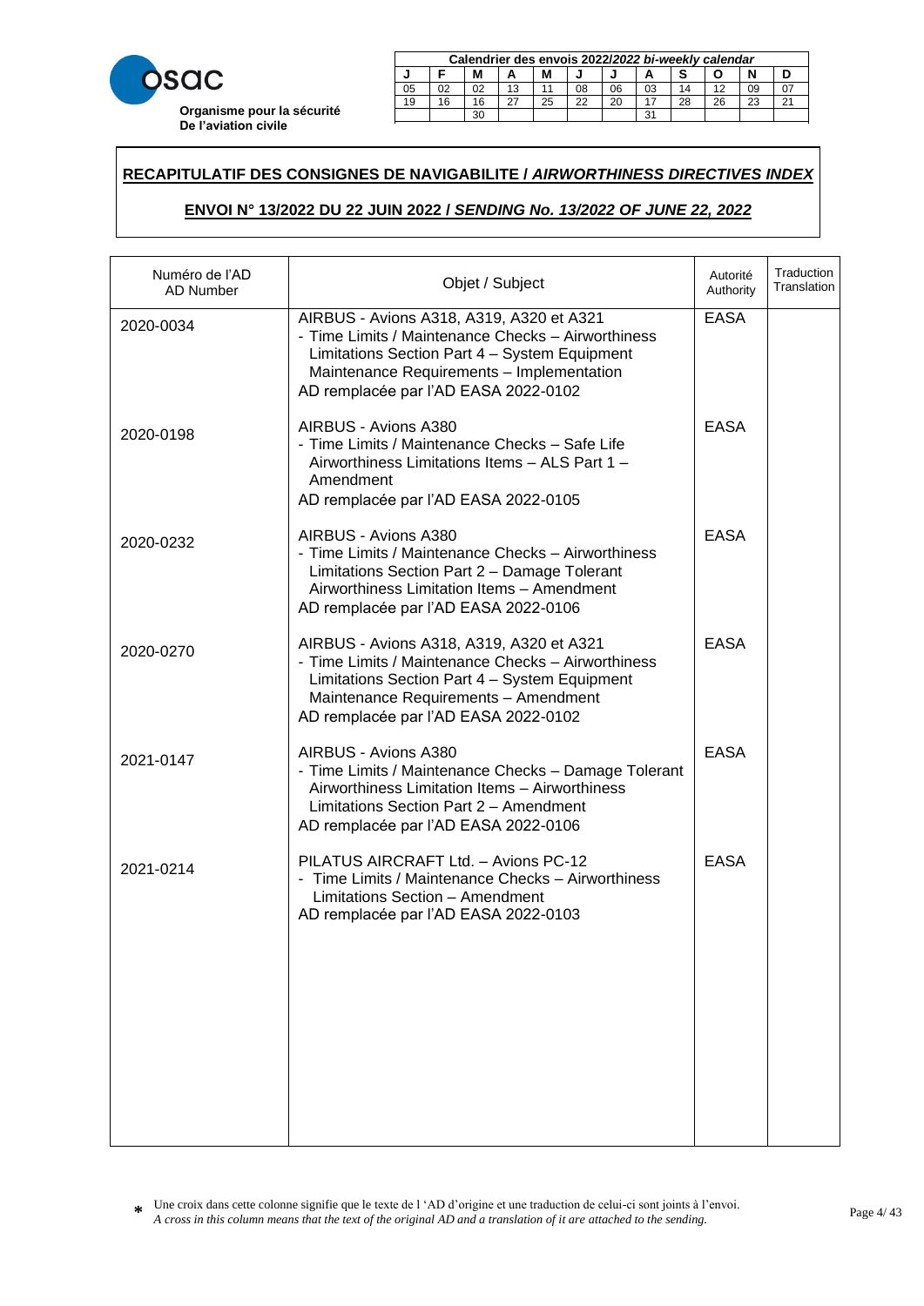**osac**

**Organisme pour la sécurité De l'aviation civile**

| **Calendrier des envois 2022/*2022 bi-weekly calendar*** | | | | | | | | | | | |
|---|---|---|---|---|---|---|---|---|---|---|---|
| **J** | **F** | **M** | **A** | **M** | **J** | **J** | **A** | **S** | **O** | **N** | **D** |
| 05 | 02 | 02 | 13 | 11 | 08 | 06 | 03 | 14 | 12 | 09 | 07 |
| 19 | 16 | 16 | 27 | 25 | 22 | 20 | 17 | 28 | 26 | 23 | 21 |
| | | 30 | | | | | 31 | | | | |

## RECAPITULATIF DES CONSIGNES DE NAVIGABILITE / *AIRWORTHINESS DIRECTIVES INDEX*

### ENVOI N° 13/2022 DU 22 JUIN 2022 / *SENDING No. 13/2022 OF JUNE 22, 2022*

| Numéro de l'AD AD Number | Objet / Subject | Autorité Authority | Traduction Translation |
|---|---|---|---|
| 2020-0034 | AIRBUS - Avions A318, A319, A320 et A321<br>- Time Limits / Maintenance Checks – Airworthiness Limitations Section Part 4 – System Equipment Maintenance Requirements – Implementation<br>AD remplacée par l'AD EASA 2022-0102 | EASA | |
| 2020-0198 | AIRBUS - Avions A380<br>- Time Limits / Maintenance Checks – Safe Life Airworthiness Limitations Items – ALS Part 1 – Amendment<br>AD remplacée par l'AD EASA 2022-0105 | EASA | |
| 2020-0232 | AIRBUS - Avions A380<br>- Time Limits / Maintenance Checks – Airworthiness Limitations Section Part 2 – Damage Tolerant Airworthiness Limitation Items – Amendment<br>AD remplacée par l'AD EASA 2022-0106 | EASA | |
| 2020-0270 | AIRBUS - Avions A318, A319, A320 et A321<br>- Time Limits / Maintenance Checks – Airworthiness Limitations Section Part 4 – System Equipment Maintenance Requirements – Amendment<br>AD remplacée par l'AD EASA 2022-0102 | EASA | |
| 2021-0147 | AIRBUS - Avions A380<br>- Time Limits / Maintenance Checks – Damage Tolerant Airworthiness Limitation Items – Airworthiness Limitations Section Part 2 – Amendment<br>AD remplacée par l'AD EASA 2022-0106 | EASA | |
| 2021-0214 | PILATUS AIRCRAFT Ltd. – Avions PC-12<br>- Time Limits / Maintenance Checks – Airworthiness Limitations Section – Amendment<br>AD remplacée par l'AD EASA 2022-0103 | EASA | |

\* Une croix dans cette colonne signifie que le texte de l 'AD d'origine et une traduction de celui-ci sont joints à l'envoi.
*A cross in this column means that the text of the original AD and a translation of it are attached to the sending.*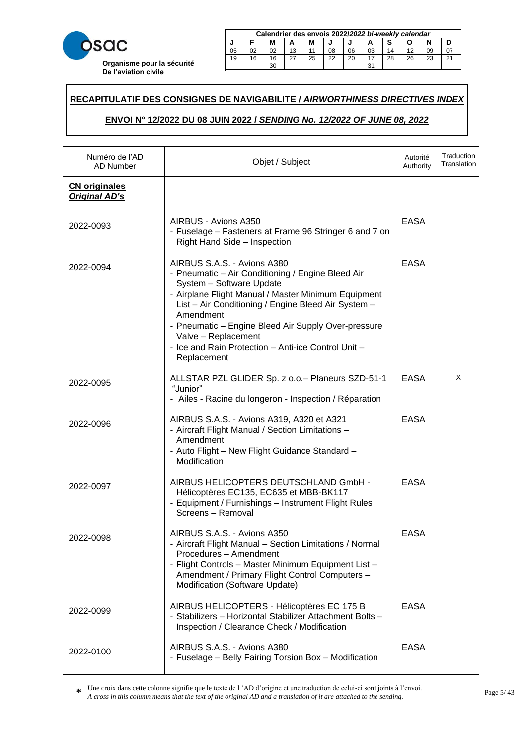**Organisme pour la sécurité De l'aviation civile**

| Calendrier des envois 2022/*2022 bi-weekly calendar* | | | | | | | | | | | |
|---|---|---|---|---|---|---|---|---|---|---|---|
| J | F | M | A | M | J | J | A | S | O | N | D |
| 05 | 02 | 02 | 13 | 11 | 08 | 06 | 03 | 14 | 12 | 09 | 07 |
| 19 | 16 | 16 | 27 | 25 | 22 | 20 | 17 | 28 | 26 | 23 | 21 |
| | | 30 | | | | | 31 | | | | |

## RECAPITULATIF DES CONSIGNES DE NAVIGABILITE / *AIRWORTHINESS DIRECTIVES INDEX*

## ENVOI N° 12/2022 DU 08 JUIN 2022 / *SENDING No. 12/2022 OF JUNE 08, 2022*

| Numéro de l'AD<br>AD Number | Objet / Subject | Autorité<br>Authority | Traduction<br>Translation |
|---|---|---|---|
| **CN originales**<br>***Original AD's*** | | | |
| 2022-0093 | AIRBUS - Avions A350<br>- Fuselage – Fasteners at Frame 96 Stringer 6 and 7 on Right Hand Side – Inspection | EASA | |
| 2022-0094 | AIRBUS S.A.S. - Avions A380<br>- Pneumatic – Air Conditioning / Engine Bleed Air System – Software Update<br>- Airplane Flight Manual / Master Minimum Equipment List – Air Conditioning / Engine Bleed Air System – Amendment<br>- Pneumatic – Engine Bleed Air Supply Over-pressure Valve – Replacement<br>- Ice and Rain Protection – Anti-ice Control Unit – Replacement | EASA | |
| 2022-0095 | ALLSTAR PZL GLIDER Sp. z o.o.– Planeurs SZD-51-1 "Junior"<br>- Ailes - Racine du longeron - Inspection / Réparation | EASA | X |
| 2022-0096 | AIRBUS S.A.S. - Avions A319, A320 et A321<br>- Aircraft Flight Manual / Section Limitations – Amendment<br>- Auto Flight – New Flight Guidance Standard – Modification | EASA | |
| 2022-0097 | AIRBUS HELICOPTERS DEUTSCHLAND GmbH - Hélicoptères EC135, EC635 et MBB-BK117<br>- Equipment / Furnishings – Instrument Flight Rules Screens – Removal | EASA | |
| 2022-0098 | AIRBUS S.A.S. - Avions A350<br>- Aircraft Flight Manual – Section Limitations / Normal Procedures – Amendment<br>- Flight Controls – Master Minimum Equipment List – Amendment / Primary Flight Control Computers – Modification (Software Update) | EASA | |
| 2022-0099 | AIRBUS HELICOPTERS - Hélicoptères EC 175 B<br>- Stabilizers – Horizontal Stabilizer Attachment Bolts – Inspection / Clearance Check / Modification | EASA | |
| 2022-0100 | AIRBUS S.A.S. - Avions A380<br>- Fuselage – Belly Fairing Torsion Box – Modification | EASA | |

\* Une croix dans cette colonne signifie que le texte de l 'AD d'origine et une traduction de celui-ci sont joints à l'envoi.
*A cross in this column means that the text of the original AD and a translation of it are attached to the sending.*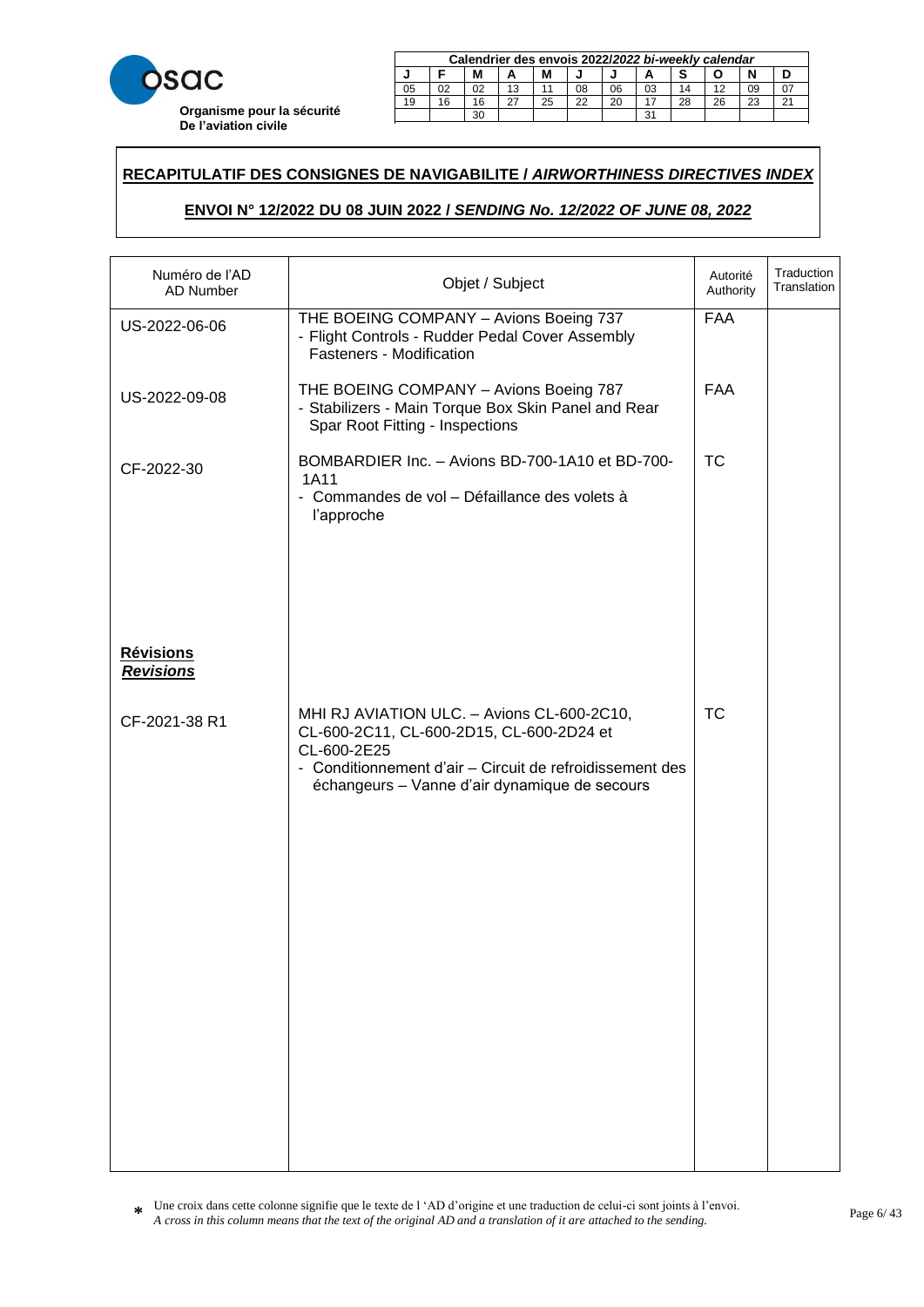**osac**

**Organisme pour la sécurité De l'aviation civile**

| Calendrier des envois 2022/*2022 bi-weekly calendar* | | | | | | | | | | | |
|---|---|---|---|---|---|---|---|---|---|---|---|
| J | F | M | A | M | J | J | A | S | O | N | D |
| 05 | 02 | 02 | 13 | 11 | 08 | 06 | 03 | 14 | 12 | 09 | 07 |
| 19 | 16 | 16 | 27 | 25 | 22 | 20 | 17 | 28 | 26 | 23 | 21 |
| | | 30 | | | | | 31 | | | | |

**RECAPITULATIF DES CONSIGNES DE NAVIGABILITE / *AIRWORTHINESS DIRECTIVES INDEX***

**ENVOI N° 12/2022 DU 08 JUIN 2022 / *SENDING No. 12/2022 OF JUNE 08, 2022***

| Numéro de l'AD<br>AD Number | Objet / Subject | Autorité<br>Authority | Traduction<br>Translation |
|---|---|---|---|
| US-2022-06-06 | THE BOEING COMPANY – Avions Boeing 737<br>- Flight Controls - Rudder Pedal Cover Assembly Fasteners - Modification | FAA | |
| US-2022-09-08 | THE BOEING COMPANY – Avions Boeing 787<br>- Stabilizers - Main Torque Box Skin Panel and Rear Spar Root Fitting - Inspections | FAA | |
| CF-2022-30 | BOMBARDIER Inc. – Avions BD-700-1A10 et BD-700-1A11<br>- Commandes de vol – Défaillance des volets à l'approche | TC | |
| **Révisions**<br>***Revisions*** | | | |
| CF-2021-38 R1 | MHI RJ AVIATION ULC. – Avions CL-600-2C10, CL-600-2C11, CL-600-2D15, CL-600-2D24 et CL-600-2E25<br>- Conditionnement d'air – Circuit de refroidissement des échangeurs – Vanne d'air dynamique de secours | TC | |

\* Une croix dans cette colonne signifie que le texte de l 'AD d'origine et une traduction de celui-ci sont joints à l'envoi.
*A cross in this column means that the text of the original AD and a translation of it are attached to the sending.*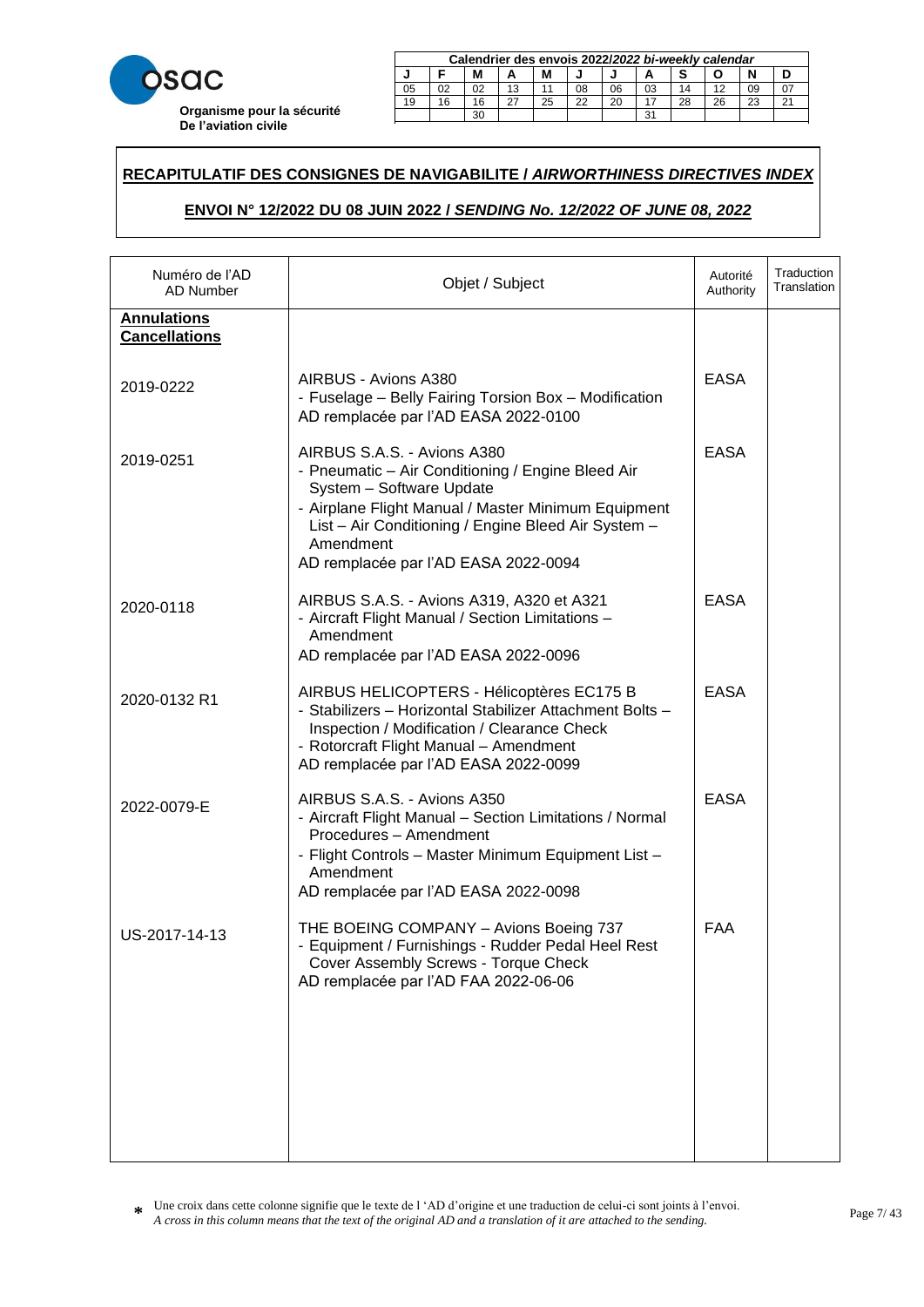**Organisme pour la sécurité De l'aviation civile**

| Calendrier des envois 2022/*2022 bi-weekly calendar* | | | | | | | | | | | |
|---|---|---|---|---|---|---|---|---|---|---|---|
| J | F | M | A | M | J | J | A | S | O | N | D |
| 05 | 02 | 02 | 13 | 11 | 08 | 06 | 03 | 14 | 12 | 09 | 07 |
| 19 | 16 | 16 | 27 | 25 | 22 | 20 | 17 | 28 | 26 | 23 | 21 |
| | | 30 | | | | | 31 | | | | |

## RECAPITULATIF DES CONSIGNES DE NAVIGABILITE / *AIRWORTHINESS DIRECTIVES INDEX*

### ENVOI N° 12/2022 DU 08 JUIN 2022 / *SENDING No. 12/2022 OF JUNE 08, 2022*

| Numéro de l'AD AD Number | Objet / Subject | Autorité Authority | Traduction Translation |
|---|---|---|---|
| **Annulations Cancellations** | | | |
| 2019-0222 | AIRBUS - Avions A380<br>- Fuselage – Belly Fairing Torsion Box – Modification<br>AD remplacée par l'AD EASA 2022-0100 | EASA | |
| 2019-0251 | AIRBUS S.A.S. - Avions A380<br>- Pneumatic – Air Conditioning / Engine Bleed Air System – Software Update<br>- Airplane Flight Manual / Master Minimum Equipment List – Air Conditioning / Engine Bleed Air System – Amendment<br>AD remplacée par l'AD EASA 2022-0094 | EASA | |
| 2020-0118 | AIRBUS S.A.S. - Avions A319, A320 et A321<br>- Aircraft Flight Manual / Section Limitations – Amendment<br>AD remplacée par l'AD EASA 2022-0096 | EASA | |
| 2020-0132 R1 | AIRBUS HELICOPTERS - Hélicoptères EC175 B<br>- Stabilizers – Horizontal Stabilizer Attachment Bolts – Inspection / Modification / Clearance Check<br>- Rotorcraft Flight Manual – Amendment<br>AD remplacée par l'AD EASA 2022-0099 | EASA | |
| 2022-0079-E | AIRBUS S.A.S. - Avions A350<br>- Aircraft Flight Manual – Section Limitations / Normal Procedures – Amendment<br>- Flight Controls – Master Minimum Equipment List – Amendment<br>AD remplacée par l'AD EASA 2022-0098 | EASA | |
| US-2017-14-13 | THE BOEING COMPANY – Avions Boeing 737<br>- Equipment / Furnishings - Rudder Pedal Heel Rest Cover Assembly Screws - Torque Check<br>AD remplacée par l'AD FAA 2022-06-06 | FAA | |

\* Une croix dans cette colonne signifie que le texte de l 'AD d'origine et une traduction de celui-ci sont joints à l'envoi.
*A cross in this column means that the text of the original AD and a translation of it are attached to the sending.*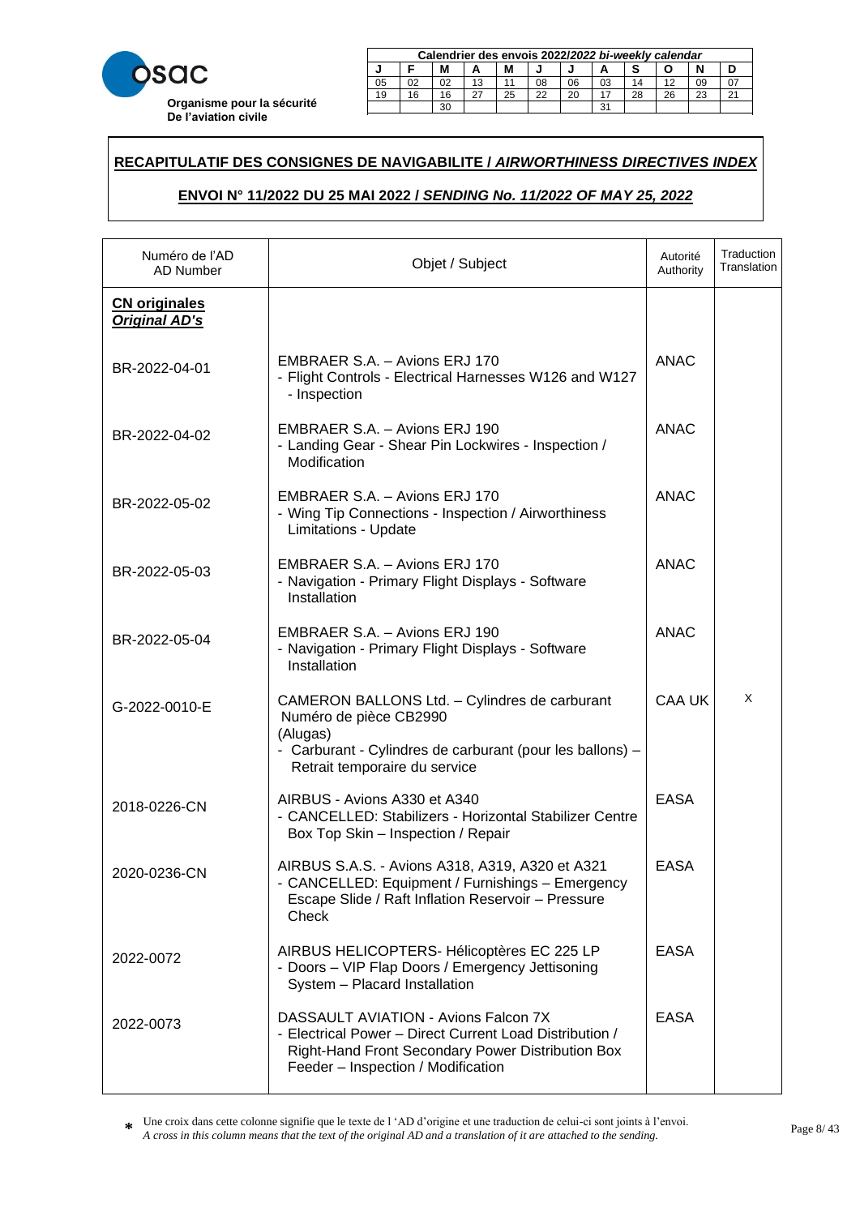**osac**
**Organisme pour la sécurité De l'aviation civile**

| Calendrier des envois 2022/*2022 bi-weekly calendar* | | | | | | | | | | | |
|---|---|---|---|---|---|---|---|---|---|---|---|
| J | F | M | A | M | J | J | A | S | O | N | D |
| 05 | 02 | 02 | 13 | 11 | 08 | 06 | 03 | 14 | 12 | 09 | 07 |
| 19 | 16 | 16 | 27 | 25 | 22 | 20 | 17 | 28 | 26 | 23 | 21 |
| | | 30 | | | | | 31 | | | | |

**RECAPITULATIF DES CONSIGNES DE NAVIGABILITE / *AIRWORTHINESS DIRECTIVES INDEX***

**ENVOI N° 11/2022 DU 25 MAI 2022 / *SENDING No. 11/2022 OF MAY 25, 2022***

| Numéro de l'AD AD Number | Objet / Subject | Autorité Authority | Traduction Translation |
|---|---|---|---|
| **CN originales** ***Original AD's*** | | | |
| BR-2022-04-01 | EMBRAER S.A. – Avions ERJ 170 - Flight Controls - Electrical Harnesses W126 and W127 - Inspection | ANAC | |
| BR-2022-04-02 | EMBRAER S.A. – Avions ERJ 190 - Landing Gear - Shear Pin Lockwires - Inspection / Modification | ANAC | |
| BR-2022-05-02 | EMBRAER S.A. – Avions ERJ 170 - Wing Tip Connections - Inspection / Airworthiness Limitations - Update | ANAC | |
| BR-2022-05-03 | EMBRAER S.A. – Avions ERJ 170 - Navigation - Primary Flight Displays - Software Installation | ANAC | |
| BR-2022-05-04 | EMBRAER S.A. – Avions ERJ 190 - Navigation - Primary Flight Displays - Software Installation | ANAC | |
| G-2022-0010-E | CAMERON BALLONS Ltd. – Cylindres de carburant Numéro de pièce CB2990 (Alugas) - Carburant - Cylindres de carburant (pour les ballons) – Retrait temporaire du service | CAA UK | X |
| 2018-0226-CN | AIRBUS - Avions A330 et A340 - CANCELLED: Stabilizers - Horizontal Stabilizer Centre Box Top Skin – Inspection / Repair | EASA | |
| 2020-0236-CN | AIRBUS S.A.S. - Avions A318, A319, A320 et A321 - CANCELLED: Equipment / Furnishings – Emergency Escape Slide / Raft Inflation Reservoir – Pressure Check | EASA | |
| 2022-0072 | AIRBUS HELICOPTERS- Hélicoptères EC 225 LP - Doors – VIP Flap Doors / Emergency Jettisoning System – Placard Installation | EASA | |
| 2022-0073 | DASSAULT AVIATION - Avions Falcon 7X - Electrical Power – Direct Current Load Distribution / Right-Hand Front Secondary Power Distribution Box Feeder – Inspection / Modification | EASA | |

* Une croix dans cette colonne signifie que le texte de l 'AD d'origine et une traduction de celui-ci sont joints à l'envoi.
*A cross in this column means that the text of the original AD and a translation of it are attached to the sending.*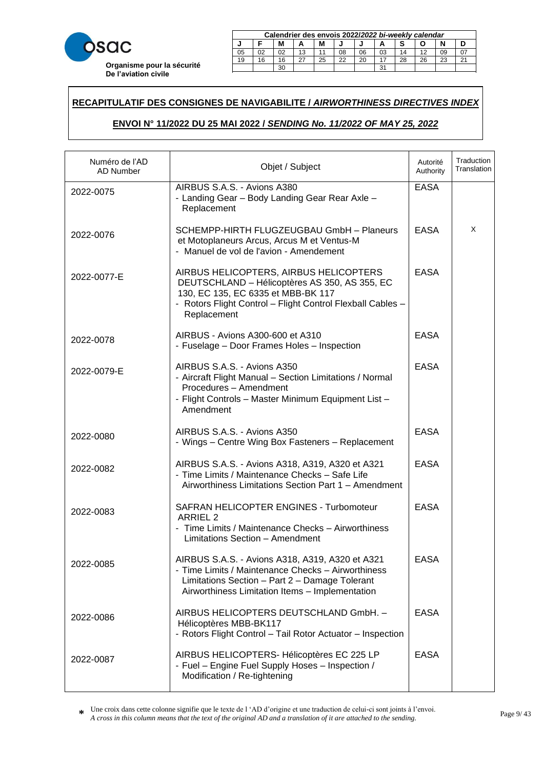**osac**

**Organisme pour la sécurité De l'aviation civile**

| Calendrier des envois 2022/*2022 bi-weekly calendar* | | | | | | | | | | | |
|---|---|---|---|---|---|---|---|---|---|---|---|
| J | F | M | A | M | J | J | A | S | O | N | D |
| 05 | 02 | 02 | 13 | 11 | 08 | 06 | 03 | 14 | 12 | 09 | 07 |
| 19 | 16 | 16 | 27 | 25 | 22 | 20 | 17 | 28 | 26 | 23 | 21 |
| | | 30 | | | | | 31 | | | | |

**RECAPITULATIF DES CONSIGNES DE NAVIGABILITE / *AIRWORTHINESS DIRECTIVES INDEX***

**ENVOI N° 11/2022 DU 25 MAI 2022 / *SENDING No. 11/2022 OF MAY 25, 2022***

| Numéro de l'AD<br>AD Number | Objet / Subject | Autorité<br>Authority | Traduction<br>Translation |
|---|---|---|---|
| 2022-0075 | AIRBUS S.A.S. - Avions A380<br>- Landing Gear – Body Landing Gear Rear Axle – Replacement | EASA | |
| 2022-0076 | SCHEMPP-HIRTH FLUGZEUGBAU GmbH – Planeurs et Motoplaneurs Arcus, Arcus M et Ventus-M<br>- Manuel de vol de l'avion - Amendement | EASA | X |
| 2022-0077-E | AIRBUS HELICOPTERS, AIRBUS HELICOPTERS DEUTSCHLAND – Hélicoptères AS 350, AS 355, EC 130, EC 135, EC 6335 et MBB-BK 117<br>- Rotors Flight Control – Flight Control Flexball Cables – Replacement | EASA | |
| 2022-0078 | AIRBUS - Avions A300-600 et A310<br>- Fuselage – Door Frames Holes – Inspection | EASA | |
| 2022-0079-E | AIRBUS S.A.S. - Avions A350<br>- Aircraft Flight Manual – Section Limitations / Normal Procedures – Amendment<br>- Flight Controls – Master Minimum Equipment List – Amendment | EASA | |
| 2022-0080 | AIRBUS S.A.S. - Avions A350<br>- Wings – Centre Wing Box Fasteners – Replacement | EASA | |
| 2022-0082 | AIRBUS S.A.S. - Avions A318, A319, A320 et A321<br>- Time Limits / Maintenance Checks – Safe Life Airworthiness Limitations Section Part 1 – Amendment | EASA | |
| 2022-0083 | SAFRAN HELICOPTER ENGINES - Turbomoteur ARRIEL 2<br>- Time Limits / Maintenance Checks – Airworthiness Limitations Section – Amendment | EASA | |
| 2022-0085 | AIRBUS S.A.S. - Avions A318, A319, A320 et A321<br>- Time Limits / Maintenance Checks – Airworthiness Limitations Section – Part 2 – Damage Tolerant Airworthiness Limitation Items – Implementation | EASA | |
| 2022-0086 | AIRBUS HELICOPTERS DEUTSCHLAND GmbH. – Hélicoptères MBB-BK117<br>- Rotors Flight Control – Tail Rotor Actuator – Inspection | EASA | |
| 2022-0087 | AIRBUS HELICOPTERS- Hélicoptères EC 225 LP<br>- Fuel – Engine Fuel Supply Hoses – Inspection / Modification / Re-tightening | EASA | |

\* Une croix dans cette colonne signifie que le texte de l 'AD d'origine et une traduction de celui-ci sont joints à l'envoi.
*A cross in this column means that the text of the original AD and a translation of it are attached to the sending.*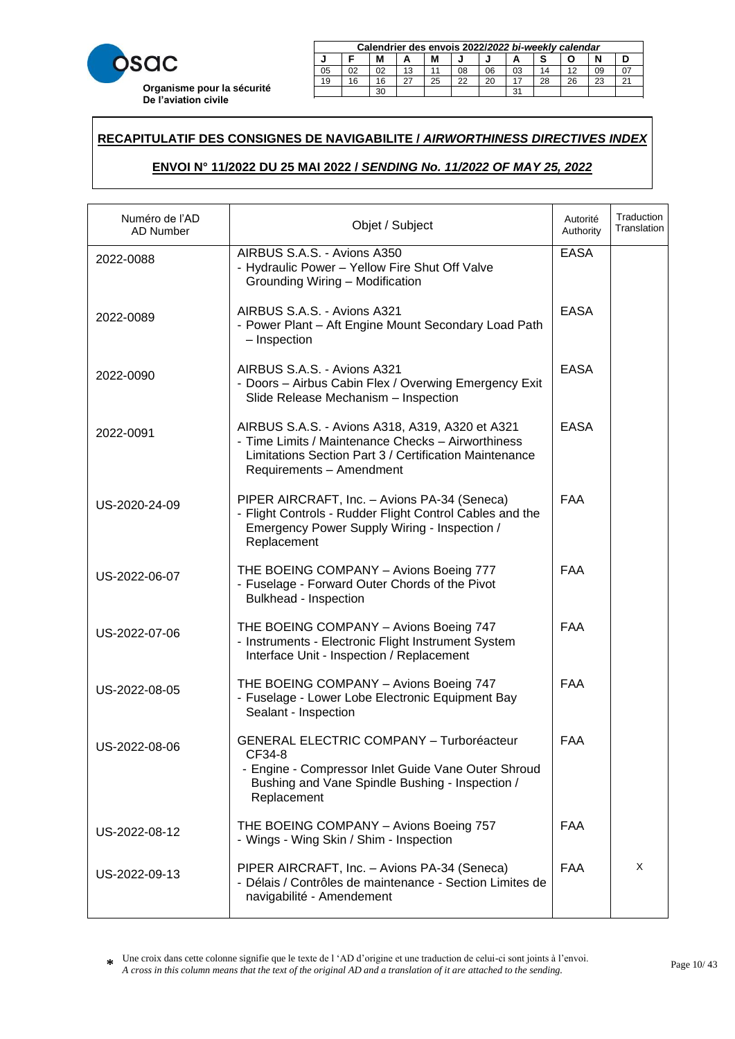**Organisme pour la sécurité De l'aviation civile**

| Calendrier des envois 2022/*2022 bi-weekly calendar* | | | | | | | | | | | |
|---|---|---|---|---|---|---|---|---|---|---|---|
| J | F | M | A | M | J | J | A | S | O | N | D |
| 05 | 02 | 02 | 13 | 11 | 08 | 06 | 03 | 14 | 12 | 09 | 07 |
| 19 | 16 | 16 | 27 | 25 | 22 | 20 | 17 | 28 | 26 | 23 | 21 |
| | | 30 | | | | | 31 | | | | |

## RECAPITULATIF DES CONSIGNES DE NAVIGABILITE / *AIRWORTHINESS DIRECTIVES INDEX*

### ENVOI N° 11/2022 DU 25 MAI 2022 / *SENDING No. 11/2022 OF MAY 25, 2022*

| Numéro de l'AD AD Number | Objet / Subject | Autorité Authority | Traduction Translation |
|---|---|---|---|
| 2022-0088 | AIRBUS S.A.S. - Avions A350<br>- Hydraulic Power – Yellow Fire Shut Off Valve Grounding Wiring – Modification | EASA | |
| 2022-0089 | AIRBUS S.A.S. - Avions A321<br>- Power Plant – Aft Engine Mount Secondary Load Path – Inspection | EASA | |
| 2022-0090 | AIRBUS S.A.S. - Avions A321<br>- Doors – Airbus Cabin Flex / Overwing Emergency Exit Slide Release Mechanism – Inspection | EASA | |
| 2022-0091 | AIRBUS S.A.S. - Avions A318, A319, A320 et A321<br>- Time Limits / Maintenance Checks – Airworthiness Limitations Section Part 3 / Certification Maintenance Requirements – Amendment | EASA | |
| US-2020-24-09 | PIPER AIRCRAFT, Inc. – Avions PA-34 (Seneca)<br>- Flight Controls - Rudder Flight Control Cables and the Emergency Power Supply Wiring - Inspection / Replacement | FAA | |
| US-2022-06-07 | THE BOEING COMPANY – Avions Boeing 777<br>- Fuselage - Forward Outer Chords of the Pivot Bulkhead - Inspection | FAA | |
| US-2022-07-06 | THE BOEING COMPANY – Avions Boeing 747<br>- Instruments - Electronic Flight Instrument System Interface Unit - Inspection / Replacement | FAA | |
| US-2022-08-05 | THE BOEING COMPANY – Avions Boeing 747<br>- Fuselage - Lower Lobe Electronic Equipment Bay Sealant - Inspection | FAA | |
| US-2022-08-06 | GENERAL ELECTRIC COMPANY – Turboréacteur CF34-8<br>- Engine - Compressor Inlet Guide Vane Outer Shroud Bushing and Vane Spindle Bushing - Inspection / Replacement | FAA | |
| US-2022-08-12 | THE BOEING COMPANY – Avions Boeing 757<br>- Wings - Wing Skin / Shim - Inspection | FAA | |
| US-2022-09-13 | PIPER AIRCRAFT, Inc. – Avions PA-34 (Seneca)<br>- Délais / Contrôles de maintenance - Section Limites de navigabilité - Amendement | FAA | X |

\* Une croix dans cette colonne signifie que le texte de l 'AD d'origine et une traduction de celui-ci sont joints à l'envoi.
*A cross in this column means that the text of the original AD and a translation of it are attached to the sending.*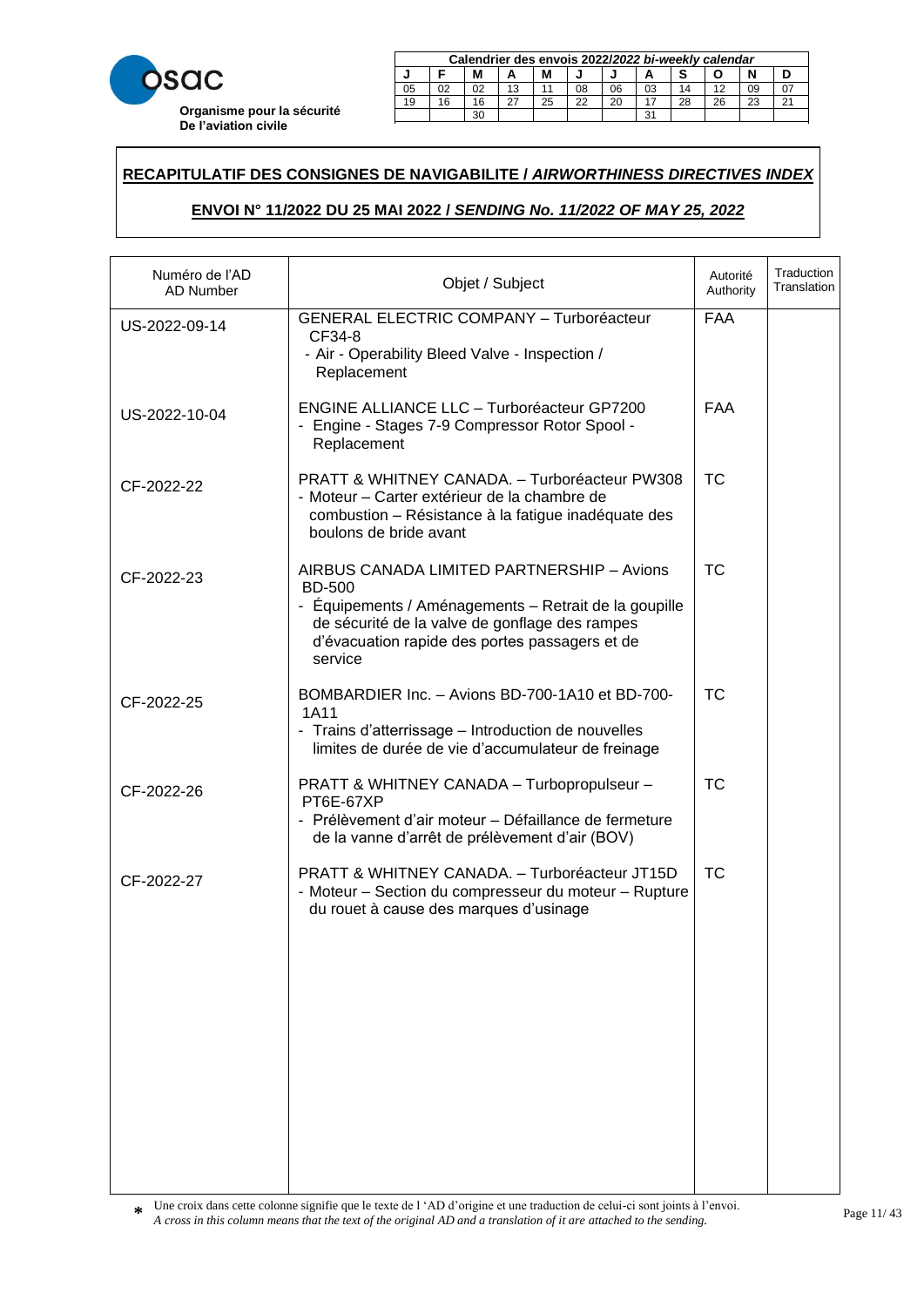osac

**Organisme pour la sécurité De l'aviation civile**

| Calendrier des envois 2022/*2022 bi-weekly calendar* | | | | | | | | | | | |
|---|---|---|---|---|---|---|---|---|---|---|---|
| J | F | M | A | M | J | J | A | S | O | N | D |
| 05 | 02 | 02 | 13 | 11 | 08 | 06 | 03 | 14 | 12 | 09 | 07 |
| 19 | 16 | 16 | 27 | 25 | 22 | 20 | 17 | 28 | 26 | 23 | 21 |
| | | 30 | | | | | 31 | | | | |

## RECAPITULATIF DES CONSIGNES DE NAVIGABILITE / *AIRWORTHINESS DIRECTIVES INDEX*

### ENVOI N° 11/2022 DU 25 MAI 2022 / *SENDING No. 11/2022 OF MAY 25, 2022*

| Numéro de l'AD AD Number | Objet / Subject | Autorité Authority | Traduction Translation |
|---|---|---|---|
| US-2022-09-14 | GENERAL ELECTRIC COMPANY – Turboréacteur CF34-8<br>- Air - Operability Bleed Valve - Inspection / Replacement | FAA | |
| US-2022-10-04 | ENGINE ALLIANCE LLC – Turboréacteur GP7200<br>- Engine - Stages 7-9 Compressor Rotor Spool - Replacement | FAA | |
| CF-2022-22 | PRATT & WHITNEY CANADA. – Turboréacteur PW308<br>- Moteur – Carter extérieur de la chambre de combustion – Résistance à la fatigue inadéquate des boulons de bride avant | TC | |
| CF-2022-23 | AIRBUS CANADA LIMITED PARTNERSHIP – Avions BD-500<br>- Équipements / Aménagements – Retrait de la goupille de sécurité de la valve de gonflage des rampes d'évacuation rapide des portes passagers et de service | TC | |
| CF-2022-25 | BOMBARDIER Inc. – Avions BD-700-1A10 et BD-700-1A11<br>- Trains d'atterrissage – Introduction de nouvelles limites de durée de vie d'accumulateur de freinage | TC | |
| CF-2022-26 | PRATT & WHITNEY CANADA – Turbopropulseur – PT6E-67XP<br>- Prélèvement d'air moteur – Défaillance de fermeture de la vanne d'arrêt de prélèvement d'air (BOV) | TC | |
| CF-2022-27 | PRATT & WHITNEY CANADA. – Turboréacteur JT15D<br>- Moteur – Section du compresseur du moteur – Rupture du rouet à cause des marques d'usinage | TC | |

\* Une croix dans cette colonne signifie que le texte de l 'AD d'origine et une traduction de celui-ci sont joints à l'envoi.
*A cross in this column means that the text of the original AD and a translation of it are attached to the sending.*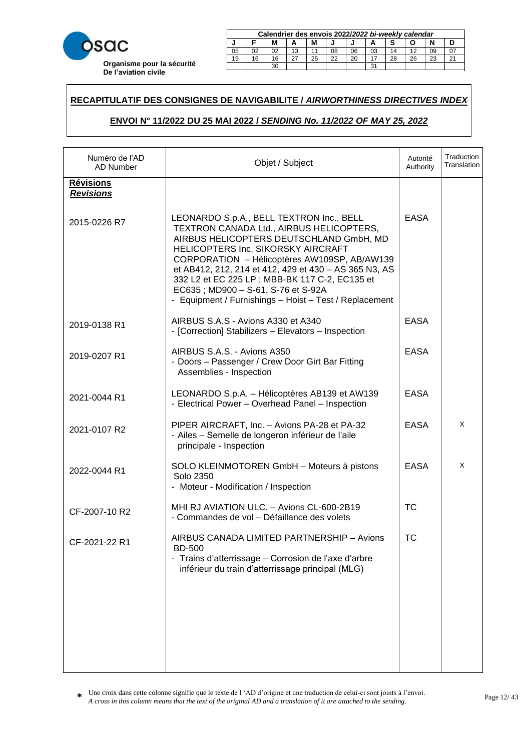**Organisme pour la sécurité De l'aviation civile**

| Calendrier des envois 2022/*2022 bi-weekly calendar* | | | | | | | | | | | |
|---|---|---|---|---|---|---|---|---|---|---|---|
| J | F | M | A | M | J | J | A | S | O | N | D |
| 05 | 02 | 02 | 13 | 11 | 08 | 06 | 03 | 14 | 12 | 09 | 07 |
| 19 | 16 | 16 | 27 | 25 | 22 | 20 | 17 | 28 | 26 | 23 | 21 |
| | | 30 | | | | | 31 | | | | |

## RECAPITULATIF DES CONSIGNES DE NAVIGABILITE / *AIRWORTHINESS DIRECTIVES INDEX*

### ENVOI N° 11/2022 DU 25 MAI 2022 / *SENDING No. 11/2022 OF MAY 25, 2022*

| Numéro de l'AD<br>AD Number | Objet / Subject | Autorité<br>Authority | Traduction<br>Translation |
|---|---|---|---|
| **Révisions**<br>***Revisions*** | | | |
| 2015-0226 R7 | LEONARDO S.p.A., BELL TEXTRON Inc., BELL TEXTRON CANADA Ltd., AIRBUS HELICOPTERS, AIRBUS HELICOPTERS DEUTSCHLAND GmbH, MD HELICOPTERS Inc, SIKORSKY AIRCRAFT CORPORATION – Hélicoptères AW109SP, AB/AW139 et AB412, 212, 214 et 412, 429 et 430 – AS 365 N3, AS 332 L2 et EC 225 LP ; MBB-BK 117 C-2, EC135 et EC635 ; MD900 – S-61, S-76 et S-92A<br>- Equipment / Furnishings – Hoist – Test / Replacement | EASA | |
| 2019-0138 R1 | AIRBUS S.A.S - Avions A330 et A340<br>- [Correction] Stabilizers – Elevators – Inspection | EASA | |
| 2019-0207 R1 | AIRBUS S.A.S. - Avions A350<br>- Doors – Passenger / Crew Door Girt Bar Fitting Assemblies - Inspection | EASA | |
| 2021-0044 R1 | LEONARDO S.p.A. – Hélicoptères AB139 et AW139<br>- Electrical Power – Overhead Panel – Inspection | EASA | |
| 2021-0107 R2 | PIPER AIRCRAFT, Inc. – Avions PA-28 et PA-32<br>- Ailes – Semelle de longeron inférieur de l'aile principale - Inspection | EASA | X |
| 2022-0044 R1 | SOLO KLEINMOTOREN GmbH – Moteurs à pistons Solo 2350<br>- Moteur - Modification / Inspection | EASA | X |
| CF-2007-10 R2 | MHI RJ AVIATION ULC. – Avions CL-600-2B19<br>- Commandes de vol – Défaillance des volets | TC | |
| CF-2021-22 R1 | AIRBUS CANADA LIMITED PARTNERSHIP – Avions BD-500<br>- Trains d'atterrissage – Corrosion de l'axe d'arbre inférieur du train d'atterrissage principal (MLG) | TC | |

\* Une croix dans cette colonne signifie que le texte de l 'AD d'origine et une traduction de celui-ci sont joints à l'envoi.
*A cross in this column means that the text of the original AD and a translation of it are attached to the sending.*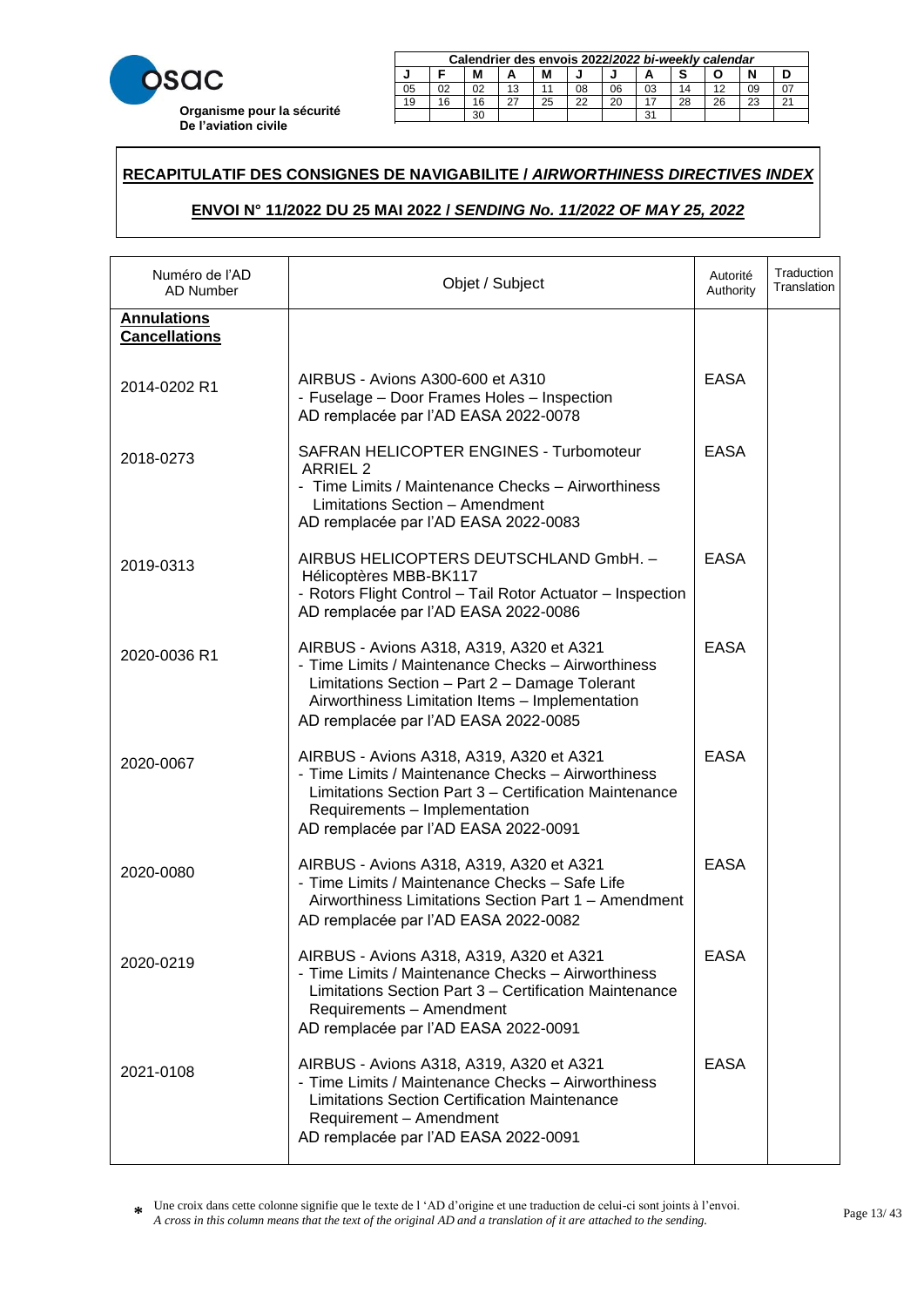**Organisme pour la sécurité De l'aviation civile**

| Calendrier des envois 2022/*2022 bi-weekly calendar* | | | | | | | | | | | |
|---|---|---|---|---|---|---|---|---|---|---|---|
| J | F | M | A | M | J | J | A | S | O | N | D |
| 05 | 02 | 02 | 13 | 11 | 08 | 06 | 03 | 14 | 12 | 09 | 07 |
| 19 | 16 | 16 | 27 | 25 | 22 | 20 | 17 | 28 | 26 | 23 | 21 |
| | | 30 | | | | | 31 | | | | |

## RECAPITULATIF DES CONSIGNES DE NAVIGABILITE / *AIRWORTHINESS DIRECTIVES INDEX*

### ENVOI N° 11/2022 DU 25 MAI 2022 / *SENDING No. 11/2022 OF MAY 25, 2022*

| Numéro de l'AD AD Number | Objet / Subject | Autorité Authority | Traduction Translation |
|---|---|---|---|
| **Annulations Cancellations** | | | |
| 2014-0202 R1 | AIRBUS - Avions A300-600 et A310<br>- Fuselage – Door Frames Holes – Inspection<br>AD remplacée par l'AD EASA 2022-0078 | EASA | |
| 2018-0273 | SAFRAN HELICOPTER ENGINES - Turbomoteur ARRIEL 2<br>- Time Limits / Maintenance Checks – Airworthiness Limitations Section – Amendment<br>AD remplacée par l'AD EASA 2022-0083 | EASA | |
| 2019-0313 | AIRBUS HELICOPTERS DEUTSCHLAND GmbH. – Hélicoptères MBB-BK117<br>- Rotors Flight Control – Tail Rotor Actuator – Inspection<br>AD remplacée par l'AD EASA 2022-0086 | EASA | |
| 2020-0036 R1 | AIRBUS - Avions A318, A319, A320 et A321<br>- Time Limits / Maintenance Checks – Airworthiness Limitations Section – Part 2 – Damage Tolerant Airworthiness Limitation Items – Implementation<br>AD remplacée par l'AD EASA 2022-0085 | EASA | |
| 2020-0067 | AIRBUS - Avions A318, A319, A320 et A321<br>- Time Limits / Maintenance Checks – Airworthiness Limitations Section Part 3 – Certification Maintenance Requirements – Implementation<br>AD remplacée par l'AD EASA 2022-0091 | EASA | |
| 2020-0080 | AIRBUS - Avions A318, A319, A320 et A321<br>- Time Limits / Maintenance Checks – Safe Life Airworthiness Limitations Section Part 1 – Amendment<br>AD remplacée par l'AD EASA 2022-0082 | EASA | |
| 2020-0219 | AIRBUS - Avions A318, A319, A320 et A321<br>- Time Limits / Maintenance Checks – Airworthiness Limitations Section Part 3 – Certification Maintenance Requirements – Amendment<br>AD remplacée par l'AD EASA 2022-0091 | EASA | |
| 2021-0108 | AIRBUS - Avions A318, A319, A320 et A321<br>- Time Limits / Maintenance Checks – Airworthiness Limitations Section Certification Maintenance Requirement – Amendment<br>AD remplacée par l'AD EASA 2022-0091 | EASA | |

\* Une croix dans cette colonne signifie que le texte de l 'AD d'origine et une traduction de celui-ci sont joints à l'envoi.
*A cross in this column means that the text of the original AD and a translation of it are attached to the sending.*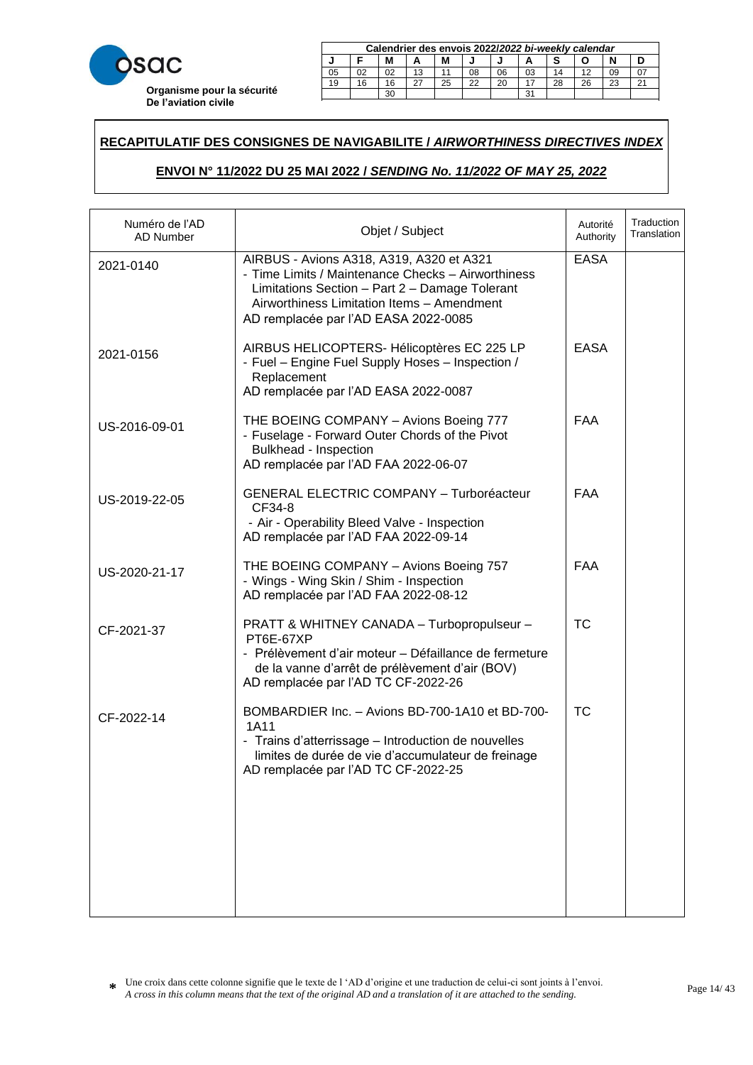**osac**

**Organisme pour la sécurité De l'aviation civile**

| Calendrier des envois 2022/*2022 bi-weekly calendar* | | | | | | | | | | | |
|---|---|---|---|---|---|---|---|---|---|---|---|
| J | F | M | A | M | J | J | A | S | O | N | D |
| 05 | 02 | 02 | 13 | 11 | 08 | 06 | 03 | 14 | 12 | 09 | 07 |
| 19 | 16 | 16 | 27 | 25 | 22 | 20 | 17 | 28 | 26 | 23 | 21 |
| | | 30 | | | | | 31 | | | | |

## RECAPITULATIF DES CONSIGNES DE NAVIGABILITE / *AIRWORTHINESS DIRECTIVES INDEX*

### ENVOI N° 11/2022 DU 25 MAI 2022 / *SENDING No. 11/2022 OF MAY 25, 2022*

| Numéro de l'AD<br>AD Number | Objet / Subject | Autorité<br>Authority | Traduction<br>Translation |
|---|---|---|---|
| 2021-0140 | AIRBUS - Avions A318, A319, A320 et A321<br>- Time Limits / Maintenance Checks – Airworthiness Limitations Section – Part 2 – Damage Tolerant Airworthiness Limitation Items – Amendment<br>AD remplacée par l'AD EASA 2022-0085 | EASA | |
| 2021-0156 | AIRBUS HELICOPTERS- Hélicoptères EC 225 LP<br>- Fuel – Engine Fuel Supply Hoses – Inspection / Replacement<br>AD remplacée par l'AD EASA 2022-0087 | EASA | |
| US-2016-09-01 | THE BOEING COMPANY – Avions Boeing 777<br>- Fuselage - Forward Outer Chords of the Pivot Bulkhead - Inspection<br>AD remplacée par l'AD FAA 2022-06-07 | FAA | |
| US-2019-22-05 | GENERAL ELECTRIC COMPANY – Turboréacteur CF34-8<br>- Air - Operability Bleed Valve - Inspection<br>AD remplacée par l'AD FAA 2022-09-14 | FAA | |
| US-2020-21-17 | THE BOEING COMPANY – Avions Boeing 757<br>- Wings - Wing Skin / Shim - Inspection<br>AD remplacée par l'AD FAA 2022-08-12 | FAA | |
| CF-2021-37 | PRATT & WHITNEY CANADA – Turbopropulseur – PT6E-67XP<br>- Prélèvement d'air moteur – Défaillance de fermeture de la vanne d'arrêt de prélèvement d'air (BOV)<br>AD remplacée par l'AD TC CF-2022-26 | TC | |
| CF-2022-14 | BOMBARDIER Inc. – Avions BD-700-1A10 et BD-700-1A11<br>- Trains d'atterrissage – Introduction de nouvelles limites de durée de vie d'accumulateur de freinage<br>AD remplacée par l'AD TC CF-2022-25 | TC | |

\* Une croix dans cette colonne signifie que le texte de l 'AD d'origine et une traduction de celui-ci sont joints à l'envoi.
*A cross in this column means that the text of the original AD and a translation of it are attached to the sending.*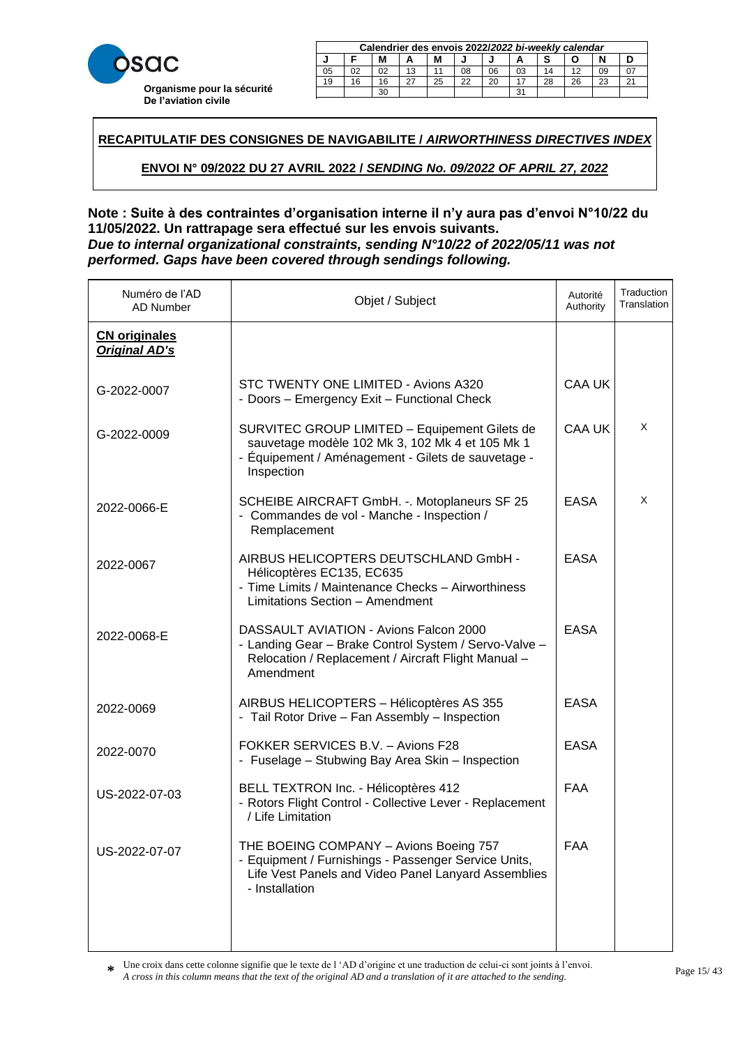**osac**

**Organisme pour la sécurité De l'aviation civile**

| Calendrier des envois 2022/*2022 bi-weekly calendar* | | | | | | | | | | | |
|---|---|---|---|---|---|---|---|---|---|---|---|
| J | F | M | A | M | J | J | A | S | O | N | D |
| 05 | 02 | 02 | 13 | 11 | 08 | 06 | 03 | 14 | 12 | 09 | 07 |
| 19 | 16 | 16 | 27 | 25 | 22 | 20 | 17 | 28 | 26 | 23 | 21 |
| | | 30 | | | | | 31 | | | | |

**RECAPITULATIF DES CONSIGNES DE NAVIGABILITE / *AIRWORTHINESS DIRECTIVES INDEX***

**ENVOI N° 09/2022 DU 27 AVRIL 2022 / *SENDING No. 09/2022 OF APRIL 27, 2022***

**Note : Suite à des contraintes d'organisation interne il n'y aura pas d'envoi N°10/22 du 11/05/2022. Un rattrapage sera effectué sur les envois suivants.**
***Due to internal organizational constraints, sending N°10/22 of 2022/05/11 was not performed. Gaps have been covered through sendings following.***

| Numéro de l'AD AD Number | Objet / Subject | Autorité Authority | Traduction Translation |
|---|---|---|---|
| **CN originales *Original AD's*** | | | |
| G-2022-0007 | STC TWENTY ONE LIMITED - Avions A320<br>- Doors – Emergency Exit – Functional Check | CAA UK | |
| G-2022-0009 | SURVITEC GROUP LIMITED – Equipement Gilets de sauvetage modèle 102 Mk 3, 102 Mk 4 et 105 Mk 1<br>- Équipement / Aménagement - Gilets de sauvetage - Inspection | CAA UK | X |
| 2022-0066-E | SCHEIBE AIRCRAFT GmbH. -. Motoplaneurs SF 25<br>- Commandes de vol - Manche - Inspection / Remplacement | EASA | X |
| 2022-0067 | AIRBUS HELICOPTERS DEUTSCHLAND GmbH - Hélicoptères EC135, EC635<br>- Time Limits / Maintenance Checks – Airworthiness Limitations Section – Amendment | EASA | |
| 2022-0068-E | DASSAULT AVIATION - Avions Falcon 2000<br>- Landing Gear – Brake Control System / Servo-Valve – Relocation / Replacement / Aircraft Flight Manual – Amendment | EASA | |
| 2022-0069 | AIRBUS HELICOPTERS – Hélicoptères AS 355<br>- Tail Rotor Drive – Fan Assembly – Inspection | EASA | |
| 2022-0070 | FOKKER SERVICES B.V. – Avions F28<br>- Fuselage – Stubwing Bay Area Skin – Inspection | EASA | |
| US-2022-07-03 | BELL TEXTRON Inc. - Hélicoptères 412<br>- Rotors Flight Control - Collective Lever - Replacement / Life Limitation | FAA | |
| US-2022-07-07 | THE BOEING COMPANY – Avions Boeing 757<br>- Equipment / Furnishings - Passenger Service Units, Life Vest Panels and Video Panel Lanyard Assemblies - Installation | FAA | |

\* Une croix dans cette colonne signifie que le texte de l 'AD d'origine et une traduction de celui-ci sont joints à l'envoi.
*A cross in this column means that the text of the original AD and a translation of it are attached to the sending.*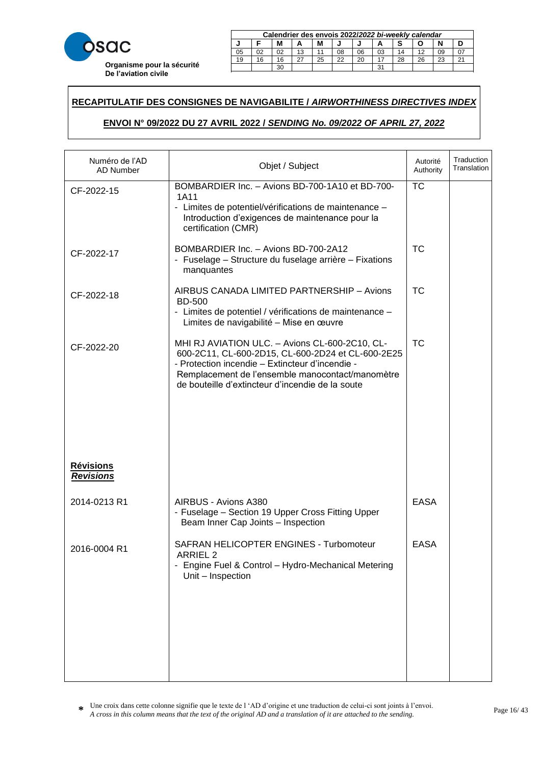**osac**
**Organisme pour la sécurité De l'aviation civile**

| Calendrier des envois 2022/*2022 bi-weekly calendar* | | | | | | | | | | | |
|---|---|---|---|---|---|---|---|---|---|---|---|
| J | F | M | A | M | J | J | A | S | O | N | D |
| 05 | 02 | 02 | 13 | 11 | 08 | 06 | 03 | 14 | 12 | 09 | 07 |
| 19 | 16 | 16 | 27 | 25 | 22 | 20 | 17 | 28 | 26 | 23 | 21 |
| | | 30 | | | | | 31 | | | | |

## RECAPITULATIF DES CONSIGNES DE NAVIGABILITE / *AIRWORTHINESS DIRECTIVES INDEX*

### ENVOI N° 09/2022 DU 27 AVRIL 2022 / *SENDING No. 09/2022 OF APRIL 27, 2022*

| Numéro de l'AD AD Number | Objet / Subject | Autorité Authority | Traduction Translation |
|---|---|---|---|
| CF-2022-15 | BOMBARDIER Inc. – Avions BD-700-1A10 et BD-700-1A11<br>- Limites de potentiel/vérifications de maintenance – Introduction d'exigences de maintenance pour la certification (CMR) | TC | |
| CF-2022-17 | BOMBARDIER Inc. – Avions BD-700-2A12<br>- Fuselage – Structure du fuselage arrière – Fixations manquantes | TC | |
| CF-2022-18 | AIRBUS CANADA LIMITED PARTNERSHIP – Avions BD-500<br>- Limites de potentiel / vérifications de maintenance – Limites de navigabilité – Mise en œuvre | TC | |
| CF-2022-20 | MHI RJ AVIATION ULC. – Avions CL-600-2C10, CL-600-2C11, CL-600-2D15, CL-600-2D24 et CL-600-2E25<br>- Protection incendie – Extincteur d'incendie - Remplacement de l'ensemble manocontact/manomètre de bouteille d'extincteur d'incendie de la soute | TC | |
| **Révisions** ***Revisions*** | | | |
| 2014-0213 R1 | AIRBUS - Avions A380<br>- Fuselage – Section 19 Upper Cross Fitting Upper Beam Inner Cap Joints – Inspection | EASA | |
| 2016-0004 R1 | SAFRAN HELICOPTER ENGINES - Turbomoteur ARRIEL 2<br>- Engine Fuel & Control – Hydro-Mechanical Metering Unit – Inspection | EASA | |

\* Une croix dans cette colonne signifie que le texte de l 'AD d'origine et une traduction de celui-ci sont joints à l'envoi.
*A cross in this column means that the text of the original AD and a translation of it are attached to the sending.*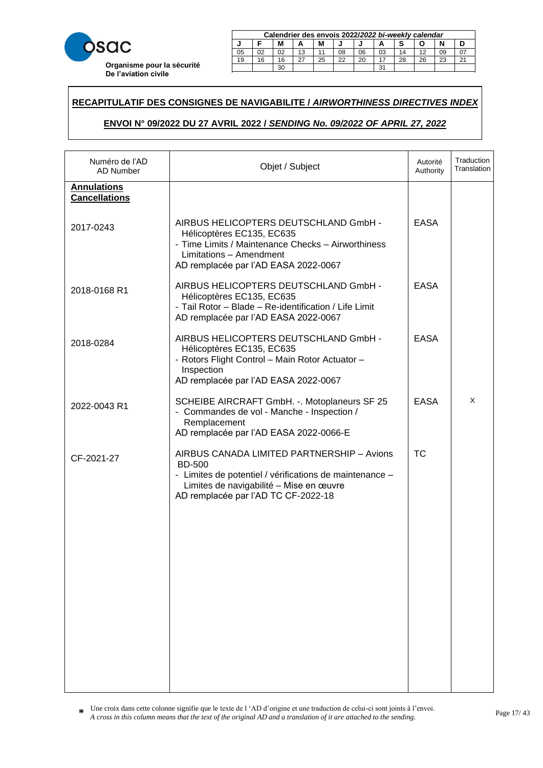**osac**

**Organisme pour la sécurité De l'aviation civile**

| Calendrier des envois 2022/*2022 bi-weekly calendar* | | | | | | | | | | | |
|---|---|---|---|---|---|---|---|---|---|---|---|
| J | F | M | A | M | J | J | A | S | O | N | D |
| 05 | 02 | 02 | 13 | 11 | 08 | 06 | 03 | 14 | 12 | 09 | 07 |
| 19 | 16 | 16 | 27 | 25 | 22 | 20 | 17 | 28 | 26 | 23 | 21 |
| | | 30 | | | | | 31 | | | | |

**RECAPITULATIF DES CONSIGNES DE NAVIGABILITE / *AIRWORTHINESS DIRECTIVES INDEX***

**ENVOI N° 09/2022 DU 27 AVRIL 2022 / *SENDING No. 09/2022 OF APRIL 27, 2022***

| Numéro de l'AD<br>AD Number | Objet / Subject | Autorité<br>Authority | Traduction<br>Translation |
|---|---|---|---|
| **Annulations**<br>**Cancellations** | | | |
| 2017-0243 | AIRBUS HELICOPTERS DEUTSCHLAND GmbH - Hélicoptères EC135, EC635<br>- Time Limits / Maintenance Checks – Airworthiness Limitations – Amendment<br>AD remplacée par l'AD EASA 2022-0067 | EASA | |
| 2018-0168 R1 | AIRBUS HELICOPTERS DEUTSCHLAND GmbH - Hélicoptères EC135, EC635<br>- Tail Rotor – Blade – Re-identification / Life Limit<br>AD remplacée par l'AD EASA 2022-0067 | EASA | |
| 2018-0284 | AIRBUS HELICOPTERS DEUTSCHLAND GmbH - Hélicoptères EC135, EC635<br>- Rotors Flight Control – Main Rotor Actuator – Inspection<br>AD remplacée par l'AD EASA 2022-0067 | EASA | |
| 2022-0043 R1 | SCHEIBE AIRCRAFT GmbH. -. Motoplaneurs SF 25<br>- Commandes de vol - Manche - Inspection / Remplacement<br>AD remplacée par l'AD EASA 2022-0066-E | EASA | X |
| CF-2021-27 | AIRBUS CANADA LIMITED PARTNERSHIP – Avions BD-500<br>- Limites de potentiel / vérifications de maintenance – Limites de navigabilité – Mise en œuvre<br>AD remplacée par l'AD TC CF-2022-18 | TC | |

* Une croix dans cette colonne signifie que le texte de l 'AD d'origine et une traduction de celui-ci sont joints à l'envoi.
*A cross in this column means that the text of the original AD and a translation of it are attached to the sending.*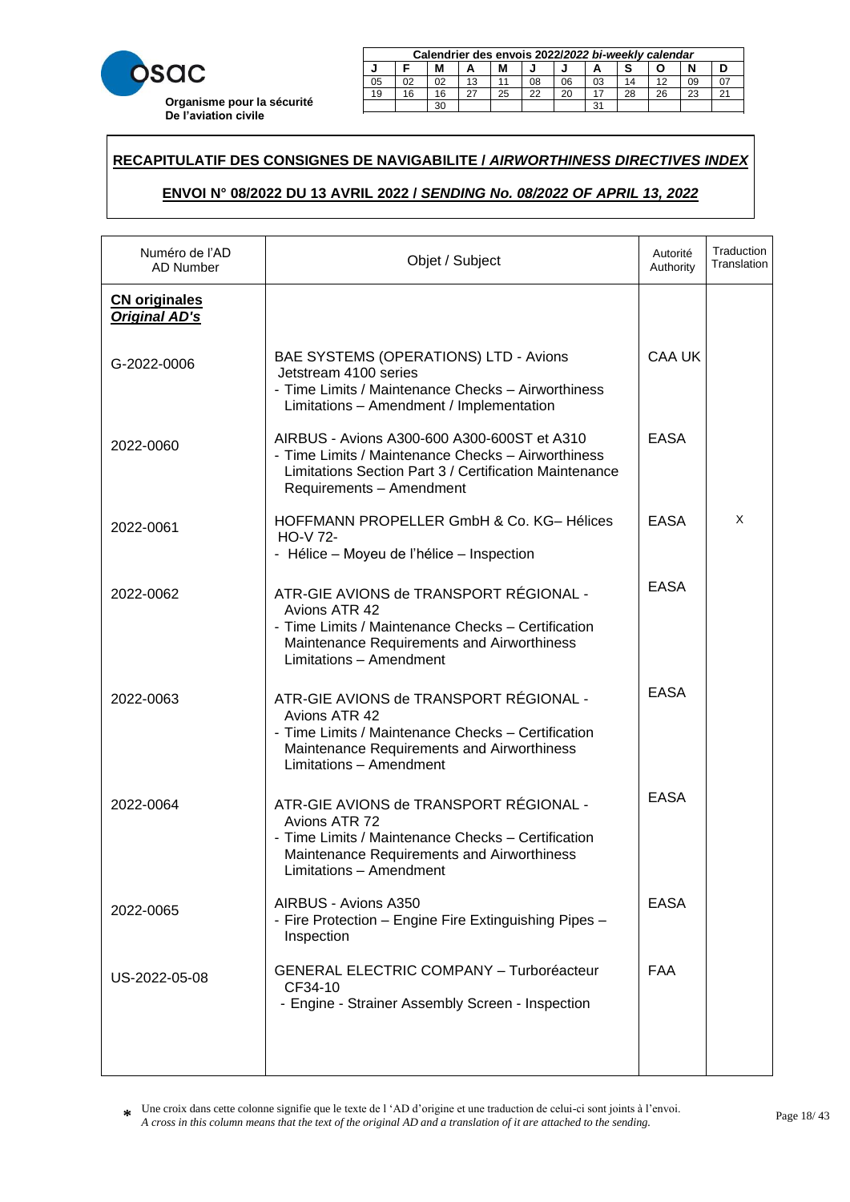**Organisme pour la sécurité De l'aviation civile**

| Calendrier des envois 2022/*2022 bi-weekly calendar* | | | | | | | | | | | |
|---|---|---|---|---|---|---|---|---|---|---|---|
| J | F | M | A | M | J | J | A | S | O | N | D |
| 05 | 02 | 02 | 13 | 11 | 08 | 06 | 03 | 14 | 12 | 09 | 07 |
| 19 | 16 | 16 | 27 | 25 | 22 | 20 | 17 | 28 | 26 | 23 | 21 |
| | | 30 | | | | | 31 | | | | |

## RECAPITULATIF DES CONSIGNES DE NAVIGABILITE / *AIRWORTHINESS DIRECTIVES INDEX*

### ENVOI N° 08/2022 DU 13 AVRIL 2022 / *SENDING No. 08/2022 OF APRIL 13, 2022*

| Numéro de l'AD AD Number | Objet / Subject | Autorité Authority | Traduction Translation |
|---|---|---|---|
| **CN originales** ***Original AD's*** | | | |
| G-2022-0006 | BAE SYSTEMS (OPERATIONS) LTD - Avions Jetstream 4100 series - Time Limits / Maintenance Checks – Airworthiness Limitations – Amendment / Implementation | CAA UK | |
| 2022-0060 | AIRBUS - Avions A300-600 A300-600ST et A310 - Time Limits / Maintenance Checks – Airworthiness Limitations Section Part 3 / Certification Maintenance Requirements – Amendment | EASA | |
| 2022-0061 | HOFFMANN PROPELLER GmbH & Co. KG– Hélices HO-V 72- - Hélice – Moyeu de l'hélice – Inspection | EASA | X |
| 2022-0062 | ATR-GIE AVIONS de TRANSPORT RÉGIONAL - Avions ATR 42 - Time Limits / Maintenance Checks – Certification Maintenance Requirements and Airworthiness Limitations – Amendment | EASA | |
| 2022-0063 | ATR-GIE AVIONS de TRANSPORT RÉGIONAL - Avions ATR 42 - Time Limits / Maintenance Checks – Certification Maintenance Requirements and Airworthiness Limitations – Amendment | EASA | |
| 2022-0064 | ATR-GIE AVIONS de TRANSPORT RÉGIONAL - Avions ATR 72 - Time Limits / Maintenance Checks – Certification Maintenance Requirements and Airworthiness Limitations – Amendment | EASA | |
| 2022-0065 | AIRBUS - Avions A350 - Fire Protection – Engine Fire Extinguishing Pipes – Inspection | EASA | |
| US-2022-05-08 | GENERAL ELECTRIC COMPANY – Turboréacteur CF34-10 - Engine - Strainer Assembly Screen - Inspection | FAA | |

\* Une croix dans cette colonne signifie que le texte de l 'AD d'origine et une traduction de celui-ci sont joints à l'envoi.
*A cross in this column means that the text of the original AD and a translation of it are attached to the sending.*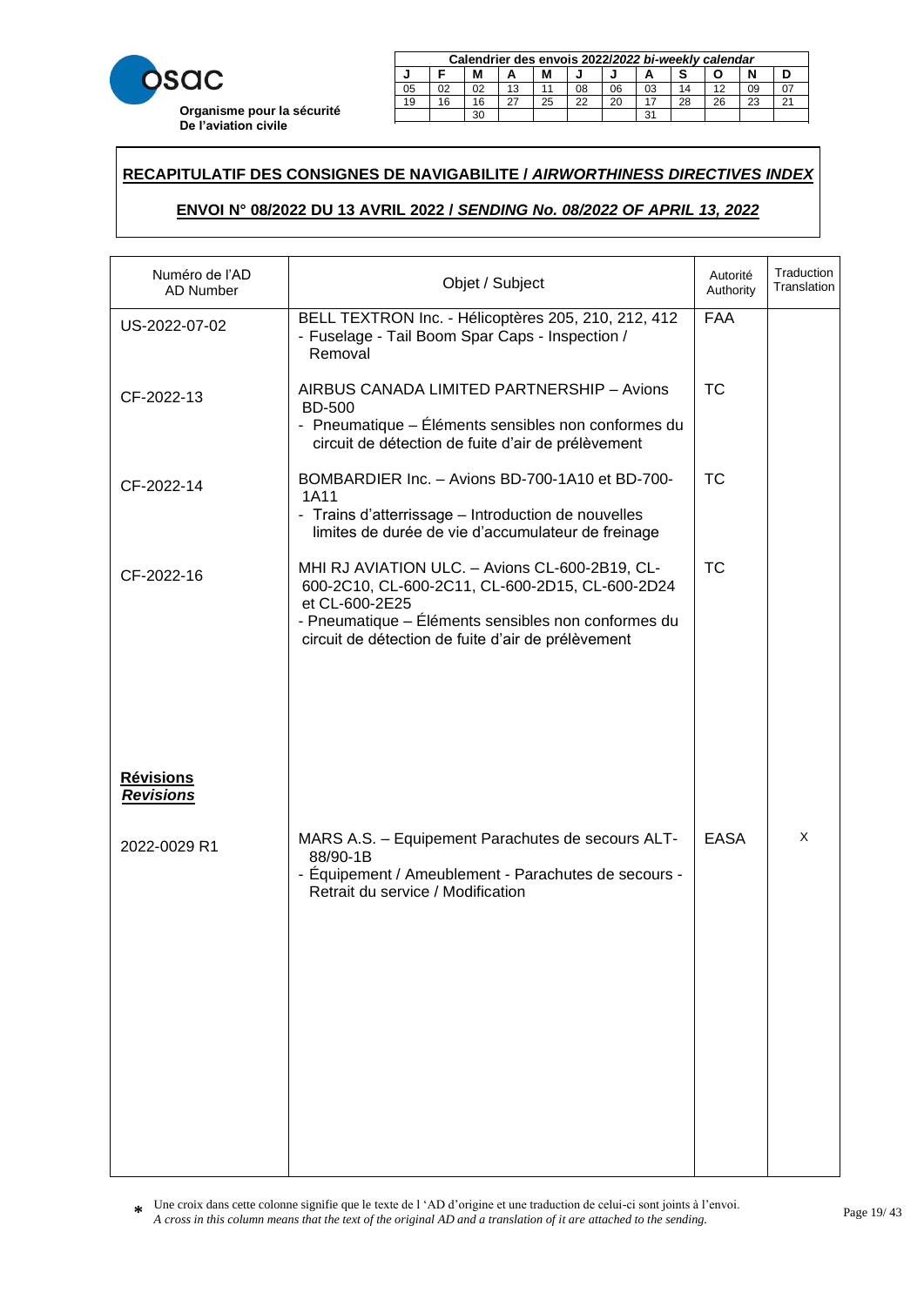osac

**Organisme pour la sécurité De l'aviation civile**

| Calendrier des envois 2022/*2022 bi-weekly calendar* | | | | | | | | | | | |
|---|---|---|---|---|---|---|---|---|---|---|---|
| J | F | M | A | M | J | J | A | S | O | N | D |
| 05 | 02 | 02 | 13 | 11 | 08 | 06 | 03 | 14 | 12 | 09 | 07 |
| 19 | 16 | 16 | 27 | 25 | 22 | 20 | 17 | 28 | 26 | 23 | 21 |
| | | 30 | | | | | 31 | | | | |

## RECAPITULATIF DES CONSIGNES DE NAVIGABILITE / *AIRWORTHINESS DIRECTIVES INDEX*

### ENVOI N° 08/2022 DU 13 AVRIL 2022 / *SENDING No. 08/2022 OF APRIL 13, 2022*

| Numéro de l'AD<br>AD Number | Objet / Subject | Autorité<br>Authority | Traduction<br>Translation |
|---|---|---|---|
| US-2022-07-02 | BELL TEXTRON Inc. - Hélicoptères 205, 210, 212, 412<br>- Fuselage - Tail Boom Spar Caps - Inspection / Removal | FAA | |
| CF-2022-13 | AIRBUS CANADA LIMITED PARTNERSHIP – Avions BD-500<br>- Pneumatique – Éléments sensibles non conformes du circuit de détection de fuite d'air de prélèvement | TC | |
| CF-2022-14 | BOMBARDIER Inc. – Avions BD-700-1A10 et BD-700-1A11<br>- Trains d'atterrissage – Introduction de nouvelles limites de durée de vie d'accumulateur de freinage | TC | |
| CF-2022-16 | MHI RJ AVIATION ULC. – Avions CL-600-2B19, CL-600-2C10, CL-600-2C11, CL-600-2D15, CL-600-2D24 et CL-600-2E25<br>- Pneumatique – Éléments sensibles non conformes du circuit de détection de fuite d'air de prélèvement | TC | |
| **Révisions**<br>***Revisions*** | | | |
| 2022-0029 R1 | MARS A.S. – Equipement Parachutes de secours ALT-88/90-1B<br>- Équipement / Ameublement - Parachutes de secours - Retrait du service / Modification | EASA | X |

\* Une croix dans cette colonne signifie que le texte de l 'AD d'origine et une traduction de celui-ci sont joints à l'envoi.
*A cross in this column means that the text of the original AD and a translation of it are attached to the sending.*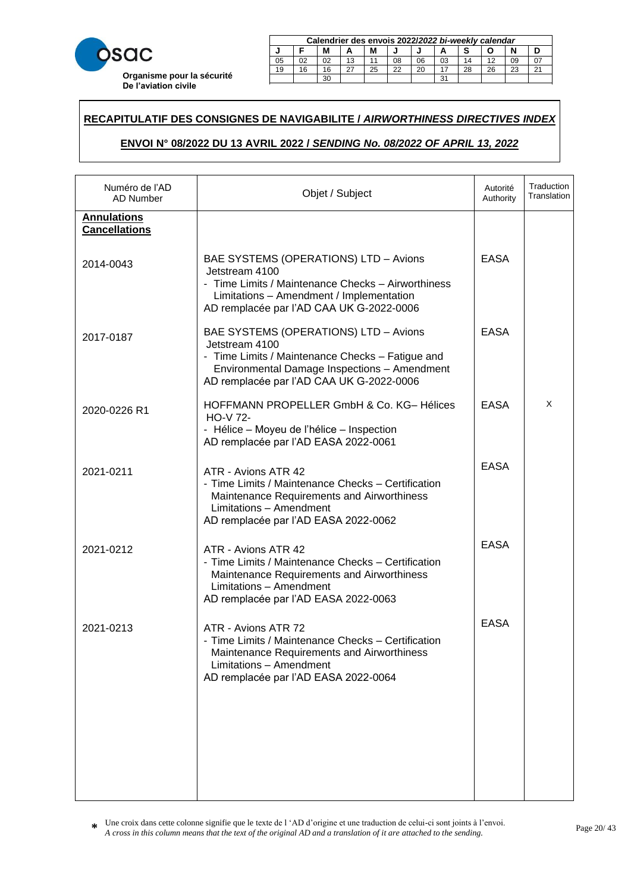**osac**

**Organisme pour la sécurité De l'aviation civile**

| Calendrier des envois 2022/*2022 bi-weekly calendar* | | | | | | | | | | | |
|---|---|---|---|---|---|---|---|---|---|---|---|
| **J** | **F** | **M** | **A** | **M** | **J** | **J** | **A** | **S** | **O** | **N** | **D** |
| 05 | 02 | 02 | 13 | 11 | 08 | 06 | 03 | 14 | 12 | 09 | 07 |
| 19 | 16 | 16 | 27 | 25 | 22 | 20 | 17 | 28 | 26 | 23 | 21 |
| | | 30 | | | | | 31 | | | | |

## RECAPITULATIF DES CONSIGNES DE NAVIGABILITE / *AIRWORTHINESS DIRECTIVES INDEX*

### ENVOI N° 08/2022 DU 13 AVRIL 2022 / *SENDING No. 08/2022 OF APRIL 13, 2022*

| Numéro de l'AD<br>AD Number | Objet / Subject | Autorité<br>Authority | Traduction<br>Translation |
|---|---|---|---|
| **Annulations**<br>**Cancellations** | | | |
| 2014-0043 | BAE SYSTEMS (OPERATIONS) LTD – Avions Jetstream 4100<br>- Time Limits / Maintenance Checks – Airworthiness Limitations – Amendment / Implementation<br>AD remplacée par l'AD CAA UK G-2022-0006 | EASA | |
| 2017-0187 | BAE SYSTEMS (OPERATIONS) LTD – Avions Jetstream 4100<br>- Time Limits / Maintenance Checks – Fatigue and Environmental Damage Inspections – Amendment<br>AD remplacée par l'AD CAA UK G-2022-0006 | EASA | |
| 2020-0226 R1 | HOFFMANN PROPELLER GmbH & Co. KG– Hélices HO-V 72-<br>- Hélice – Moyeu de l'hélice – Inspection<br>AD remplacée par l'AD EASA 2022-0061 | EASA | X |
| 2021-0211 | ATR - Avions ATR 42<br>- Time Limits / Maintenance Checks – Certification Maintenance Requirements and Airworthiness Limitations – Amendment<br>AD remplacée par l'AD EASA 2022-0062 | EASA | |
| 2021-0212 | ATR - Avions ATR 42<br>- Time Limits / Maintenance Checks – Certification Maintenance Requirements and Airworthiness Limitations – Amendment<br>AD remplacée par l'AD EASA 2022-0063 | EASA | |
| 2021-0213 | ATR - Avions ATR 72<br>- Time Limits / Maintenance Checks – Certification Maintenance Requirements and Airworthiness Limitations – Amendment<br>AD remplacée par l'AD EASA 2022-0064 | EASA | |

\* Une croix dans cette colonne signifie que le texte de l 'AD d'origine et une traduction de celui-ci sont joints à l'envoi.
*A cross in this column means that the text of the original AD and a translation of it are attached to the sending.*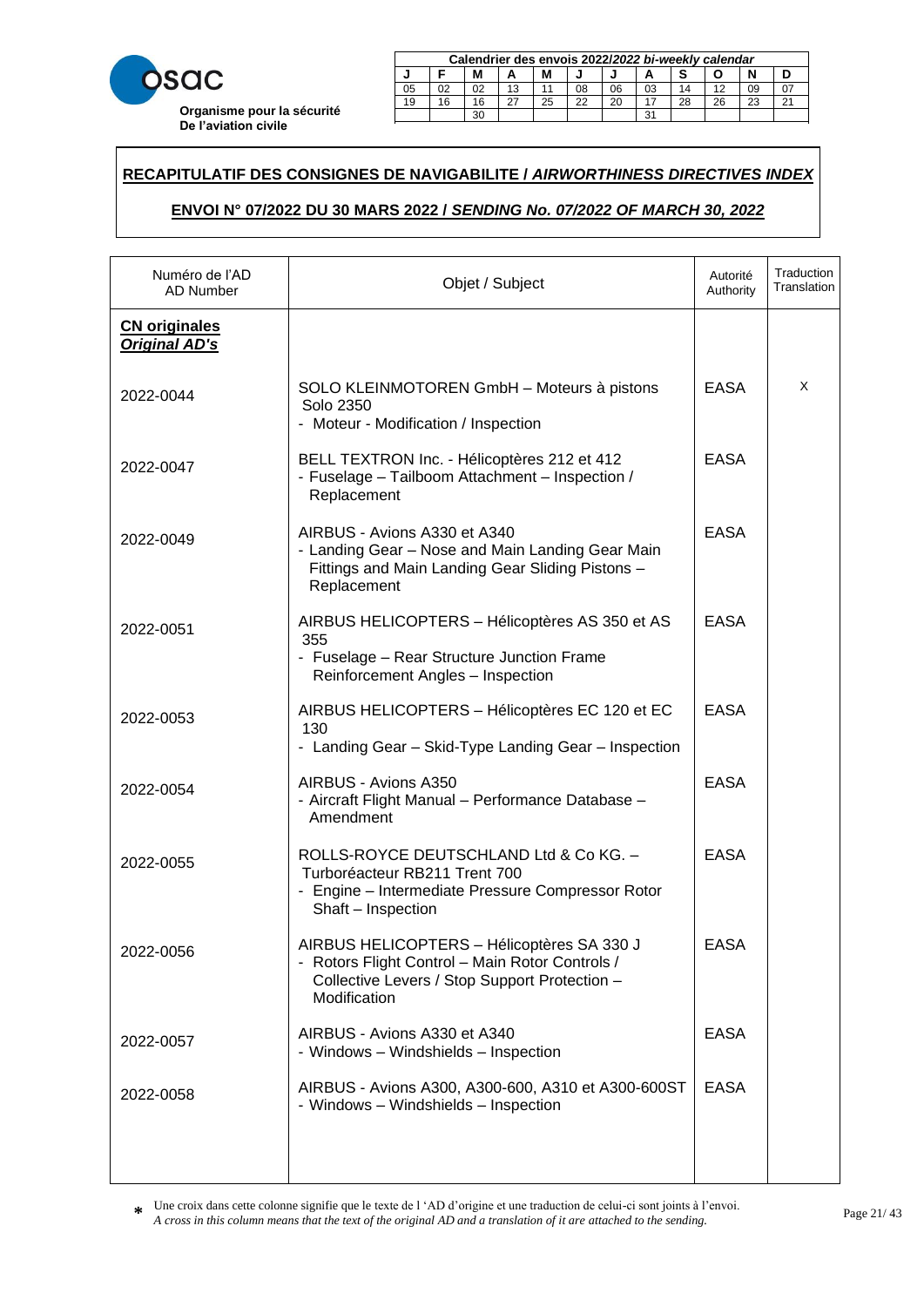**Organisme pour la sécurité De l'aviation civile**

| Calendrier des envois 2022/*2022 bi-weekly calendar* | | | | | | | | | | | |
|---|---|---|---|---|---|---|---|---|---|---|---|
| J | F | M | A | M | J | J | A | S | O | N | D |
| 05 | 02 | 02 | 13 | 11 | 08 | 06 | 03 | 14 | 12 | 09 | 07 |
| 19 | 16 | 16 | 27 | 25 | 22 | 20 | 17 | 28 | 26 | 23 | 21 |
| | | 30 | | | | | 31 | | | | |

## RECAPITULATIF DES CONSIGNES DE NAVIGABILITE / *AIRWORTHINESS DIRECTIVES INDEX*

### ENVOI N° 07/2022 DU 30 MARS 2022 / *SENDING No. 07/2022 OF MARCH 30, 2022*

| Numéro de l'AD<br>AD Number | Objet / Subject | Autorité<br>Authority | Traduction<br>Translation |
|---|---|---|---|
| **CN originales**<br>***Original AD's*** | | | |
| 2022-0044 | SOLO KLEINMOTOREN GmbH – Moteurs à pistons Solo 2350<br>- Moteur - Modification / Inspection | EASA | X |
| 2022-0047 | BELL TEXTRON Inc. - Hélicoptères 212 et 412<br>- Fuselage – Tailboom Attachment – Inspection / Replacement | EASA | |
| 2022-0049 | AIRBUS - Avions A330 et A340<br>- Landing Gear – Nose and Main Landing Gear Main Fittings and Main Landing Gear Sliding Pistons – Replacement | EASA | |
| 2022-0051 | AIRBUS HELICOPTERS – Hélicoptères AS 350 et AS 355<br>- Fuselage – Rear Structure Junction Frame Reinforcement Angles – Inspection | EASA | |
| 2022-0053 | AIRBUS HELICOPTERS – Hélicoptères EC 120 et EC 130<br>- Landing Gear – Skid-Type Landing Gear – Inspection | EASA | |
| 2022-0054 | AIRBUS - Avions A350<br>- Aircraft Flight Manual – Performance Database – Amendment | EASA | |
| 2022-0055 | ROLLS-ROYCE DEUTSCHLAND Ltd & Co KG. – Turboréacteur RB211 Trent 700<br>- Engine – Intermediate Pressure Compressor Rotor Shaft – Inspection | EASA | |
| 2022-0056 | AIRBUS HELICOPTERS – Hélicoptères SA 330 J<br>- Rotors Flight Control – Main Rotor Controls / Collective Levers / Stop Support Protection – Modification | EASA | |
| 2022-0057 | AIRBUS - Avions A330 et A340<br>- Windows – Windshields – Inspection | EASA | |
| 2022-0058 | AIRBUS - Avions A300, A300-600, A310 et A300-600ST<br>- Windows – Windshields – Inspection | EASA | |

\* Une croix dans cette colonne signifie que le texte de l 'AD d'origine et une traduction de celui-ci sont joints à l'envoi.
*A cross in this column means that the text of the original AD and a translation of it are attached to the sending.*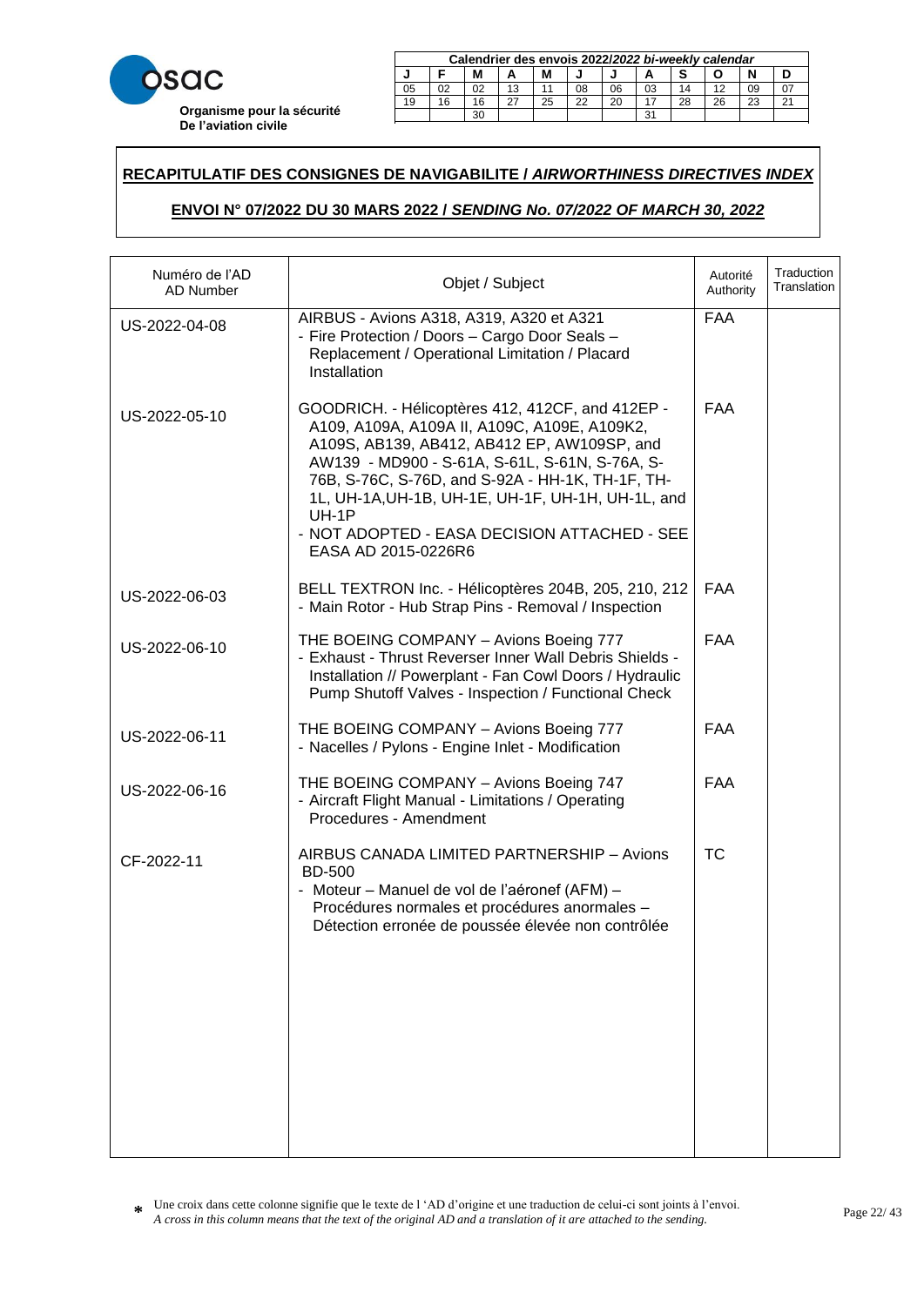**Organisme pour la sécurité De l'aviation civile**

| Calendrier des envois 2022/*2022 bi-weekly calendar* | | | | | | | | | | | |
|---|---|---|---|---|---|---|---|---|---|---|---|
| J | F | M | A | M | J | J | A | S | O | N | D |
| 05 | 02 | 02 | 13 | 11 | 08 | 06 | 03 | 14 | 12 | 09 | 07 |
| 19 | 16 | 16 | 27 | 25 | 22 | 20 | 17 | 28 | 26 | 23 | 21 |
| | | 30 | | | | | 31 | | | | |

## RECAPITULATIF DES CONSIGNES DE NAVIGABILITE / *AIRWORTHINESS DIRECTIVES INDEX*

### ENVOI N° 07/2022 DU 30 MARS 2022 / *SENDING No. 07/2022 OF MARCH 30, 2022*

| Numéro de l'AD AD Number | Objet / Subject | Autorité Authority | Traduction Translation |
|---|---|---|---|
| US-2022-04-08 | AIRBUS - Avions A318, A319, A320 et A321 - Fire Protection / Doors – Cargo Door Seals – Replacement / Operational Limitation / Placard Installation | FAA | |
| US-2022-05-10 | GOODRICH. - Hélicoptères 412, 412CF, and 412EP - A109, A109A, A109A II, A109C, A109E, A109K2, A109S, AB139, AB412, AB412 EP, AW109SP, and AW139 - MD900 - S-61A, S-61L, S-61N, S-76A, S-76B, S-76C, S-76D, and S-92A - HH-1K, TH-1F, TH-1L, UH-1A,UH-1B, UH-1E, UH-1F, UH-1H, UH-1L, and UH-1P - NOT ADOPTED - EASA DECISION ATTACHED - SEE EASA AD 2015-0226R6 | FAA | |
| US-2022-06-03 | BELL TEXTRON Inc. - Hélicoptères 204B, 205, 210, 212 - Main Rotor - Hub Strap Pins - Removal / Inspection | FAA | |
| US-2022-06-10 | THE BOEING COMPANY – Avions Boeing 777 - Exhaust - Thrust Reverser Inner Wall Debris Shields - Installation // Powerplant - Fan Cowl Doors / Hydraulic Pump Shutoff Valves - Inspection / Functional Check | FAA | |
| US-2022-06-11 | THE BOEING COMPANY – Avions Boeing 777 - Nacelles / Pylons - Engine Inlet - Modification | FAA | |
| US-2022-06-16 | THE BOEING COMPANY – Avions Boeing 747 - Aircraft Flight Manual - Limitations / Operating Procedures - Amendment | FAA | |
| CF-2022-11 | AIRBUS CANADA LIMITED PARTNERSHIP – Avions BD-500 - Moteur – Manuel de vol de l'aéronef (AFM) – Procédures normales et procédures anormales – Détection erronée de poussée élevée non contrôlée | TC | |

\* Une croix dans cette colonne signifie que le texte de l 'AD d'origine et une traduction de celui-ci sont joints à l'envoi.
*A cross in this column means that the text of the original AD and a translation of it are attached to the sending.*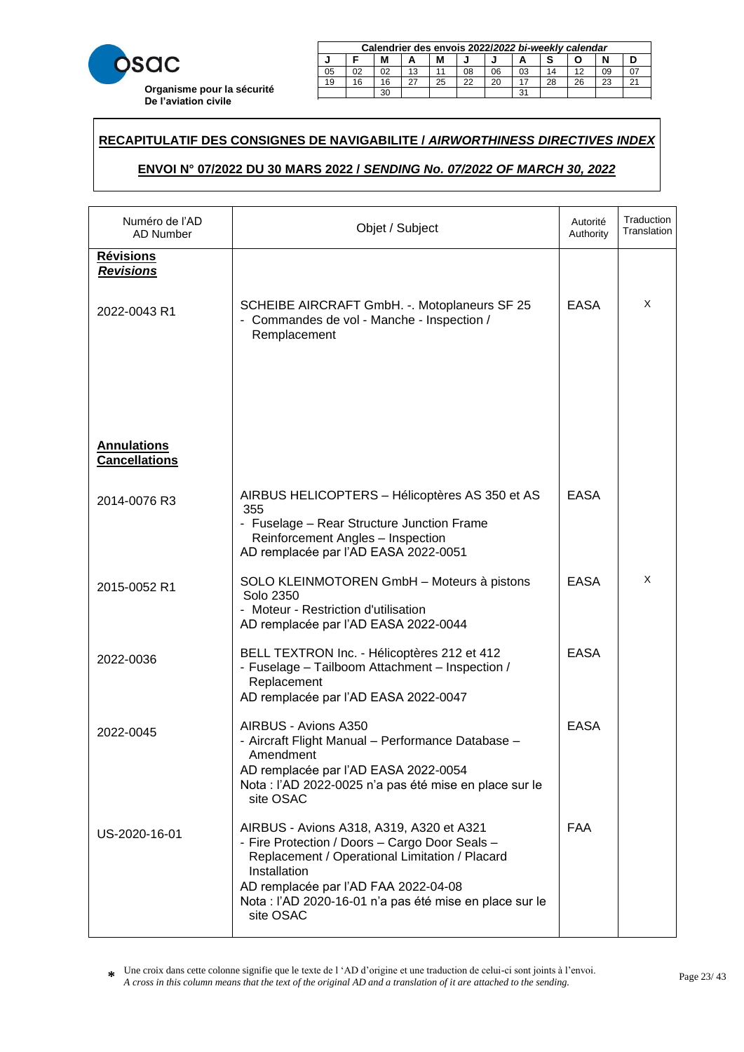osac

**Organisme pour la sécurité De l'aviation civile**

| Calendrier des envois 2022/*2022 bi-weekly calendar* | | | | | | | | | | | |
|---|---|---|---|---|---|---|---|---|---|---|---|
| J | F | M | A | M | J | J | A | S | O | N | D |
| 05 | 02 | 02 | 13 | 11 | 08 | 06 | 03 | 14 | 12 | 09 | 07 |
| 19 | 16 | 16 | 27 | 25 | 22 | 20 | 17 | 28 | 26 | 23 | 21 |
| | | 30 | | | | | 31 | | | | |

## RECAPITULATIF DES CONSIGNES DE NAVIGABILITE / *AIRWORTHINESS DIRECTIVES INDEX*

## ENVOI N° 07/2022 DU 30 MARS 2022 / *SENDING No. 07/2022 OF MARCH 30, 2022*

| Numéro de l'AD<br>AD Number | Objet / Subject | Autorité<br>Authority | Traduction<br>Translation |
|---|---|---|---|
| **Révisions**<br>***Revisions*** | | | |
| 2022-0043 R1 | SCHEIBE AIRCRAFT GmbH. -. Motoplaneurs SF 25<br>- Commandes de vol - Manche - Inspection / Remplacement | EASA | X |
| **Annulations**<br>**Cancellations** | | | |
| 2014-0076 R3 | AIRBUS HELICOPTERS – Hélicoptères AS 350 et AS 355<br>- Fuselage – Rear Structure Junction Frame Reinforcement Angles – Inspection<br>AD remplacée par l'AD EASA 2022-0051 | EASA | |
| 2015-0052 R1 | SOLO KLEINMOTOREN GmbH – Moteurs à pistons Solo 2350<br>- Moteur - Restriction d'utilisation<br>AD remplacée par l'AD EASA 2022-0044 | EASA | X |
| 2022-0036 | BELL TEXTRON Inc. - Hélicoptères 212 et 412<br>- Fuselage – Tailboom Attachment – Inspection / Replacement<br>AD remplacée par l'AD EASA 2022-0047 | EASA | |
| 2022-0045 | AIRBUS - Avions A350<br>- Aircraft Flight Manual – Performance Database – Amendment<br>AD remplacée par l'AD EASA 2022-0054<br>Nota : l'AD 2022-0025 n'a pas été mise en place sur le site OSAC | EASA | |
| US-2020-16-01 | AIRBUS - Avions A318, A319, A320 et A321<br>- Fire Protection / Doors – Cargo Door Seals – Replacement / Operational Limitation / Placard Installation<br>AD remplacée par l'AD FAA 2022-04-08<br>Nota : l'AD 2020-16-01 n'a pas été mise en place sur le site OSAC | FAA | |

* Une croix dans cette colonne signifie que le texte de l 'AD d'origine et une traduction de celui-ci sont joints à l'envoi.
*A cross in this column means that the text of the original AD and a translation of it are attached to the sending.*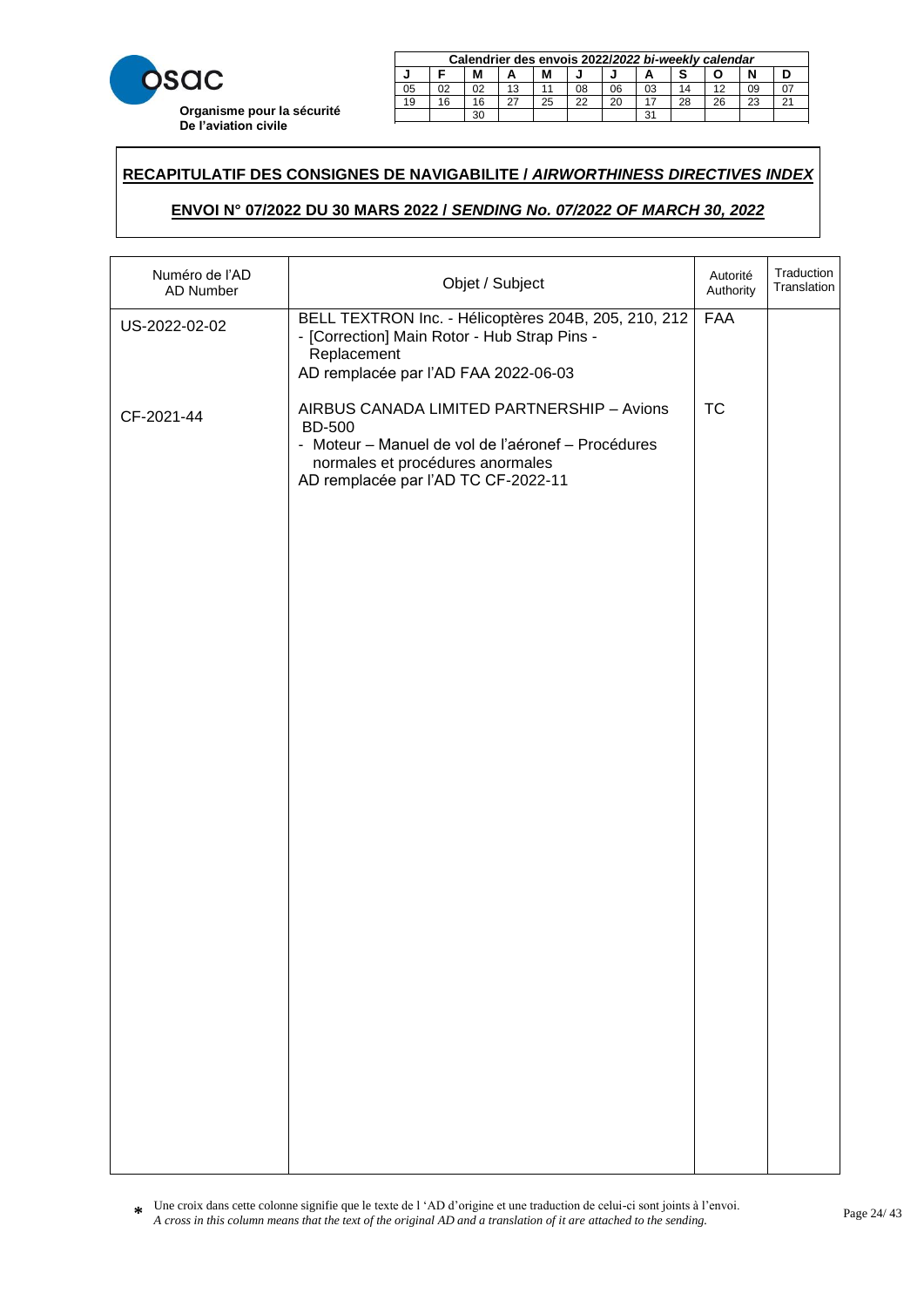**Organisme pour la sécurité De l'aviation civile**

| Calendrier des envois 2022/*2022 bi-weekly calendar* | | | | | | | | | | | |
|---|---|---|---|---|---|---|---|---|---|---|---|
| J | F | M | A | M | J | J | A | S | O | N | D |
| 05 | 02 | 02 | 13 | 11 | 08 | 06 | 03 | 14 | 12 | 09 | 07 |
| 19 | 16 | 16 | 27 | 25 | 22 | 20 | 17 | 28 | 26 | 23 | 21 |
| | | 30 | | | | | 31 | | | | |

## RECAPITULATIF DES CONSIGNES DE NAVIGABILITE / *AIRWORTHINESS DIRECTIVES INDEX*

### ENVOI N° 07/2022 DU 30 MARS 2022 / *SENDING No. 07/2022 OF MARCH 30, 2022*

| Numéro de l'AD AD Number | Objet / Subject | Autorité Authority | Traduction Translation |
|---|---|---|---|
| US-2022-02-02 | BELL TEXTRON Inc. - Hélicoptères 204B, 205, 210, 212 - [Correction] Main Rotor - Hub Strap Pins - Replacement<br>AD remplacée par l'AD FAA 2022-06-03 | FAA | |
| CF-2021-44 | AIRBUS CANADA LIMITED PARTNERSHIP – Avions BD-500 - Moteur – Manuel de vol de l'aéronef – Procédures normales et procédures anormales<br>AD remplacée par l'AD TC CF-2022-11 | TC | |

\* Une croix dans cette colonne signifie que le texte de l 'AD d'origine et une traduction de celui-ci sont joints à l'envoi.
*A cross in this column means that the text of the original AD and a translation of it are attached to the sending.*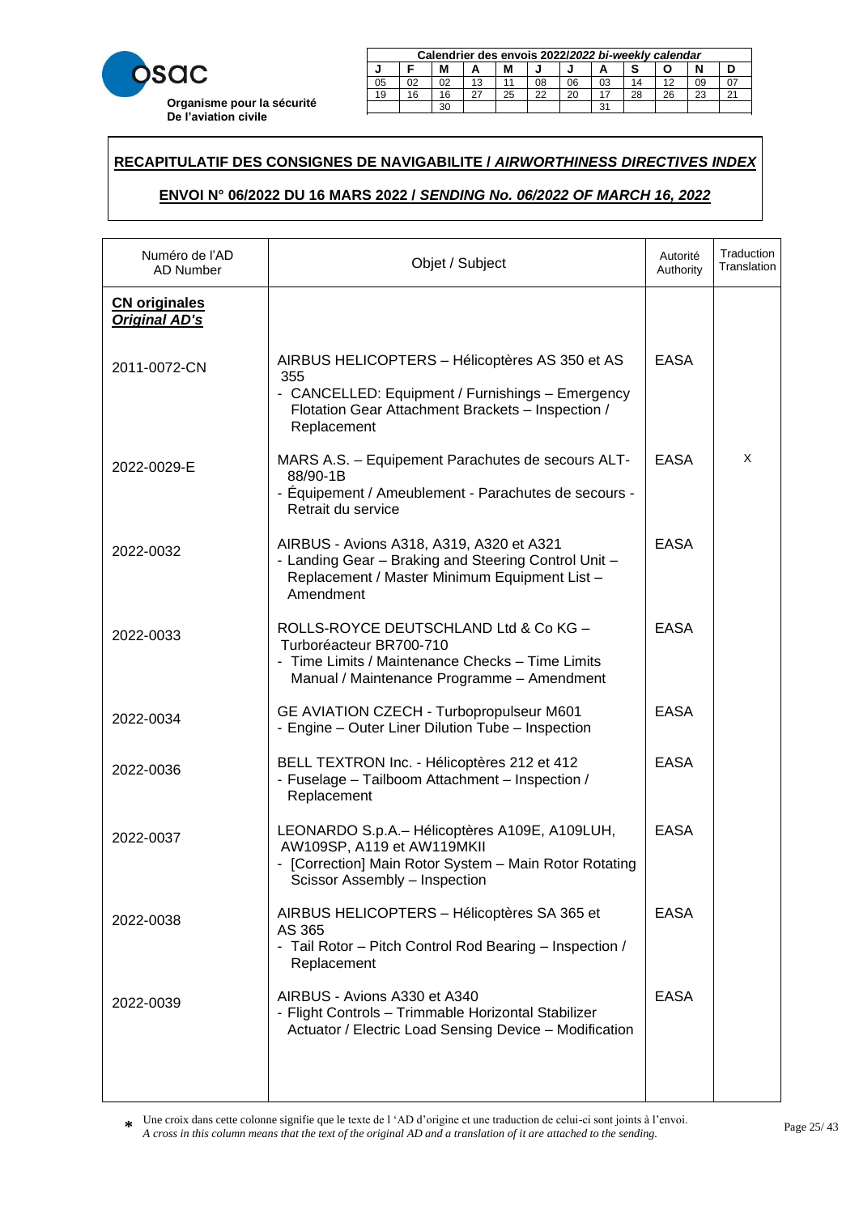osac

**Organisme pour la sécurité De l'aviation civile**

| Calendrier des envois 2022/*2022 bi-weekly calendar* | | | | | | | | | | | |
|---|---|---|---|---|---|---|---|---|---|---|---|
| J | F | M | A | M | J | J | A | S | O | N | D |
| 05 | 02 | 02 | 13 | 11 | 08 | 06 | 03 | 14 | 12 | 09 | 07 |
| 19 | 16 | 16 | 27 | 25 | 22 | 20 | 17 | 28 | 26 | 23 | 21 |
| | | 30 | | | | | 31 | | | | |

## RECAPITULATIF DES CONSIGNES DE NAVIGABILITE / *AIRWORTHINESS DIRECTIVES INDEX*

### ENVOI N° 06/2022 DU 16 MARS 2022 / *SENDING No. 06/2022 OF MARCH 16, 2022*

| Numéro de l'AD AD Number | Objet / Subject | Autorité Authority | Traduction Translation |
|---|---|---|---|
| **CN originales** ***Original AD's*** | | | |
| 2011-0072-CN | AIRBUS HELICOPTERS – Hélicoptères AS 350 et AS 355 - CANCELLED: Equipment / Furnishings – Emergency Flotation Gear Attachment Brackets – Inspection / Replacement | EASA | |
| 2022-0029-E | MARS A.S. – Equipement Parachutes de secours ALT-88/90-1B - Équipement / Ameublement - Parachutes de secours - Retrait du service | EASA | X |
| 2022-0032 | AIRBUS - Avions A318, A319, A320 et A321 - Landing Gear – Braking and Steering Control Unit – Replacement / Master Minimum Equipment List – Amendment | EASA | |
| 2022-0033 | ROLLS-ROYCE DEUTSCHLAND Ltd & Co KG – Turboréacteur BR700-710 - Time Limits / Maintenance Checks – Time Limits Manual / Maintenance Programme – Amendment | EASA | |
| 2022-0034 | GE AVIATION CZECH - Turbopropulseur M601 - Engine – Outer Liner Dilution Tube – Inspection | EASA | |
| 2022-0036 | BELL TEXTRON Inc. - Hélicoptères 212 et 412 - Fuselage – Tailboom Attachment – Inspection / Replacement | EASA | |
| 2022-0037 | LEONARDO S.p.A.– Hélicoptères A109E, A109LUH, AW109SP, A119 et AW119MKII - [Correction] Main Rotor System – Main Rotor Rotating Scissor Assembly – Inspection | EASA | |
| 2022-0038 | AIRBUS HELICOPTERS – Hélicoptères SA 365 et AS 365 - Tail Rotor – Pitch Control Rod Bearing – Inspection / Replacement | EASA | |
| 2022-0039 | AIRBUS - Avions A330 et A340 - Flight Controls – Trimmable Horizontal Stabilizer Actuator / Electric Load Sensing Device – Modification | EASA | |

* Une croix dans cette colonne signifie que le texte de l 'AD d'origine et une traduction de celui-ci sont joints à l'envoi.
*A cross in this column means that the text of the original AD and a translation of it are attached to the sending.*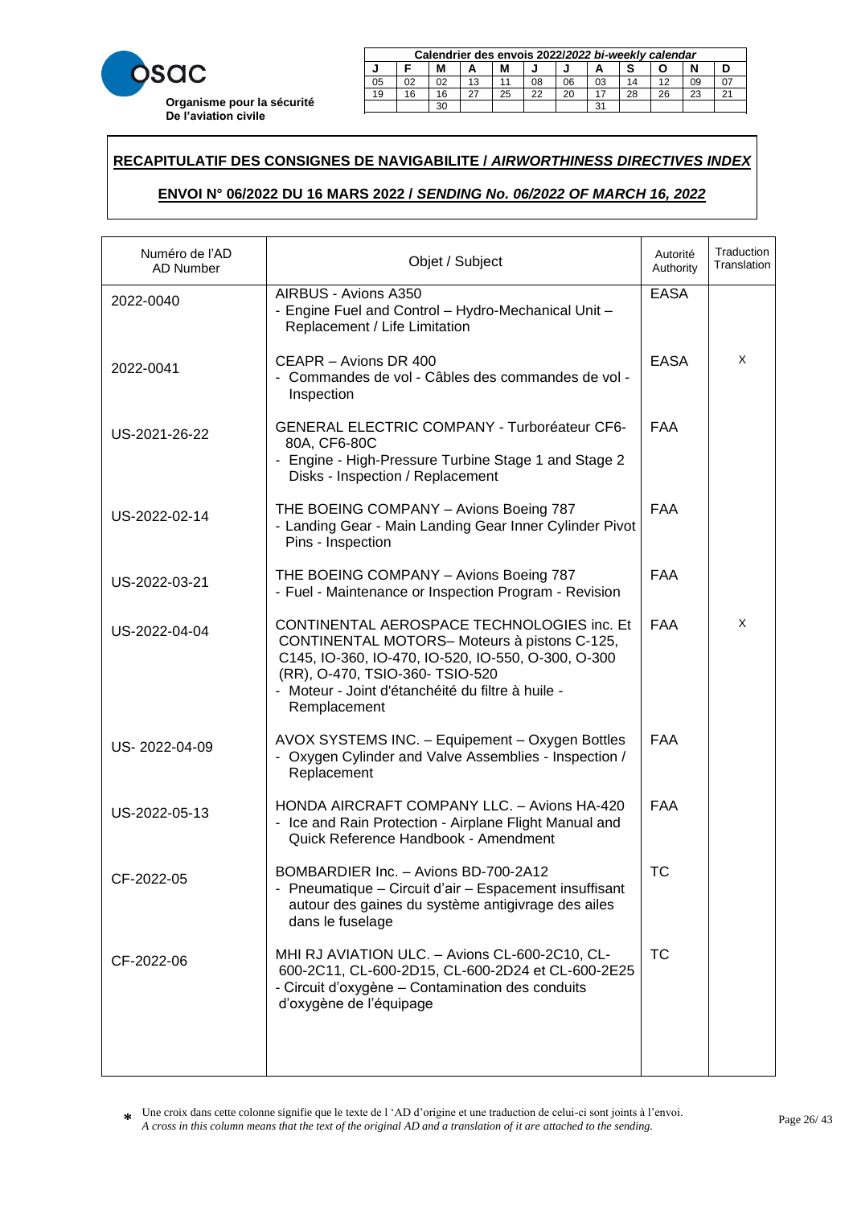**Organisme pour la sécurité De l'aviation civile**

| Calendrier des envois 2022/*2022 bi-weekly calendar* | | | | | | | | | | | |
|---|---|---|---|---|---|---|---|---|---|---|---|
| J | F | M | A | M | J | J | A | S | O | N | D |
| 05 | 02 | 02 | 13 | 11 | 08 | 06 | 03 | 14 | 12 | 09 | 07 |
| 19 | 16 | 16 | 27 | 25 | 22 | 20 | 17 | 28 | 26 | 23 | 21 |
| | | 30 | | | | | 31 | | | | |

**RECAPITULATIF DES CONSIGNES DE NAVIGABILITE / *AIRWORTHINESS DIRECTIVES INDEX***

**ENVOI N° 06/2022 DU 16 MARS 2022 / *SENDING No. 06/2022 OF MARCH 16, 2022***

| Numéro de l'AD<br>AD Number | Objet / Subject | Autorité<br>Authority | Traduction<br>Translation |
|---|---|---|---|
| 2022-0040 | AIRBUS - Avions A350<br>- Engine Fuel and Control – Hydro-Mechanical Unit – Replacement / Life Limitation | EASA | |
| 2022-0041 | CEAPR – Avions DR 400<br>- Commandes de vol - Câbles des commandes de vol - Inspection | EASA | X |
| US-2021-26-22 | GENERAL ELECTRIC COMPANY - Turboréateur CF6-80A, CF6-80C<br>- Engine - High-Pressure Turbine Stage 1 and Stage 2 Disks - Inspection / Replacement | FAA | |
| US-2022-02-14 | THE BOEING COMPANY – Avions Boeing 787<br>- Landing Gear - Main Landing Gear Inner Cylinder Pivot Pins - Inspection | FAA | |
| US-2022-03-21 | THE BOEING COMPANY – Avions Boeing 787<br>- Fuel - Maintenance or Inspection Program - Revision | FAA | |
| US-2022-04-04 | CONTINENTAL AEROSPACE TECHNOLOGIES inc. Et CONTINENTAL MOTORS– Moteurs à pistons C-125, C145, IO-360, IO-470, IO-520, IO-550, O-300, O-300 (RR), O-470, TSIO-360- TSIO-520<br>- Moteur - Joint d'étanchéité du filtre à huile - Remplacement | FAA | X |
| US- 2022-04-09 | AVOX SYSTEMS INC. – Equipement – Oxygen Bottles<br>- Oxygen Cylinder and Valve Assemblies - Inspection / Replacement | FAA | |
| US-2022-05-13 | HONDA AIRCRAFT COMPANY LLC. – Avions HA-420<br>- Ice and Rain Protection - Airplane Flight Manual and Quick Reference Handbook - Amendment | FAA | |
| CF-2022-05 | BOMBARDIER Inc. – Avions BD-700-2A12<br>- Pneumatique – Circuit d'air – Espacement insuffisant autour des gaines du système antigivrage des ailes dans le fuselage | TC | |
| CF-2022-06 | MHI RJ AVIATION ULC. – Avions CL-600-2C10, CL-600-2C11, CL-600-2D15, CL-600-2D24 et CL-600-2E25<br>- Circuit d'oxygène – Contamination des conduits d'oxygène de l'équipage | TC | |

\* Une croix dans cette colonne signifie que le texte de l 'AD d'origine et une traduction de celui-ci sont joints à l'envoi.
*A cross in this column means that the text of the original AD and a translation of it are attached to the sending.*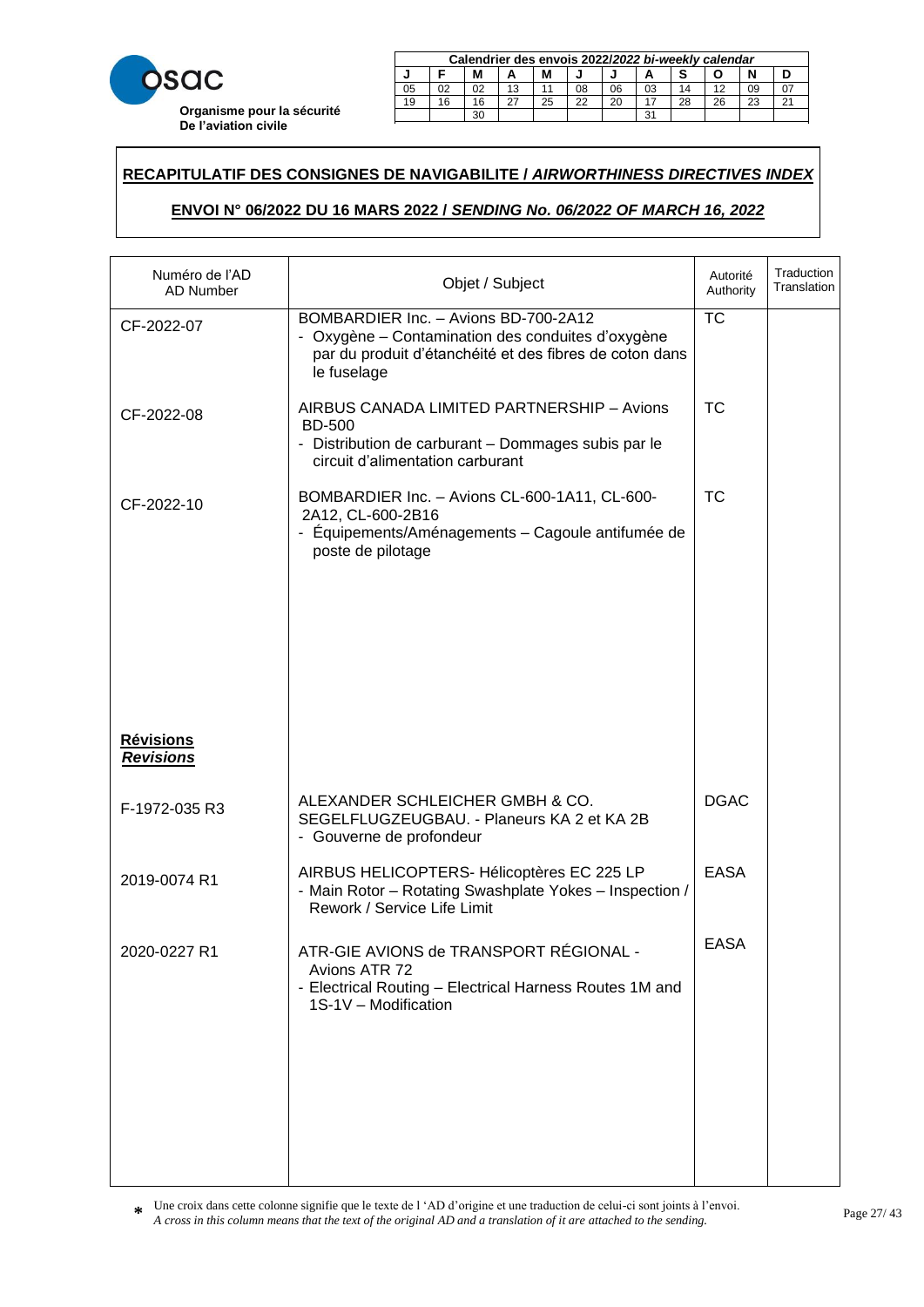**osac**

**Organisme pour la sécurité De l'aviation civile**

| Calendrier des envois 2022/*2022 bi-weekly calendar* | | | | | | | | | | | |
|---|---|---|---|---|---|---|---|---|---|---|---|
| J | F | M | A | M | J | J | A | S | O | N | D |
| 05 | 02 | 02 | 13 | 11 | 08 | 06 | 03 | 14 | 12 | 09 | 07 |
| 19 | 16 | 16 | 27 | 25 | 22 | 20 | 17 | 28 | 26 | 23 | 21 |
| | | 30 | | | | | 31 | | | | |

## RECAPITULATIF DES CONSIGNES DE NAVIGABILITE / *AIRWORTHINESS DIRECTIVES INDEX*

### ENVOI N° 06/2022 DU 16 MARS 2022 / *SENDING No. 06/2022 OF MARCH 16, 2022*

| Numéro de l'AD AD Number | Objet / Subject | Autorité Authority | Traduction Translation |
|---|---|---|---|
| CF-2022-07 | BOMBARDIER Inc. – Avions BD-700-2A12<br>- Oxygène – Contamination des conduites d'oxygène par du produit d'étanchéité et des fibres de coton dans le fuselage | TC | |
| CF-2022-08 | AIRBUS CANADA LIMITED PARTNERSHIP – Avions BD-500<br>- Distribution de carburant – Dommages subis par le circuit d'alimentation carburant | TC | |
| CF-2022-10 | BOMBARDIER Inc. – Avions CL-600-1A11, CL-600-2A12, CL-600-2B16<br>- Équipements/Aménagements – Cagoule antifumée de poste de pilotage | TC | |
| **Révisions** ***Revisions*** | | | |
| F-1972-035 R3 | ALEXANDER SCHLEICHER GMBH & CO. SEGELFLUGZEUGBAU. - Planeurs KA 2 et KA 2B<br>- Gouverne de profondeur | DGAC | |
| 2019-0074 R1 | AIRBUS HELICOPTERS- Hélicoptères EC 225 LP<br>- Main Rotor – Rotating Swashplate Yokes – Inspection / Rework / Service Life Limit | EASA | |
| 2020-0227 R1 | ATR-GIE AVIONS de TRANSPORT RÉGIONAL - Avions ATR 72<br>- Electrical Routing – Electrical Harness Routes 1M and 1S-1V – Modification | EASA | |

\* Une croix dans cette colonne signifie que le texte de l 'AD d'origine et une traduction de celui-ci sont joints à l'envoi.
*A cross in this column means that the text of the original AD and a translation of it are attached to the sending.*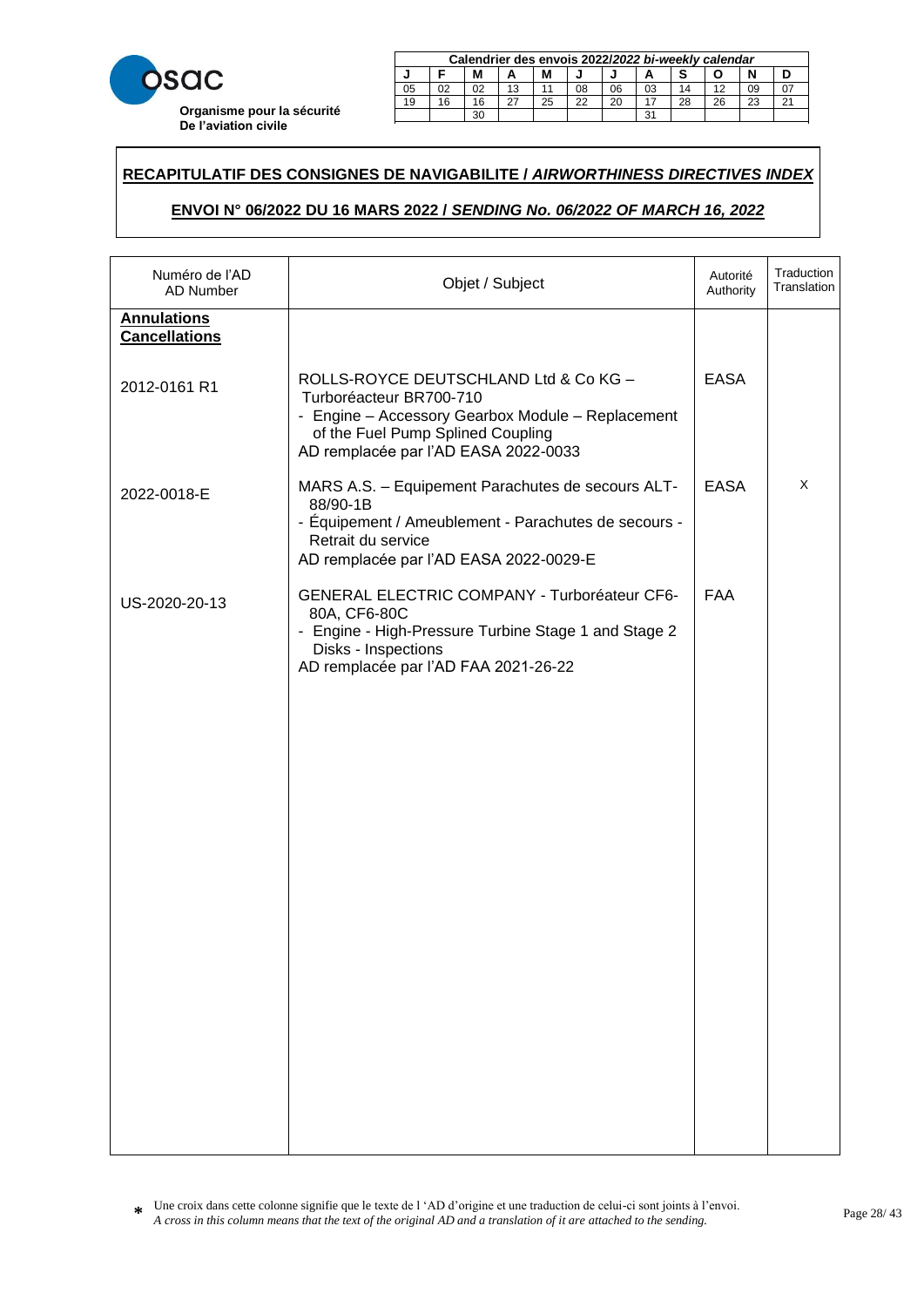**Organisme pour la sécurité De l'aviation civile**

| Calendrier des envois 2022/*2022 bi-weekly calendar* | | | | | | | | | | | |
|---|---|---|---|---|---|---|---|---|---|---|---|
| J | F | M | A | M | J | J | A | S | O | N | D |
| 05 | 02 | 02 | 13 | 11 | 08 | 06 | 03 | 14 | 12 | 09 | 07 |
| 19 | 16 | 16 | 27 | 25 | 22 | 20 | 17 | 28 | 26 | 23 | 21 |
| | | 30 | | | | | 31 | | | | |

## RECAPITULATIF DES CONSIGNES DE NAVIGABILITE / *AIRWORTHINESS DIRECTIVES INDEX*

### ENVOI N° 06/2022 DU 16 MARS 2022 / *SENDING No. 06/2022 OF MARCH 16, 2022*

| Numéro de l'AD AD Number | Objet / Subject | Autorité Authority | Traduction Translation |
|---|---|---|---|
| **Annulations Cancellations** | | | |
| 2012-0161 R1 | ROLLS-ROYCE DEUTSCHLAND Ltd & Co KG – Turboréacteur BR700-710<br>- Engine – Accessory Gearbox Module – Replacement of the Fuel Pump Splined Coupling<br>AD remplacée par l'AD EASA 2022-0033 | EASA | |
| 2022-0018-E | MARS A.S. – Equipement Parachutes de secours ALT-88/90-1B<br>- Équipement / Ameublement - Parachutes de secours - Retrait du service<br>AD remplacée par l'AD EASA 2022-0029-E | EASA | X |
| US-2020-20-13 | GENERAL ELECTRIC COMPANY - Turboréateur CF6-80A, CF6-80C<br>- Engine - High-Pressure Turbine Stage 1 and Stage 2 Disks - Inspections<br>AD remplacée par l'AD FAA 2021-26-22 | FAA | |

\* Une croix dans cette colonne signifie que le texte de l 'AD d'origine et une traduction de celui-ci sont joints à l'envoi.
*A cross in this column means that the text of the original AD and a translation of it are attached to the sending.*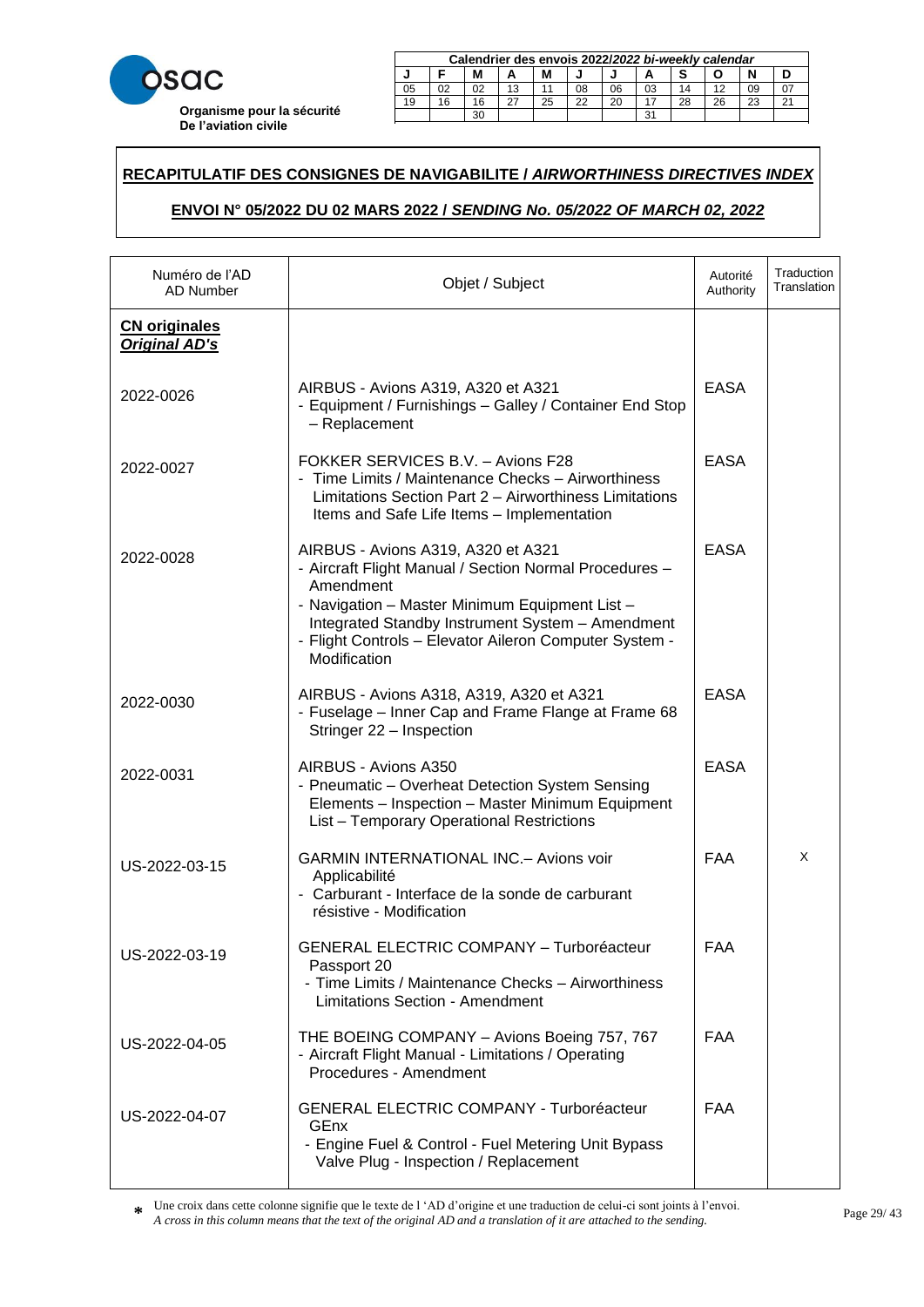**osac**

**Organisme pour la sécurité De l'aviation civile**

| Calendrier des envois 2022/*2022 bi-weekly calendar* | | | | | | | | | | | |
|---|---|---|---|---|---|---|---|---|---|---|---|
| J | F | M | A | M | J | J | A | S | O | N | D |
| 05 | 02 | 02 | 13 | 11 | 08 | 06 | 03 | 14 | 12 | 09 | 07 |
| 19 | 16 | 16 | 27 | 25 | 22 | 20 | 17 | 28 | 26 | 23 | 21 |
| | | 30 | | | | | 31 | | | | |

**RECAPITULATIF DES CONSIGNES DE NAVIGABILITE / *AIRWORTHINESS DIRECTIVES INDEX***

**ENVOI N° 05/2022 DU 02 MARS 2022 / *SENDING No. 05/2022 OF MARCH 02, 2022***

| Numéro de l'AD AD Number | Objet / Subject | Autorité Authority | Traduction Translation |
|---|---|---|---|
| **CN originales** ***Original AD's*** | | | |
| 2022-0026 | AIRBUS - Avions A319, A320 et A321 - Equipment / Furnishings – Galley / Container End Stop – Replacement | EASA | |
| 2022-0027 | FOKKER SERVICES B.V. – Avions F28 - Time Limits / Maintenance Checks – Airworthiness Limitations Section Part 2 – Airworthiness Limitations Items and Safe Life Items – Implementation | EASA | |
| 2022-0028 | AIRBUS - Avions A319, A320 et A321 - Aircraft Flight Manual / Section Normal Procedures – Amendment - Navigation – Master Minimum Equipment List – Integrated Standby Instrument System – Amendment - Flight Controls – Elevator Aileron Computer System - Modification | EASA | |
| 2022-0030 | AIRBUS - Avions A318, A319, A320 et A321 - Fuselage – Inner Cap and Frame Flange at Frame 68 Stringer 22 – Inspection | EASA | |
| 2022-0031 | AIRBUS - Avions A350 - Pneumatic – Overheat Detection System Sensing Elements – Inspection – Master Minimum Equipment List – Temporary Operational Restrictions | EASA | |
| US-2022-03-15 | GARMIN INTERNATIONAL INC.– Avions voir Applicabilité - Carburant - Interface de la sonde de carburant résistive - Modification | FAA | X |
| US-2022-03-19 | GENERAL ELECTRIC COMPANY – Turboréacteur Passport 20 - Time Limits / Maintenance Checks – Airworthiness Limitations Section - Amendment | FAA | |
| US-2022-04-05 | THE BOEING COMPANY – Avions Boeing 757, 767 - Aircraft Flight Manual - Limitations / Operating Procedures - Amendment | FAA | |
| US-2022-04-07 | GENERAL ELECTRIC COMPANY - Turboréacteur GEnx - Engine Fuel & Control - Fuel Metering Unit Bypass Valve Plug - Inspection / Replacement | FAA | |

\* Une croix dans cette colonne signifie que le texte de l 'AD d'origine et une traduction de celui-ci sont joints à l'envoi.
*A cross in this column means that the text of the original AD and a translation of it are attached to the sending.*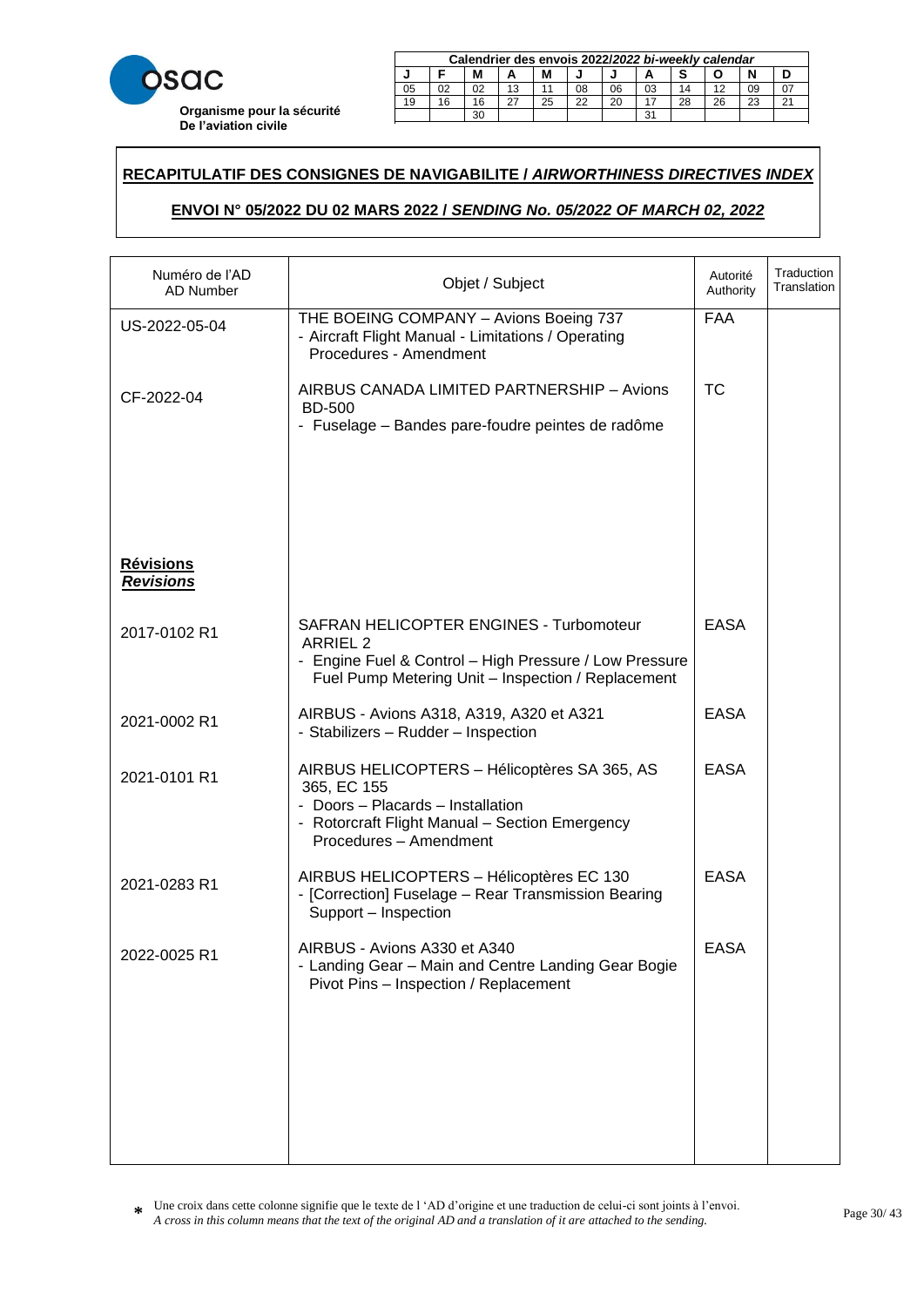**osac**
**Organisme pour la sécurité De l'aviation civile**

| Calendrier des envois 2022/*2022 bi-weekly calendar* | | | | | | | | | | | |
|---|---|---|---|---|---|---|---|---|---|---|---|
| J | F | M | A | M | J | J | A | S | O | N | D |
| 05 | 02 | 02 | 13 | 11 | 08 | 06 | 03 | 14 | 12 | 09 | 07 |
| 19 | 16 | 16 | 27 | 25 | 22 | 20 | 17 | 28 | 26 | 23 | 21 |
| | | 30 | | | | | 31 | | | | |

## RECAPITULATIF DES CONSIGNES DE NAVIGABILITE / *AIRWORTHINESS DIRECTIVES INDEX*

### ENVOI N° 05/2022 DU 02 MARS 2022 / *SENDING No. 05/2022 OF MARCH 02, 2022*

| Numéro de l'AD AD Number | Objet / Subject | Autorité Authority | Traduction Translation |
|---|---|---|---|
| US-2022-05-04 | THE BOEING COMPANY – Avions Boeing 737<br>- Aircraft Flight Manual - Limitations / Operating Procedures - Amendment | FAA | |
| CF-2022-04 | AIRBUS CANADA LIMITED PARTNERSHIP – Avions BD-500<br>- Fuselage – Bandes pare-foudre peintes de radôme | TC | |
| **Révisions** ***Revisions*** | | | |
| 2017-0102 R1 | SAFRAN HELICOPTER ENGINES - Turbomoteur ARRIEL 2<br>- Engine Fuel & Control – High Pressure / Low Pressure Fuel Pump Metering Unit – Inspection / Replacement | EASA | |
| 2021-0002 R1 | AIRBUS - Avions A318, A319, A320 et A321<br>- Stabilizers – Rudder – Inspection | EASA | |
| 2021-0101 R1 | AIRBUS HELICOPTERS – Hélicoptères SA 365, AS 365, EC 155<br>- Doors – Placards – Installation<br>- Rotorcraft Flight Manual – Section Emergency Procedures – Amendment | EASA | |
| 2021-0283 R1 | AIRBUS HELICOPTERS – Hélicoptères EC 130<br>- [Correction] Fuselage – Rear Transmission Bearing Support – Inspection | EASA | |
| 2022-0025 R1 | AIRBUS - Avions A330 et A340<br>- Landing Gear – Main and Centre Landing Gear Bogie Pivot Pins – Inspection / Replacement | EASA | |

* Une croix dans cette colonne signifie que le texte de l 'AD d'origine et une traduction de celui-ci sont joints à l'envoi.
*A cross in this column means that the text of the original AD and a translation of it are attached to the sending.*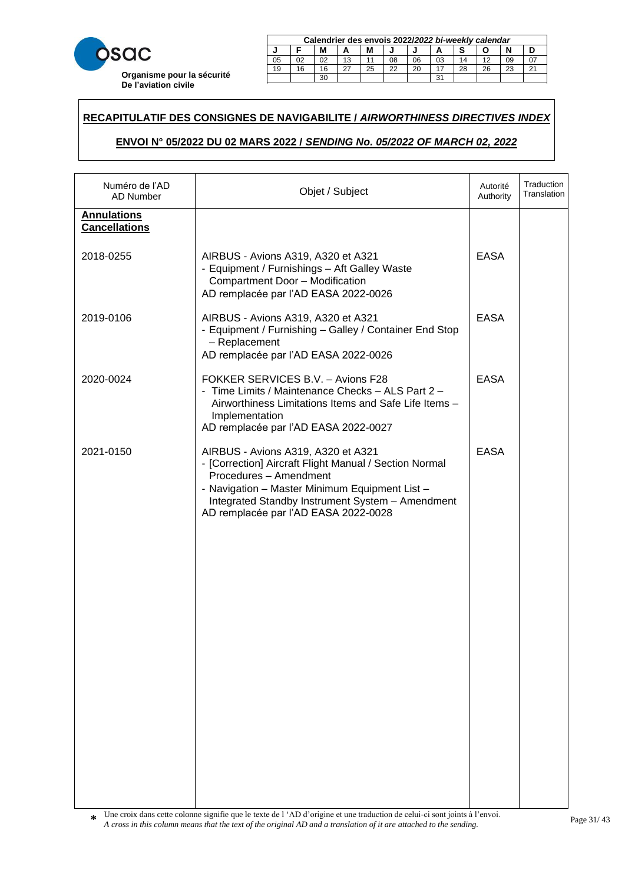**Organisme pour la sécurité De l'aviation civile**

| Calendrier des envois 2022/*2022 bi-weekly calendar* | | | | | | | | | | | |
|---|---|---|---|---|---|---|---|---|---|---|---|
| J | F | M | A | M | J | J | A | S | O | N | D |
| 05 | 02 | 02 | 13 | 11 | 08 | 06 | 03 | 14 | 12 | 09 | 07 |
| 19 | 16 | 16 | 27 | 25 | 22 | 20 | 17 | 28 | 26 | 23 | 21 |
| | | 30 | | | | | 31 | | | | |

## RECAPITULATIF DES CONSIGNES DE NAVIGABILITE / *AIRWORTHINESS DIRECTIVES INDEX*

### ENVOI N° 05/2022 DU 02 MARS 2022 / *SENDING No. 05/2022 OF MARCH 02, 2022*

| Numéro de l'AD AD Number | Objet / Subject | Autorité Authority | Traduction Translation |
|---|---|---|---|
| **Annulations Cancellations** | | | |
| 2018-0255 | AIRBUS - Avions A319, A320 et A321<br>- Equipment / Furnishings – Aft Galley Waste Compartment Door – Modification<br>AD remplacée par l'AD EASA 2022-0026 | EASA | |
| 2019-0106 | AIRBUS - Avions A319, A320 et A321<br>- Equipment / Furnishing – Galley / Container End Stop – Replacement<br>AD remplacée par l'AD EASA 2022-0026 | EASA | |
| 2020-0024 | FOKKER SERVICES B.V. – Avions F28<br>- Time Limits / Maintenance Checks – ALS Part 2 – Airworthiness Limitations Items and Safe Life Items – Implementation<br>AD remplacée par l'AD EASA 2022-0027 | EASA | |
| 2021-0150 | AIRBUS - Avions A319, A320 et A321<br>- [Correction] Aircraft Flight Manual / Section Normal Procedures – Amendment<br>- Navigation – Master Minimum Equipment List – Integrated Standby Instrument System – Amendment<br>AD remplacée par l'AD EASA 2022-0028 | EASA | |

\* Une croix dans cette colonne signifie que le texte de l 'AD d'origine et une traduction de celui-ci sont joints à l'envoi.
*A cross in this column means that the text of the original AD and a translation of it are attached to the sending.*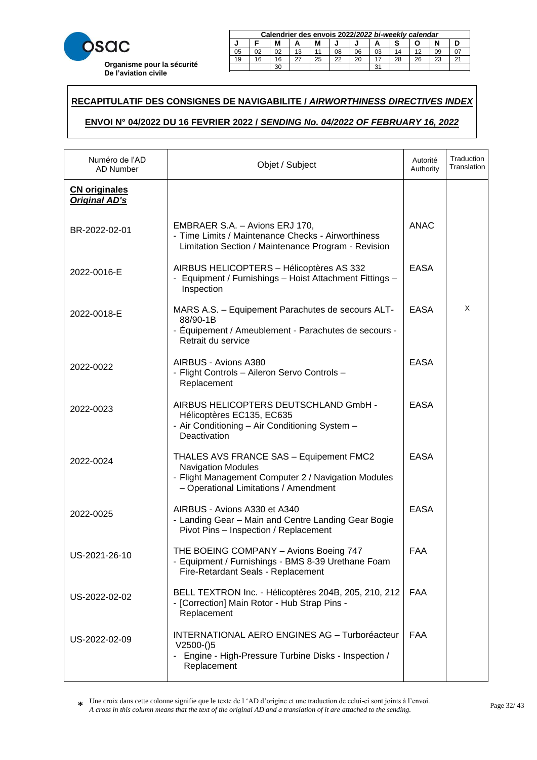**Organisme pour la sécurité De l'aviation civile**

| Calendrier des envois 2022/*2022 bi-weekly calendar* | | | | | | | | | | | |
|---|---|---|---|---|---|---|---|---|---|---|---|
| J | F | M | A | M | J | J | A | S | O | N | D |
| 05 | 02 | 02 | 13 | 11 | 08 | 06 | 03 | 14 | 12 | 09 | 07 |
| 19 | 16 | 16 | 27 | 25 | 22 | 20 | 17 | 28 | 26 | 23 | 21 |
| | | 30 | | | | | 31 | | | | |

## RECAPITULATIF DES CONSIGNES DE NAVIGABILITE / *AIRWORTHINESS DIRECTIVES INDEX*

## ENVOI N° 04/2022 DU 16 FEVRIER 2022 / *SENDING No. 04/2022 OF FEBRUARY 16, 2022*

| Numéro de l'AD AD Number | Objet / Subject | Autorité Authority | Traduction Translation |
|---|---|---|---|
| **CN originales** ***Original AD's*** | | | |
| BR-2022-02-01 | EMBRAER S.A. – Avions ERJ 170, - Time Limits / Maintenance Checks - Airworthiness Limitation Section / Maintenance Program - Revision | ANAC | |
| 2022-0016-E | AIRBUS HELICOPTERS – Hélicoptères AS 332 - Equipment / Furnishings – Hoist Attachment Fittings – Inspection | EASA | |
| 2022-0018-E | MARS A.S. – Equipement Parachutes de secours ALT-88/90-1B - Équipement / Ameublement - Parachutes de secours - Retrait du service | EASA | X |
| 2022-0022 | AIRBUS - Avions A380 - Flight Controls – Aileron Servo Controls – Replacement | EASA | |
| 2022-0023 | AIRBUS HELICOPTERS DEUTSCHLAND GmbH - Hélicoptères EC135, EC635 - Air Conditioning – Air Conditioning System – Deactivation | EASA | |
| 2022-0024 | THALES AVS FRANCE SAS – Equipement FMC2 Navigation Modules - Flight Management Computer 2 / Navigation Modules – Operational Limitations / Amendment | EASA | |
| 2022-0025 | AIRBUS - Avions A330 et A340 - Landing Gear – Main and Centre Landing Gear Bogie Pivot Pins – Inspection / Replacement | EASA | |
| US-2021-26-10 | THE BOEING COMPANY – Avions Boeing 747 - Equipment / Furnishings - BMS 8-39 Urethane Foam Fire-Retardant Seals - Replacement | FAA | |
| US-2022-02-02 | BELL TEXTRON Inc. - Hélicoptères 204B, 205, 210, 212 - [Correction] Main Rotor - Hub Strap Pins - Replacement | FAA | |
| US-2022-02-09 | INTERNATIONAL AERO ENGINES AG – Turboréacteur V2500-()5 - Engine - High-Pressure Turbine Disks - Inspection / Replacement | FAA | |

\* Une croix dans cette colonne signifie que le texte de l 'AD d'origine et une traduction de celui-ci sont joints à l'envoi.
*A cross in this column means that the text of the original AD and a translation of it are attached to the sending.*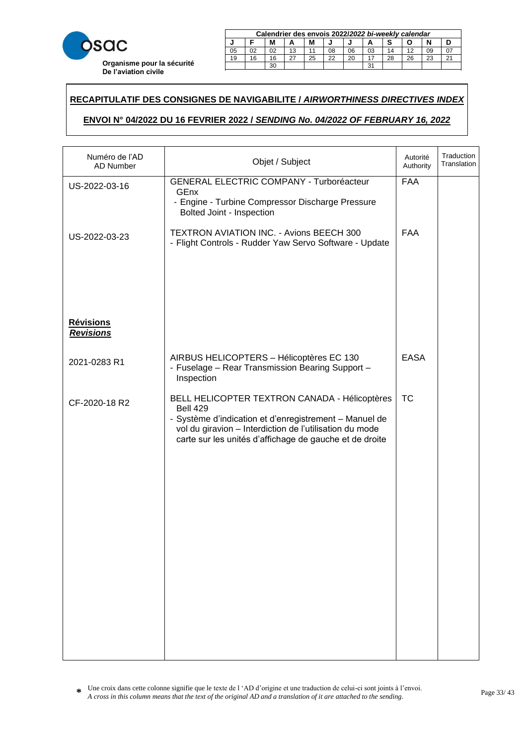**Organisme pour la sécurité De l'aviation civile**

| Calendrier des envois 2022/*2022 bi-weekly calendar* | | | | | | | | | | | |
|---|---|---|---|---|---|---|---|---|---|---|---|
| J | F | M | A | M | J | J | A | S | O | N | D |
| 05 | 02 | 02 | 13 | 11 | 08 | 06 | 03 | 14 | 12 | 09 | 07 |
| 19 | 16 | 16 | 27 | 25 | 22 | 20 | 17 | 28 | 26 | 23 | 21 |
| | | 30 | | | | | 31 | | | | |

## RECAPITULATIF DES CONSIGNES DE NAVIGABILITE / *AIRWORTHINESS DIRECTIVES INDEX*

## ENVOI N° 04/2022 DU 16 FEVRIER 2022 / *SENDING No. 04/2022 OF FEBRUARY 16, 2022*

| Numéro de l'AD AD Number | Objet / Subject | Autorité Authority | Traduction Translation |
|---|---|---|---|
| US-2022-03-16 | GENERAL ELECTRIC COMPANY - Turboréacteur GEnx<br>- Engine - Turbine Compressor Discharge Pressure Bolted Joint - Inspection | FAA | |
| US-2022-03-23 | TEXTRON AVIATION INC. - Avions BEECH 300<br>- Flight Controls - Rudder Yaw Servo Software - Update | FAA | |
| **Révisions** ***Revisions*** | | | |
| 2021-0283 R1 | AIRBUS HELICOPTERS – Hélicoptères EC 130<br>- Fuselage – Rear Transmission Bearing Support – Inspection | EASA | |
| CF-2020-18 R2 | BELL HELICOPTER TEXTRON CANADA - Hélicoptères Bell 429<br>- Système d'indication et d'enregistrement – Manuel de vol du giravion – Interdiction de l'utilisation du mode carte sur les unités d'affichage de gauche et de droite | TC | |

\* Une croix dans cette colonne signifie que le texte de l 'AD d'origine et une traduction de celui-ci sont joints à l'envoi.
*A cross in this column means that the text of the original AD and a translation of it are attached to the sending.*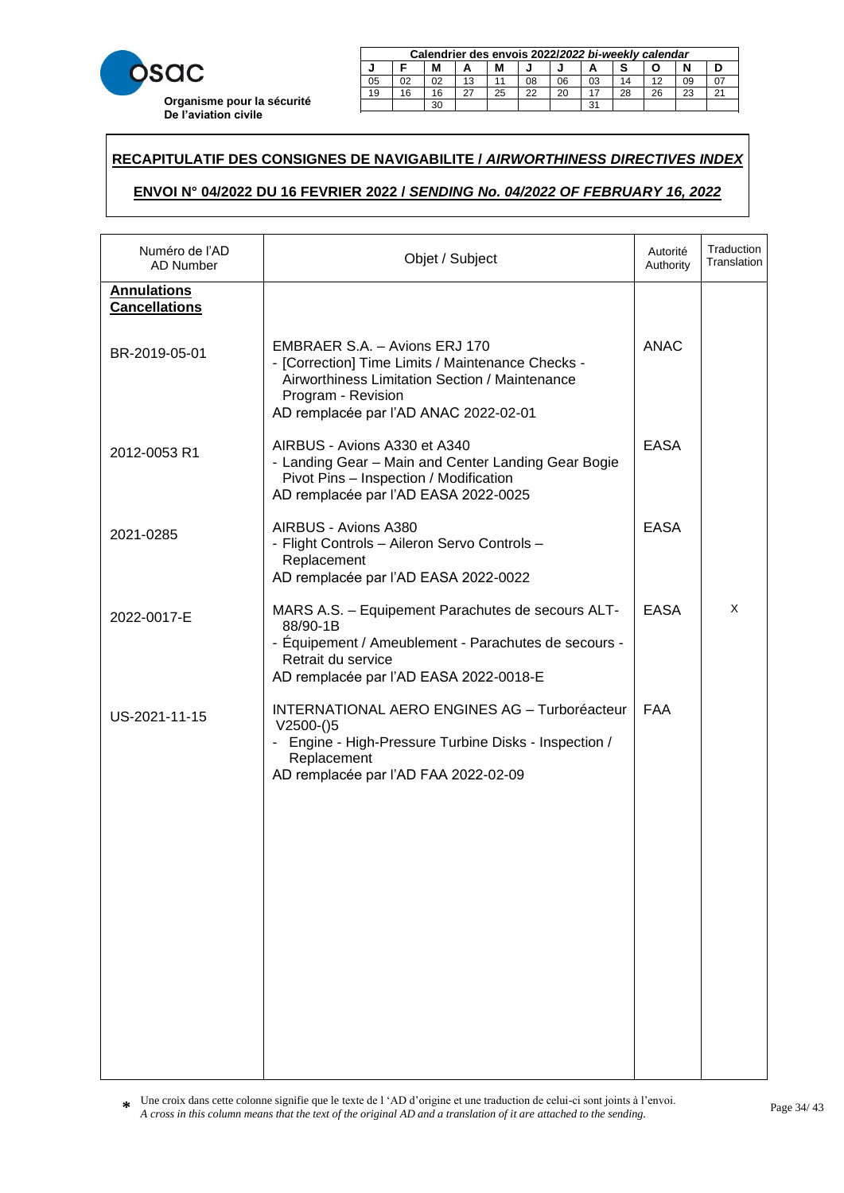**Organisme pour la sécurité De l'aviation civile**

| Calendrier des envois 2022/*2022 bi-weekly calendar* | | | | | | | | | | | |
|---|---|---|---|---|---|---|---|---|---|---|---|
| J | F | M | A | M | J | J | A | S | O | N | D |
| 05 | 02 | 02 | 13 | 11 | 08 | 06 | 03 | 14 | 12 | 09 | 07 |
| 19 | 16 | 16 | 27 | 25 | 22 | 20 | 17 | 28 | 26 | 23 | 21 |
| | | 30 | | | | | 31 | | | | |

## RECAPITULATIF DES CONSIGNES DE NAVIGABILITE / *AIRWORTHINESS DIRECTIVES INDEX*

## ENVOI N° 04/2022 DU 16 FEVRIER 2022 / *SENDING No. 04/2022 OF FEBRUARY 16, 2022*

| Numéro de l'AD<br>AD Number | Objet / Subject | Autorité<br>Authority | Traduction<br>Translation |
|---|---|---|---|
| **Annulations**<br>**Cancellations** | | | |
| BR-2019-05-01 | EMBRAER S.A. – Avions ERJ 170<br>- [Correction] Time Limits / Maintenance Checks - Airworthiness Limitation Section / Maintenance Program - Revision<br>AD remplacée par l'AD ANAC 2022-02-01 | ANAC | |
| 2012-0053 R1 | AIRBUS - Avions A330 et A340<br>- Landing Gear – Main and Center Landing Gear Bogie Pivot Pins – Inspection / Modification<br>AD remplacée par l'AD EASA 2022-0025 | EASA | |
| 2021-0285 | AIRBUS - Avions A380<br>- Flight Controls – Aileron Servo Controls – Replacement<br>AD remplacée par l'AD EASA 2022-0022 | EASA | |
| 2022-0017-E | MARS A.S. – Equipement Parachutes de secours ALT-88/90-1B<br>- Équipement / Ameublement - Parachutes de secours - Retrait du service<br>AD remplacée par l'AD EASA 2022-0018-E | EASA | X |
| US-2021-11-15 | INTERNATIONAL AERO ENGINES AG – Turboréacteur V2500-()5<br>- Engine - High-Pressure Turbine Disks - Inspection / Replacement<br>AD remplacée par l'AD FAA 2022-02-09 | FAA | |

\* Une croix dans cette colonne signifie que le texte de l 'AD d'origine et une traduction de celui-ci sont joints à l'envoi.
*A cross in this column means that the text of the original AD and a translation of it are attached to the sending.*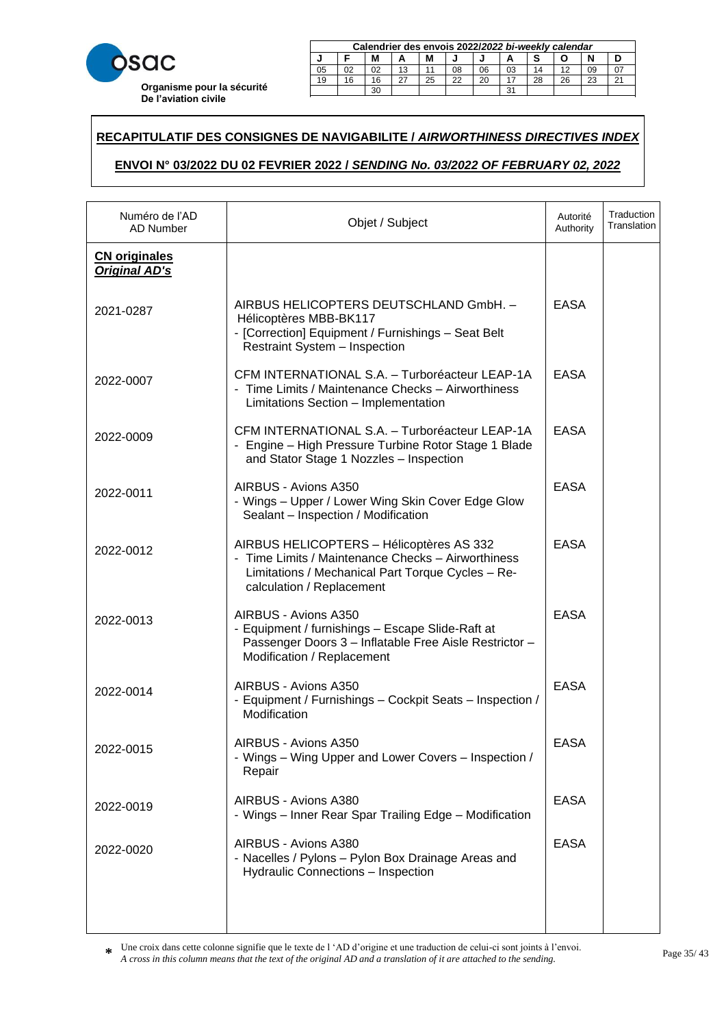**osac**

**Organisme pour la sécurité De l'aviation civile**

| Calendrier des envois 2022/*2022 bi-weekly calendar* | | | | | | | | | | | |
|---|---|---|---|---|---|---|---|---|---|---|---|
| J | F | M | A | M | J | J | A | S | O | N | D |
| 05 | 02 | 02 | 13 | 11 | 08 | 06 | 03 | 14 | 12 | 09 | 07 |
| 19 | 16 | 16 | 27 | 25 | 22 | 20 | 17 | 28 | 26 | 23 | 21 |
| | | 30 | | | | | 31 | | | | |

## RECAPITULATIF DES CONSIGNES DE NAVIGABILITE / *AIRWORTHINESS DIRECTIVES INDEX*

## ENVOI N° 03/2022 DU 02 FEVRIER 2022 / *SENDING No. 03/2022 OF FEBRUARY 02, 2022*

| Numéro de l'AD AD Number | Objet / Subject | Autorité Authority | Traduction Translation |
|---|---|---|---|
| **CN originales** ***Original AD's*** | | | |
| 2021-0287 | AIRBUS HELICOPTERS DEUTSCHLAND GmbH. – Hélicoptères MBB-BK117 - [Correction] Equipment / Furnishings – Seat Belt Restraint System – Inspection | EASA | |
| 2022-0007 | CFM INTERNATIONAL S.A. – Turboréacteur LEAP-1A - Time Limits / Maintenance Checks – Airworthiness Limitations Section – Implementation | EASA | |
| 2022-0009 | CFM INTERNATIONAL S.A. – Turboréacteur LEAP-1A - Engine – High Pressure Turbine Rotor Stage 1 Blade and Stator Stage 1 Nozzles – Inspection | EASA | |
| 2022-0011 | AIRBUS - Avions A350 - Wings – Upper / Lower Wing Skin Cover Edge Glow Sealant – Inspection / Modification | EASA | |
| 2022-0012 | AIRBUS HELICOPTERS – Hélicoptères AS 332 - Time Limits / Maintenance Checks – Airworthiness Limitations / Mechanical Part Torque Cycles – Re-calculation / Replacement | EASA | |
| 2022-0013 | AIRBUS - Avions A350 - Equipment / furnishings – Escape Slide-Raft at Passenger Doors 3 – Inflatable Free Aisle Restrictor – Modification / Replacement | EASA | |
| 2022-0014 | AIRBUS - Avions A350 - Equipment / Furnishings – Cockpit Seats – Inspection / Modification | EASA | |
| 2022-0015 | AIRBUS - Avions A350 - Wings – Wing Upper and Lower Covers – Inspection / Repair | EASA | |
| 2022-0019 | AIRBUS - Avions A380 - Wings – Inner Rear Spar Trailing Edge – Modification | EASA | |
| 2022-0020 | AIRBUS - Avions A380 - Nacelles / Pylons – Pylon Box Drainage Areas and Hydraulic Connections – Inspection | EASA | |

\* Une croix dans cette colonne signifie que le texte de l 'AD d'origine et une traduction de celui-ci sont joints à l'envoi.
*A cross in this column means that the text of the original AD and a translation of it are attached to the sending.*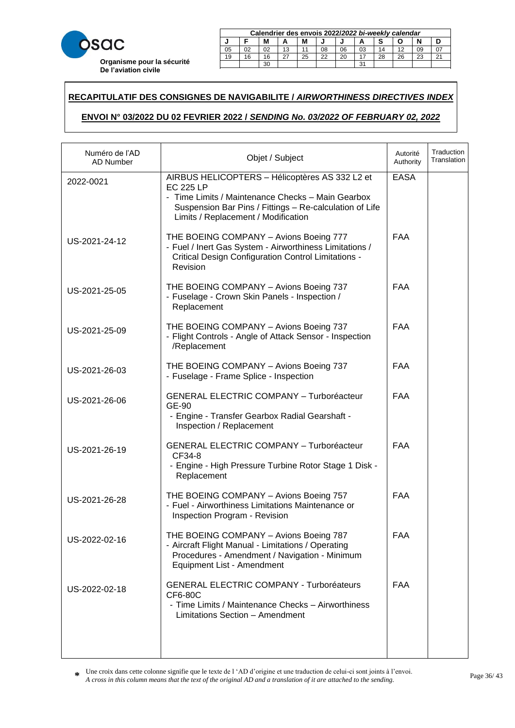**osac**

**Organisme pour la sécurité De l'aviation civile**

| Calendrier des envois 2022/*2022 bi-weekly calendar* | | | | | | | | | | | |
|---|---|---|---|---|---|---|---|---|---|---|---|
| J | F | M | A | M | J | J | A | S | O | N | D |
| 05 | 02 | 02 | 13 | 11 | 08 | 06 | 03 | 14 | 12 | 09 | 07 |
| 19 | 16 | 16 | 27 | 25 | 22 | 20 | 17 | 28 | 26 | 23 | 21 |
| | | 30 | | | | | 31 | | | | |

## RECAPITULATIF DES CONSIGNES DE NAVIGABILITE / *AIRWORTHINESS DIRECTIVES INDEX*

## ENVOI N° 03/2022 DU 02 FEVRIER 2022 / *SENDING No. 03/2022 OF FEBRUARY 02, 2022*

| Numéro de l'AD AD Number | Objet / Subject | Autorité Authority | Traduction Translation |
|---|---|---|---|
| 2022-0021 | AIRBUS HELICOPTERS – Hélicoptères AS 332 L2 et EC 225 LP<br>- Time Limits / Maintenance Checks – Main Gearbox Suspension Bar Pins / Fittings – Re-calculation of Life Limits / Replacement / Modification | EASA | |
| US-2021-24-12 | THE BOEING COMPANY – Avions Boeing 777<br>- Fuel / Inert Gas System - Airworthiness Limitations / Critical Design Configuration Control Limitations - Revision | FAA | |
| US-2021-25-05 | THE BOEING COMPANY – Avions Boeing 737<br>- Fuselage - Crown Skin Panels - Inspection / Replacement | FAA | |
| US-2021-25-09 | THE BOEING COMPANY – Avions Boeing 737<br>- Flight Controls - Angle of Attack Sensor - Inspection /Replacement | FAA | |
| US-2021-26-03 | THE BOEING COMPANY – Avions Boeing 737<br>- Fuselage - Frame Splice - Inspection | FAA | |
| US-2021-26-06 | GENERAL ELECTRIC COMPANY – Turboréacteur GE-90<br>- Engine - Transfer Gearbox Radial Gearshaft - Inspection / Replacement | FAA | |
| US-2021-26-19 | GENERAL ELECTRIC COMPANY – Turboréacteur CF34-8<br>- Engine - High Pressure Turbine Rotor Stage 1 Disk - Replacement | FAA | |
| US-2021-26-28 | THE BOEING COMPANY – Avions Boeing 757<br>- Fuel - Airworthiness Limitations Maintenance or Inspection Program - Revision | FAA | |
| US-2022-02-16 | THE BOEING COMPANY – Avions Boeing 787<br>- Aircraft Flight Manual - Limitations / Operating Procedures - Amendment / Navigation - Minimum Equipment List - Amendment | FAA | |
| US-2022-02-18 | GENERAL ELECTRIC COMPANY - Turboréateurs CF6-80C<br>- Time Limits / Maintenance Checks – Airworthiness Limitations Section – Amendment | FAA | |

* Une croix dans cette colonne signifie que le texte de l 'AD d'origine et une traduction de celui-ci sont joints à l'envoi.
*A cross in this column means that the text of the original AD and a translation of it are attached to the sending.*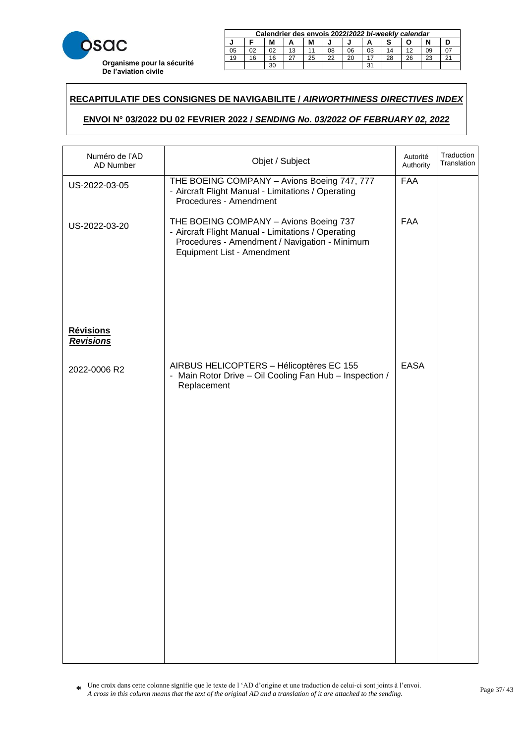**Organisme pour la sécurité De l'aviation civile**

| Calendrier des envois 2022/*2022 bi-weekly calendar* | | | | | | | | | | | |
|---|---|---|---|---|---|---|---|---|---|---|---|
| J | F | M | A | M | J | J | A | S | O | N | D |
| 05 | 02 | 02 | 13 | 11 | 08 | 06 | 03 | 14 | 12 | 09 | 07 |
| 19 | 16 | 16 | 27 | 25 | 22 | 20 | 17 | 28 | 26 | 23 | 21 |
| | | 30 | | | | | 31 | | | | |

## RECAPITULATIF DES CONSIGNES DE NAVIGABILITE / *AIRWORTHINESS DIRECTIVES INDEX*

## ENVOI N° 03/2022 DU 02 FEVRIER 2022 / *SENDING No. 03/2022 OF FEBRUARY 02, 2022*

| Numéro de l'AD AD Number | Objet / Subject | Autorité Authority | Traduction Translation |
|---|---|---|---|
| US-2022-03-05 | THE BOEING COMPANY – Avions Boeing 747, 777 - Aircraft Flight Manual - Limitations / Operating Procedures - Amendment | FAA | |
| US-2022-03-20 | THE BOEING COMPANY – Avions Boeing 737 - Aircraft Flight Manual - Limitations / Operating Procedures - Amendment / Navigation - Minimum Equipment List - Amendment | FAA | |
| **Révisions** ***Revisions*** | | | |
| 2022-0006 R2 | AIRBUS HELICOPTERS – Hélicoptères EC 155 - Main Rotor Drive – Oil Cooling Fan Hub – Inspection / Replacement | EASA | |

\* Une croix dans cette colonne signifie que le texte de l 'AD d'origine et une traduction de celui-ci sont joints à l'envoi.
*A cross in this column means that the text of the original AD and a translation of it are attached to the sending.*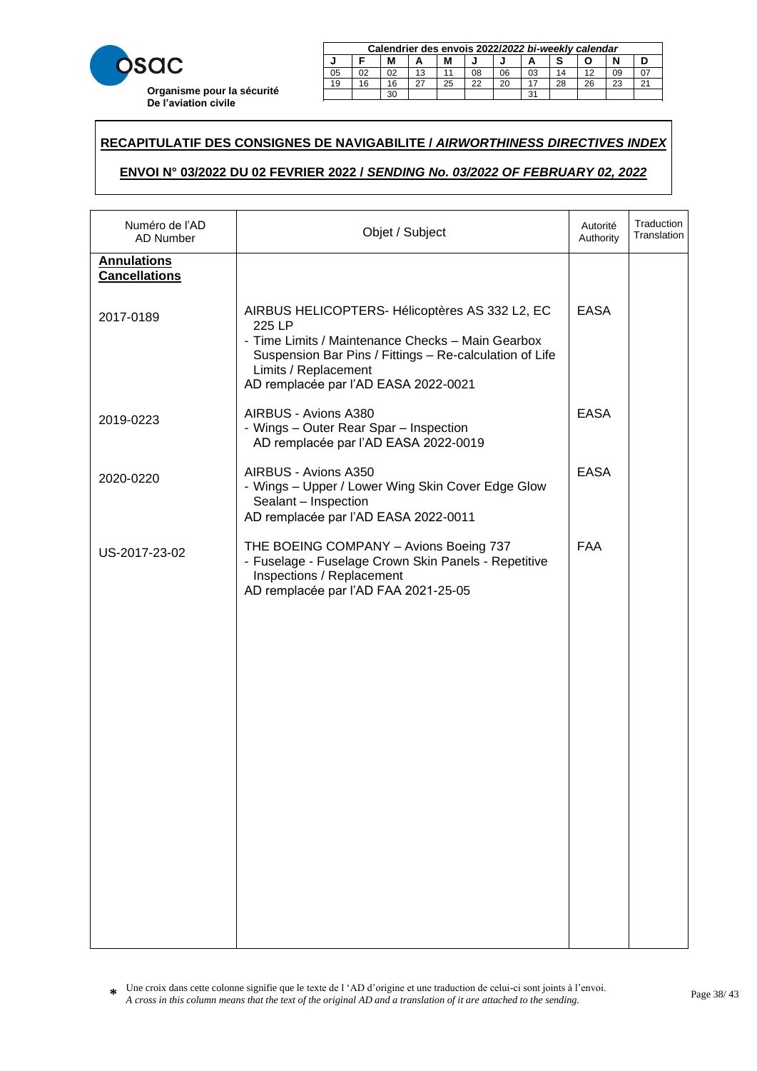Organisme pour la sécurité De l'aviation civile

| Calendrier des envois 2022/*2022 bi-weekly calendar* | | | | | | | | | | | |
|---|---|---|---|---|---|---|---|---|---|---|---|
| J | F | M | A | M | J | J | A | S | O | N | D |
| 05 | 02 | 02 | 13 | 11 | 08 | 06 | 03 | 14 | 12 | 09 | 07 |
| 19 | 16 | 16 | 27 | 25 | 22 | 20 | 17 | 28 | 26 | 23 | 21 |
| | | 30 | | | | | 31 | | | | |

**RECAPITULATIF DES CONSIGNES DE NAVIGABILITE / *AIRWORTHINESS DIRECTIVES INDEX***

**ENVOI N° 03/2022 DU 02 FEVRIER 2022 / *SENDING No. 03/2022 OF FEBRUARY 02, 2022***

| Numéro de l'AD<br>AD Number | Objet / Subject | Autorité<br>Authority | Traduction<br>Translation |
|---|---|---|---|
| **Annulations Cancellations** | | | |
| 2017-0189 | AIRBUS HELICOPTERS- Hélicoptères AS 332 L2, EC 225 LP<br>- Time Limits / Maintenance Checks – Main Gearbox Suspension Bar Pins / Fittings – Re-calculation of Life Limits / Replacement<br>AD remplacée par l'AD EASA 2022-0021 | EASA | |
| 2019-0223 | AIRBUS - Avions A380<br>- Wings – Outer Rear Spar – Inspection<br>AD remplacée par l'AD EASA 2022-0019 | EASA | |
| 2020-0220 | AIRBUS - Avions A350<br>- Wings – Upper / Lower Wing Skin Cover Edge Glow Sealant – Inspection<br>AD remplacée par l'AD EASA 2022-0011 | EASA | |
| US-2017-23-02 | THE BOEING COMPANY – Avions Boeing 737<br>- Fuselage - Fuselage Crown Skin Panels - Repetitive Inspections / Replacement<br>AD remplacée par l'AD FAA 2021-25-05 | FAA | |

* Une croix dans cette colonne signifie que le texte de l 'AD d'origine et une traduction de celui-ci sont joints à l'envoi.
*A cross in this column means that the text of the original AD and a translation of it are attached to the sending.*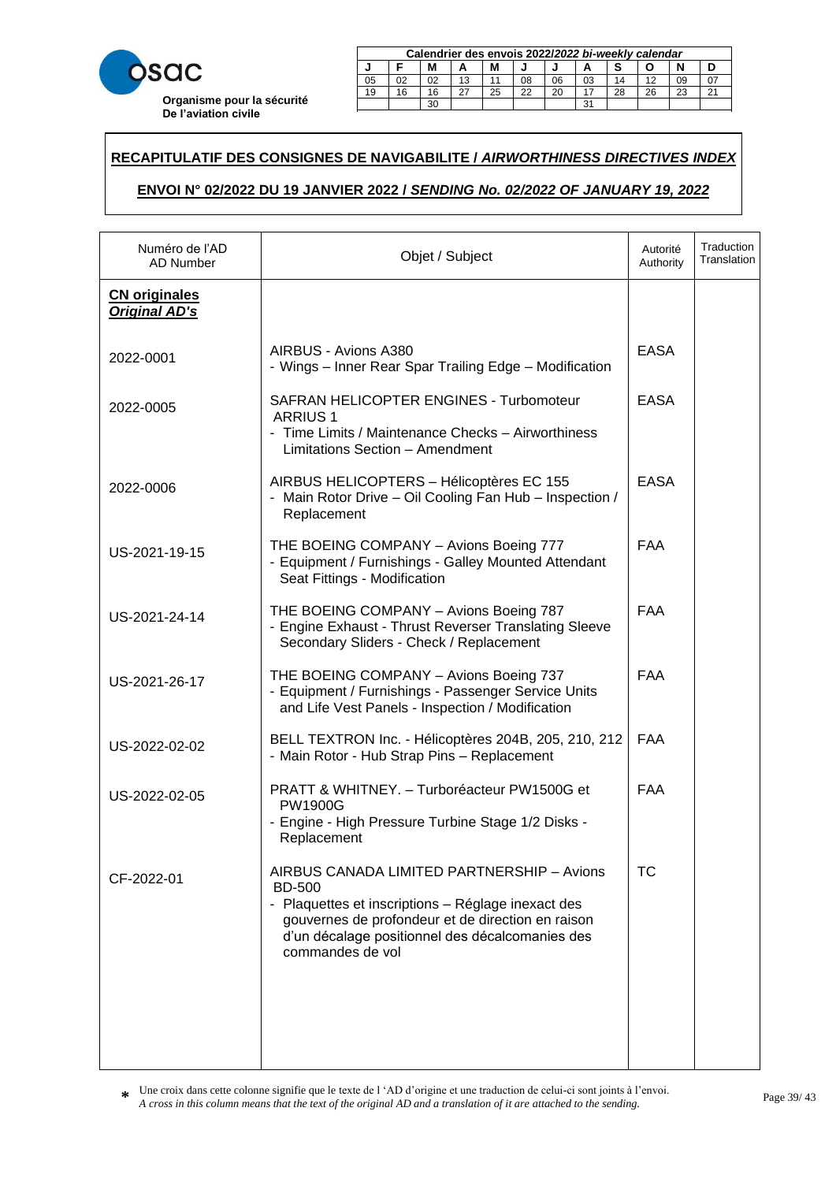**Organisme pour la sécurité De l'aviation civile**

| Calendrier des envois 2022/*2022 bi-weekly calendar* | | | | | | | | | | | |
|---|---|---|---|---|---|---|---|---|---|---|---|
| J | F | M | A | M | J | J | A | S | O | N | D |
| 05 | 02 | 02 | 13 | 11 | 08 | 06 | 03 | 14 | 12 | 09 | 07 |
| 19 | 16 | 16 | 27 | 25 | 22 | 20 | 17 | 28 | 26 | 23 | 21 |
| | | 30 | | | | | 31 | | | | |

## RECAPITULATIF DES CONSIGNES DE NAVIGABILITE / *AIRWORTHINESS DIRECTIVES INDEX*

## ENVOI N° 02/2022 DU 19 JANVIER 2022 / *SENDING No. 02/2022 OF JANUARY 19, 2022*

| Numéro de l'AD<br>AD Number | Objet / Subject | Autorité<br>Authority | Traduction<br>Translation |
|---|---|---|---|
| **CN originales**<br>***Original AD's*** | | | |
| 2022-0001 | AIRBUS - Avions A380<br>- Wings – Inner Rear Spar Trailing Edge – Modification | EASA | |
| 2022-0005 | SAFRAN HELICOPTER ENGINES - Turbomoteur ARRIUS 1<br>- Time Limits / Maintenance Checks – Airworthiness Limitations Section – Amendment | EASA | |
| 2022-0006 | AIRBUS HELICOPTERS – Hélicoptères EC 155<br>- Main Rotor Drive – Oil Cooling Fan Hub – Inspection / Replacement | EASA | |
| US-2021-19-15 | THE BOEING COMPANY – Avions Boeing 777<br>- Equipment / Furnishings - Galley Mounted Attendant Seat Fittings - Modification | FAA | |
| US-2021-24-14 | THE BOEING COMPANY – Avions Boeing 787<br>- Engine Exhaust - Thrust Reverser Translating Sleeve Secondary Sliders - Check / Replacement | FAA | |
| US-2021-26-17 | THE BOEING COMPANY – Avions Boeing 737<br>- Equipment / Furnishings - Passenger Service Units and Life Vest Panels - Inspection / Modification | FAA | |
| US-2022-02-02 | BELL TEXTRON Inc. - Hélicoptères 204B, 205, 210, 212<br>- Main Rotor - Hub Strap Pins – Replacement | FAA | |
| US-2022-02-05 | PRATT & WHITNEY. – Turboréacteur PW1500G et PW1900G<br>- Engine - High Pressure Turbine Stage 1/2 Disks - Replacement | FAA | |
| CF-2022-01 | AIRBUS CANADA LIMITED PARTNERSHIP – Avions BD-500<br>- Plaquettes et inscriptions – Réglage inexact des gouvernes de profondeur et de direction en raison d'un décalage positionnel des décalcomanies des commandes de vol | TC | |

\* Une croix dans cette colonne signifie que le texte de l 'AD d'origine et une traduction de celui-ci sont joints à l'envoi.
*A cross in this column means that the text of the original AD and a translation of it are attached to the sending.*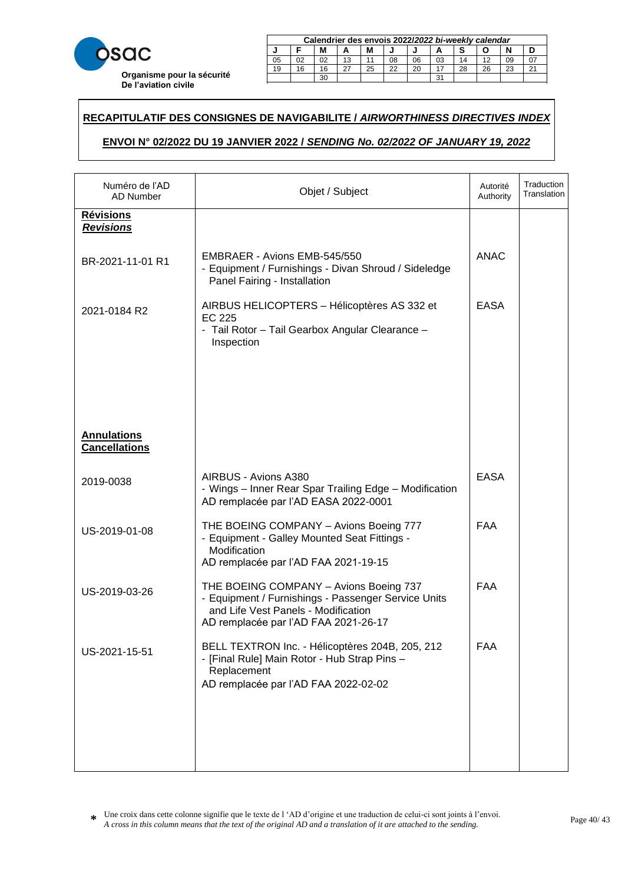osac

**Organisme pour la sécurité De l'aviation civile**

| Calendrier des envois 2022/*2022 bi-weekly calendar* | | | | | | | | | | | |
|---|---|---|---|---|---|---|---|---|---|---|---|
| J | F | M | A | M | J | J | A | S | O | N | D |
| 05 | 02 | 02 | 13 | 11 | 08 | 06 | 03 | 14 | 12 | 09 | 07 |
| 19 | 16 | 16 | 27 | 25 | 22 | 20 | 17 | 28 | 26 | 23 | 21 |
| | | 30 | | | | | 31 | | | | |

**RECAPITULATIF DES CONSIGNES DE NAVIGABILITE / *AIRWORTHINESS DIRECTIVES INDEX***

**ENVOI N° 02/2022 DU 19 JANVIER 2022 / *SENDING No. 02/2022 OF JANUARY 19, 2022***

| Numéro de l'AD AD Number | Objet / Subject | Autorité Authority | Traduction Translation |
|---|---|---|---|
| **Révisions** ***Revisions*** | | | |
| BR-2021-11-01 R1 | EMBRAER - Avions EMB-545/550<br>- Equipment / Furnishings - Divan Shroud / Sideledge Panel Fairing - Installation | ANAC | |
| 2021-0184 R2 | AIRBUS HELICOPTERS – Hélicoptères AS 332 et EC 225<br>- Tail Rotor – Tail Gearbox Angular Clearance – Inspection | EASA | |
| **Annulations** **Cancellations** | | | |
| 2019-0038 | AIRBUS - Avions A380<br>- Wings – Inner Rear Spar Trailing Edge – Modification<br>AD remplacée par l'AD EASA 2022-0001 | EASA | |
| US-2019-01-08 | THE BOEING COMPANY – Avions Boeing 777<br>- Equipment - Galley Mounted Seat Fittings - Modification<br>AD remplacée par l'AD FAA 2021-19-15 | FAA | |
| US-2019-03-26 | THE BOEING COMPANY – Avions Boeing 737<br>- Equipment / Furnishings - Passenger Service Units and Life Vest Panels - Modification<br>AD remplacée par l'AD FAA 2021-26-17 | FAA | |
| US-2021-15-51 | BELL TEXTRON Inc. - Hélicoptères 204B, 205, 212<br>- [Final Rule] Main Rotor - Hub Strap Pins – Replacement<br>AD remplacée par l'AD FAA 2022-02-02 | FAA | |

* Une croix dans cette colonne signifie que le texte de l 'AD d'origine et une traduction de celui-ci sont joints à l'envoi.
*A cross in this column means that the text of the original AD and a translation of it are attached to the sending.*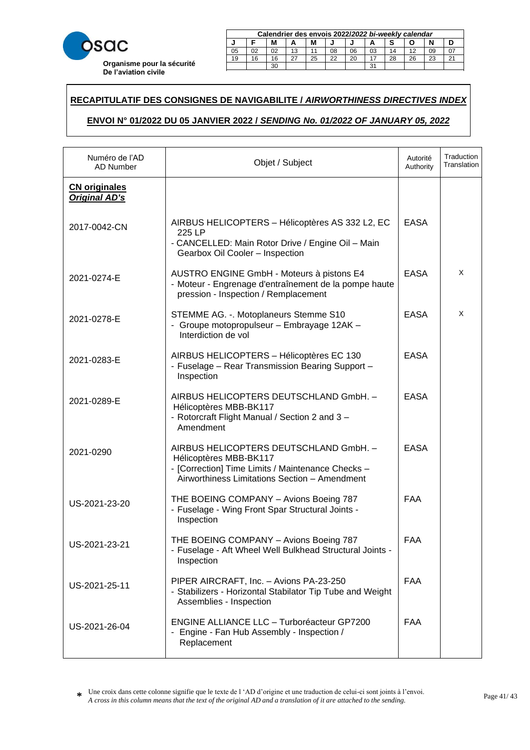**Organisme pour la sécurité De l'aviation civile**

| Calendrier des envois 2022/*2022 bi-weekly calendar* | | | | | | | | | | | |
|---|---|---|---|---|---|---|---|---|---|---|---|
| J | F | M | A | M | J | J | A | S | O | N | D |
| 05 | 02 | 02 | 13 | 11 | 08 | 06 | 03 | 14 | 12 | 09 | 07 |
| 19 | 16 | 16 | 27 | 25 | 22 | 20 | 17 | 28 | 26 | 23 | 21 |
| | | 30 | | | | | 31 | | | | |

**RECAPITULATIF DES CONSIGNES DE NAVIGABILITE / *AIRWORTHINESS DIRECTIVES INDEX***

**ENVOI N° 01/2022 DU 05 JANVIER 2022 / *SENDING No. 01/2022 OF JANUARY 05, 2022***

| Numéro de l'AD AD Number | Objet / Subject | Autorité Authority | Traduction Translation |
|---|---|---|---|
| **CN originales *Original AD's*** | | | |
| 2017-0042-CN | AIRBUS HELICOPTERS – Hélicoptères AS 332 L2, EC 225 LP - CANCELLED: Main Rotor Drive / Engine Oil – Main Gearbox Oil Cooler – Inspection | EASA | |
| 2021-0274-E | AUSTRO ENGINE GmbH - Moteurs à pistons E4 - Moteur - Engrenage d'entraînement de la pompe haute pression - Inspection / Remplacement | EASA | X |
| 2021-0278-E | STEMME AG. -. Motoplaneurs Stemme S10 - Groupe motopropulseur – Embrayage 12AK – Interdiction de vol | EASA | X |
| 2021-0283-E | AIRBUS HELICOPTERS – Hélicoptères EC 130 - Fuselage – Rear Transmission Bearing Support – Inspection | EASA | |
| 2021-0289-E | AIRBUS HELICOPTERS DEUTSCHLAND GmbH. – Hélicoptères MBB-BK117 - Rotorcraft Flight Manual / Section 2 and 3 – Amendment | EASA | |
| 2021-0290 | AIRBUS HELICOPTERS DEUTSCHLAND GmbH. – Hélicoptères MBB-BK117 - [Correction] Time Limits / Maintenance Checks – Airworthiness Limitations Section – Amendment | EASA | |
| US-2021-23-20 | THE BOEING COMPANY – Avions Boeing 787 - Fuselage - Wing Front Spar Structural Joints - Inspection | FAA | |
| US-2021-23-21 | THE BOEING COMPANY – Avions Boeing 787 - Fuselage - Aft Wheel Well Bulkhead Structural Joints - Inspection | FAA | |
| US-2021-25-11 | PIPER AIRCRAFT, Inc. – Avions PA-23-250 - Stabilizers - Horizontal Stabilator Tip Tube and Weight Assemblies - Inspection | FAA | |
| US-2021-26-04 | ENGINE ALLIANCE LLC – Turboréacteur GP7200 - Engine - Fan Hub Assembly - Inspection / Replacement | FAA | |

\* Une croix dans cette colonne signifie que le texte de l 'AD d'origine et une traduction de celui-ci sont joints à l'envoi.
*A cross in this column means that the text of the original AD and a translation of it are attached to the sending.*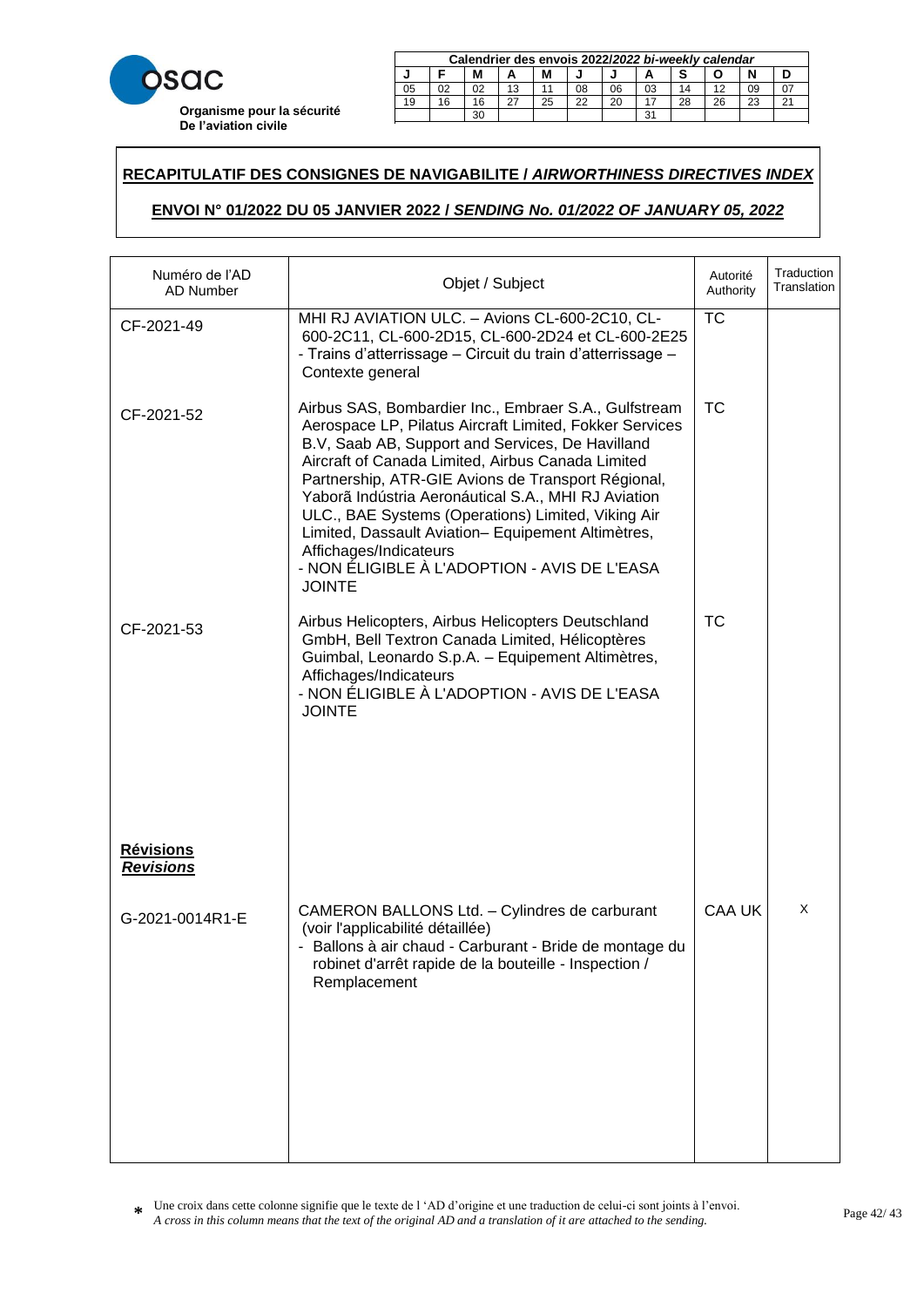**osac**
**Organisme pour la sécurité De l'aviation civile**

| Calendrier des envois 2022/*2022 bi-weekly calendar* | | | | | | | | | | | |
|---|---|---|---|---|---|---|---|---|---|---|---|
| J | F | M | A | M | J | J | A | S | O | N | D |
| 05 | 02 | 02 | 13 | 11 | 08 | 06 | 03 | 14 | 12 | 09 | 07 |
| 19 | 16 | 16 | 27 | 25 | 22 | 20 | 17 | 28 | 26 | 23 | 21 |
| | | 30 | | | | | 31 | | | | |

## RECAPITULATIF DES CONSIGNES DE NAVIGABILITE / *AIRWORTHINESS DIRECTIVES INDEX*

## ENVOI N° 01/2022 DU 05 JANVIER 2022 / *SENDING No. 01/2022 OF JANUARY 05, 2022*

| Numéro de l'AD<br>AD Number | Objet / Subject | Autorité<br>Authority | Traduction<br>Translation |
|---|---|---|---|
| CF-2021-49 | MHI RJ AVIATION ULC. – Avions CL-600-2C10, CL-600-2C11, CL-600-2D15, CL-600-2D24 et CL-600-2E25 - Trains d'atterrissage – Circuit du train d'atterrissage – Contexte general | TC | |
| CF-2021-52 | Airbus SAS, Bombardier Inc., Embraer S.A., Gulfstream Aerospace LP, Pilatus Aircraft Limited, Fokker Services B.V, Saab AB, Support and Services, De Havilland Aircraft of Canada Limited, Airbus Canada Limited Partnership, ATR-GIE Avions de Transport Régional, Yaborã Indústria Aeronáutical S.A., MHI RJ Aviation ULC., BAE Systems (Operations) Limited, Viking Air Limited, Dassault Aviation– Equipement Altimètres, Affichages/Indicateurs<br>- NON ÉLIGIBLE À L'ADOPTION - AVIS DE L'EASA JOINTE | TC | |
| CF-2021-53 | Airbus Helicopters, Airbus Helicopters Deutschland GmbH, Bell Textron Canada Limited, Hélicoptères Guimbal, Leonardo S.p.A. – Equipement Altimètres, Affichages/Indicateurs<br>- NON ÉLIGIBLE À L'ADOPTION - AVIS DE L'EASA JOINTE | TC | |
| **<u>Révisions</u>**<br>***<u>Revisions</u>*** | | | |
| G-2021-0014R1-E | CAMERON BALLONS Ltd. – Cylindres de carburant (voir l'applicabilité détaillée)<br>- Ballons à air chaud - Carburant - Bride de montage du robinet d'arrêt rapide de la bouteille - Inspection / Remplacement | CAA UK | X |

\* Une croix dans cette colonne signifie que le texte de l 'AD d'origine et une traduction de celui-ci sont joints à l'envoi.
*A cross in this column means that the text of the original AD and a translation of it are attached to the sending.*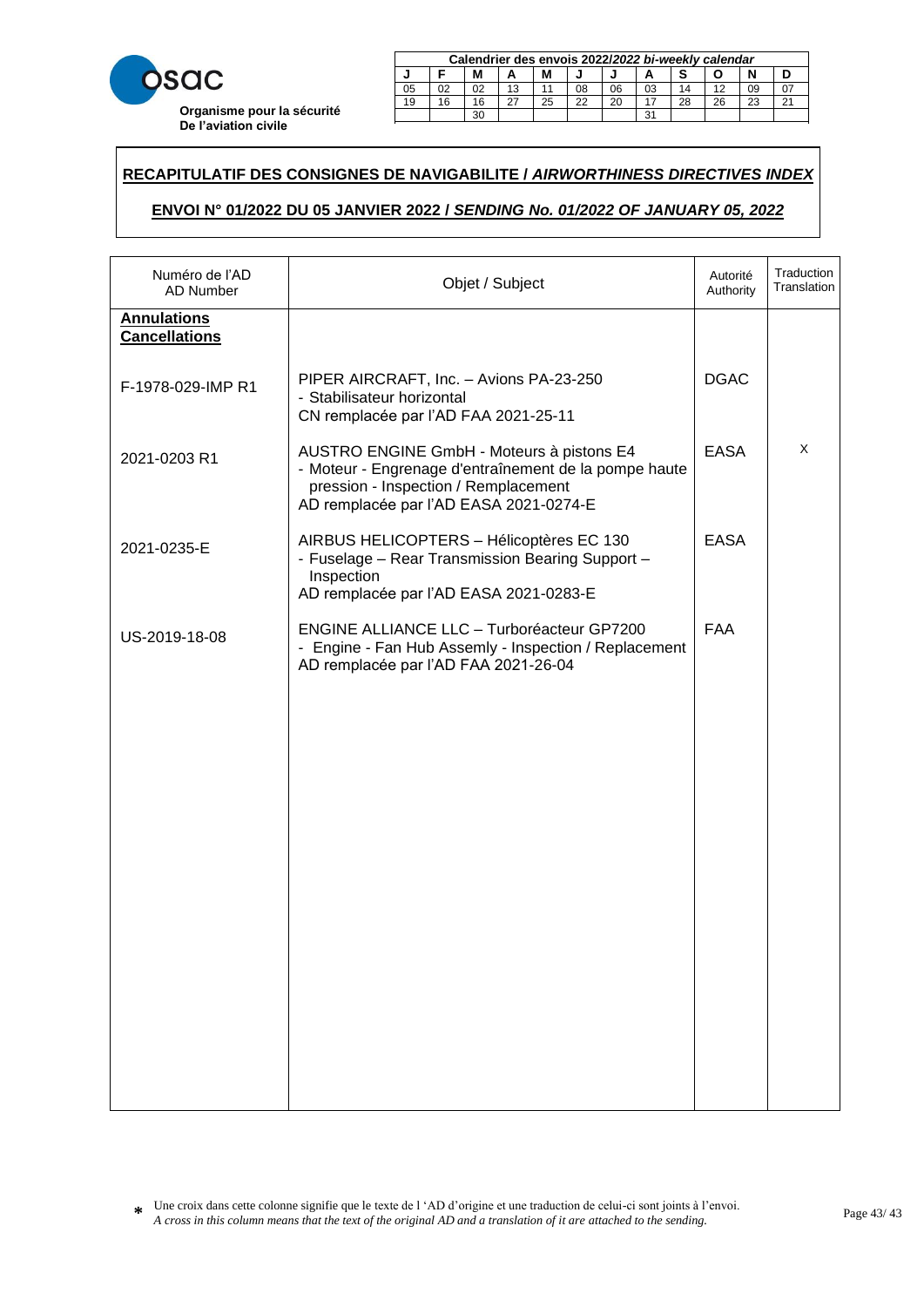**osac**
**Organisme pour la sécurité De l'aviation civile**

| Calendrier des envois 2022/*2022 bi-weekly calendar* | | | | | | | | | | | |
|---|---|---|---|---|---|---|---|---|---|---|---|
| J | F | M | A | M | J | J | A | S | O | N | D |
| 05 | 02 | 02 | 13 | 11 | 08 | 06 | 03 | 14 | 12 | 09 | 07 |
| 19 | 16 | 16 | 27 | 25 | 22 | 20 | 17 | 28 | 26 | 23 | 21 |
| | | 30 | | | | | 31 | | | | |

## RECAPITULATIF DES CONSIGNES DE NAVIGABILITE / *AIRWORTHINESS DIRECTIVES INDEX*

## ENVOI N° 01/2022 DU 05 JANVIER 2022 / *SENDING No. 01/2022 OF JANUARY 05, 2022*

| Numéro de l'AD AD Number | Objet / Subject | Autorité Authority | Traduction Translation |
|---|---|---|---|
| **Annulations Cancellations** | | | |
| F-1978-029-IMP R1 | PIPER AIRCRAFT, Inc. – Avions PA-23-250<br>- Stabilisateur horizontal<br>CN remplacée par l'AD FAA 2021-25-11 | DGAC | |
| 2021-0203 R1 | AUSTRO ENGINE GmbH - Moteurs à pistons E4<br>- Moteur - Engrenage d'entraînement de la pompe haute pression - Inspection / Remplacement<br>AD remplacée par l'AD EASA 2021-0274-E | EASA | X |
| 2021-0235-E | AIRBUS HELICOPTERS – Hélicoptères EC 130<br>- Fuselage – Rear Transmission Bearing Support – Inspection<br>AD remplacée par l'AD EASA 2021-0283-E | EASA | |
| US-2019-18-08 | ENGINE ALLIANCE LLC – Turboréacteur GP7200<br>- Engine - Fan Hub Assemly - Inspection / Replacement<br>AD remplacée par l'AD FAA 2021-26-04 | FAA | |

\* Une croix dans cette colonne signifie que le texte de l 'AD d'origine et une traduction de celui-ci sont joints à l'envoi.
*A cross in this column means that the text of the original AD and a translation of it are attached to the sending.*